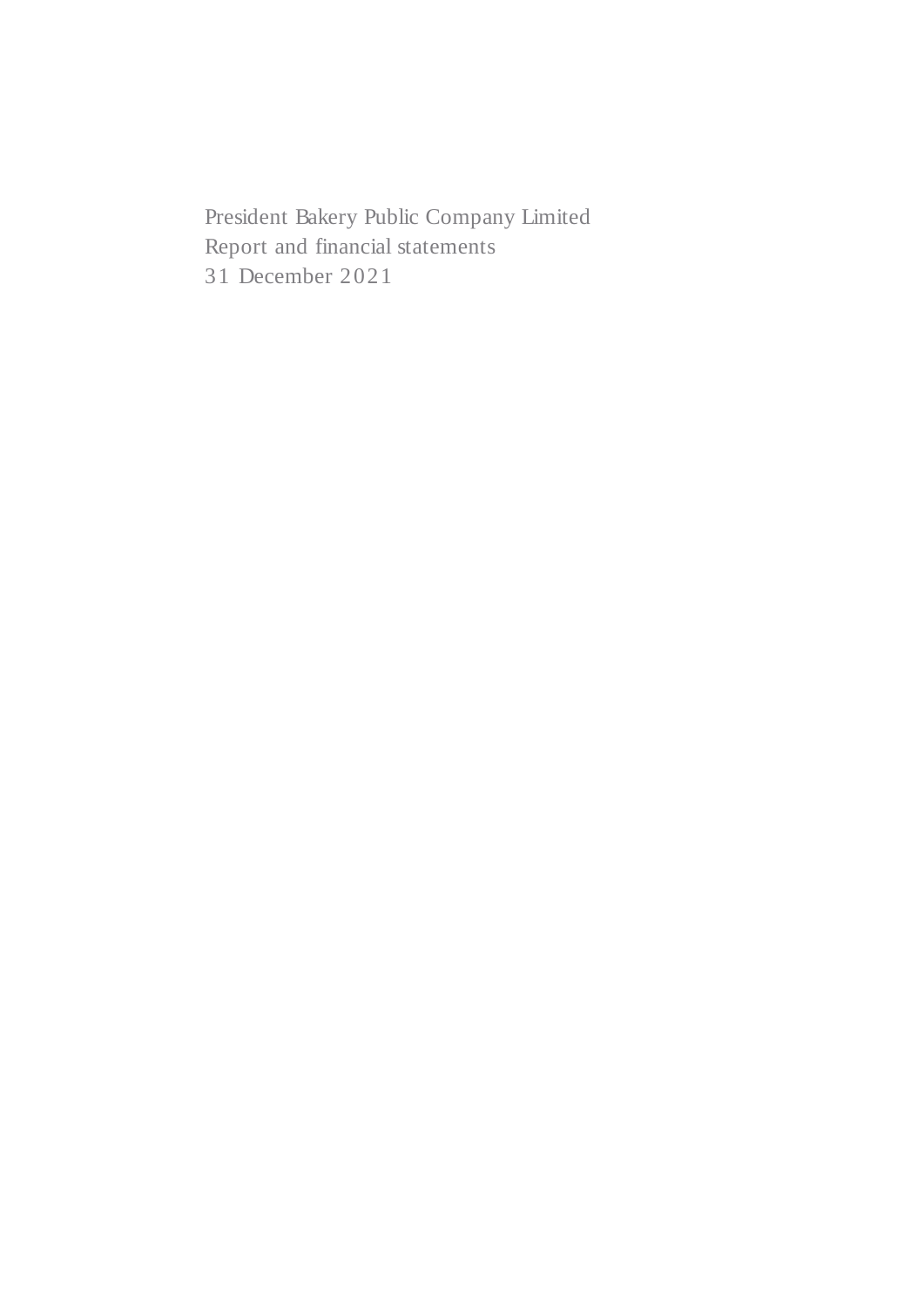President Bakery Public Company Limited

Report and financial statements

31 December 2021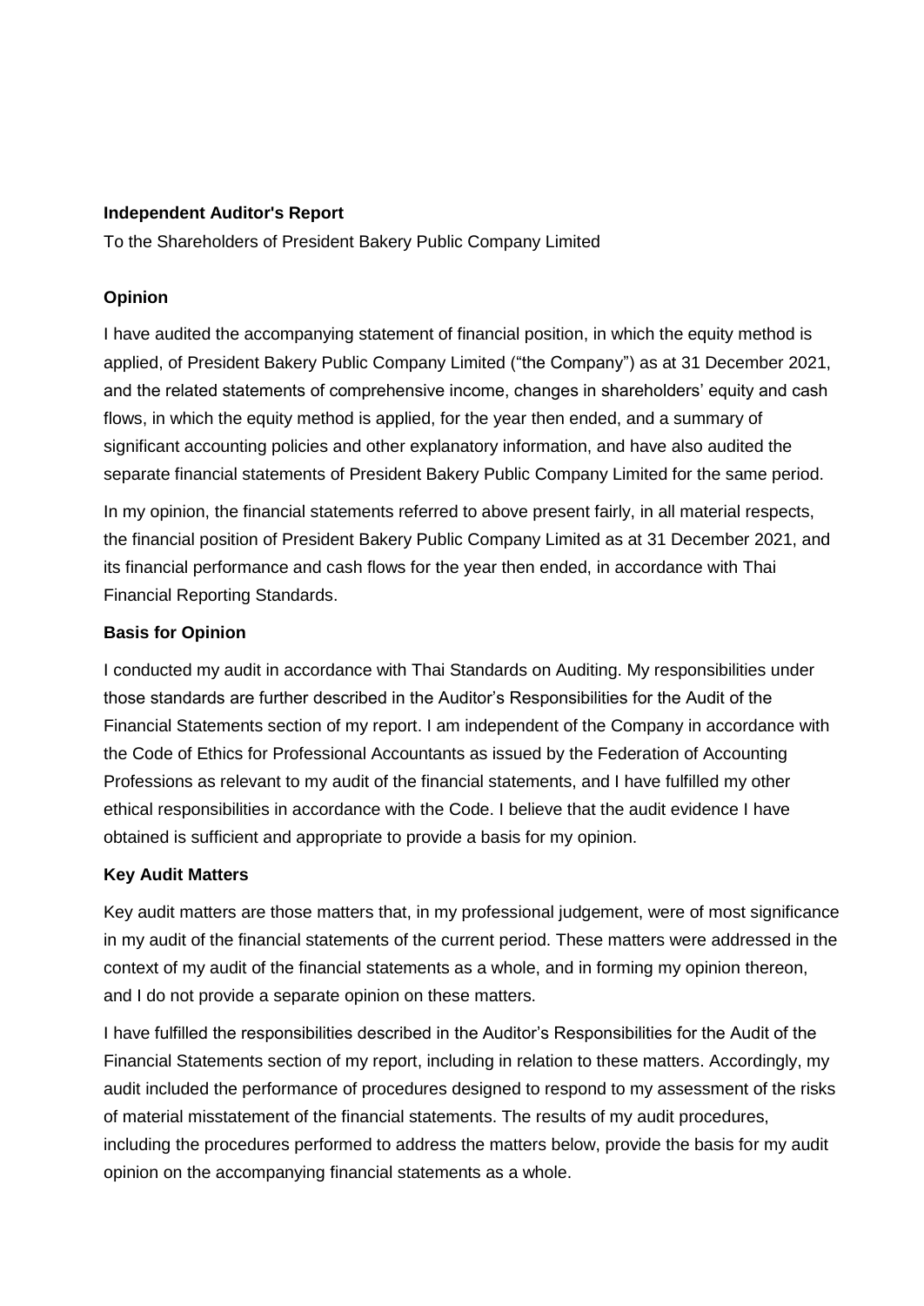**Independent Auditor's Report**

To the Shareholders of President Bakery Public Company Limited

**Opinion**

I have audited the accompanying statement of financial position, in which the equity method is applied, of President Bakery Public Company Limited ("the Company") as at 31 December 2021, and the related statements of comprehensive income, changes in shareholders' equity and cash flows, in which the equity method is applied, for the year then ended, and a summary of significant accounting policies and other explanatory information, and have also audited the separate financial statements of President Bakery Public Company Limited for the same period.

In my opinion, the financial statements referred to above present fairly, in all material respects, the financial position of President Bakery Public Company Limited as at 31 December 2021, and its financial performance and cash flows for the year then ended, in accordance with Thai Financial Reporting Standards.

**Basis for Opinion**

I conducted my audit in accordance with Thai Standards on Auditing. My responsibilities under those standards are further described in the Auditor's Responsibilities for the Audit of the Financial Statements section of my report. I am independent of the Company in accordance with the Code of Ethics for Professional Accountants as issued by the Federation of Accounting Professions as relevant to my audit of the financial statements, and I have fulfilled my other ethical responsibilities in accordance with the Code. I believe that the audit evidence I have obtained is sufficient and appropriate to provide a basis for my opinion.

**Key Audit Matters**

Key audit matters are those matters that, in my professional judgement, were of most significance in my audit of the financial statements of the current period. These matters were addressed in the context of my audit of the financial statements as a whole, and in forming my opinion thereon, and I do not provide a separate opinion on these matters.

I have fulfilled the responsibilities described in the Auditor's Responsibilities for the Audit of the Financial Statements section of my report, including in relation to these matters. Accordingly, my audit included the performance of procedures designed to respond to my assessment of the risks of material misstatement of the financial statements. The results of my audit procedures, including the procedures performed to address the matters below, provide the basis for my audit opinion on the accompanying financial statements as a whole.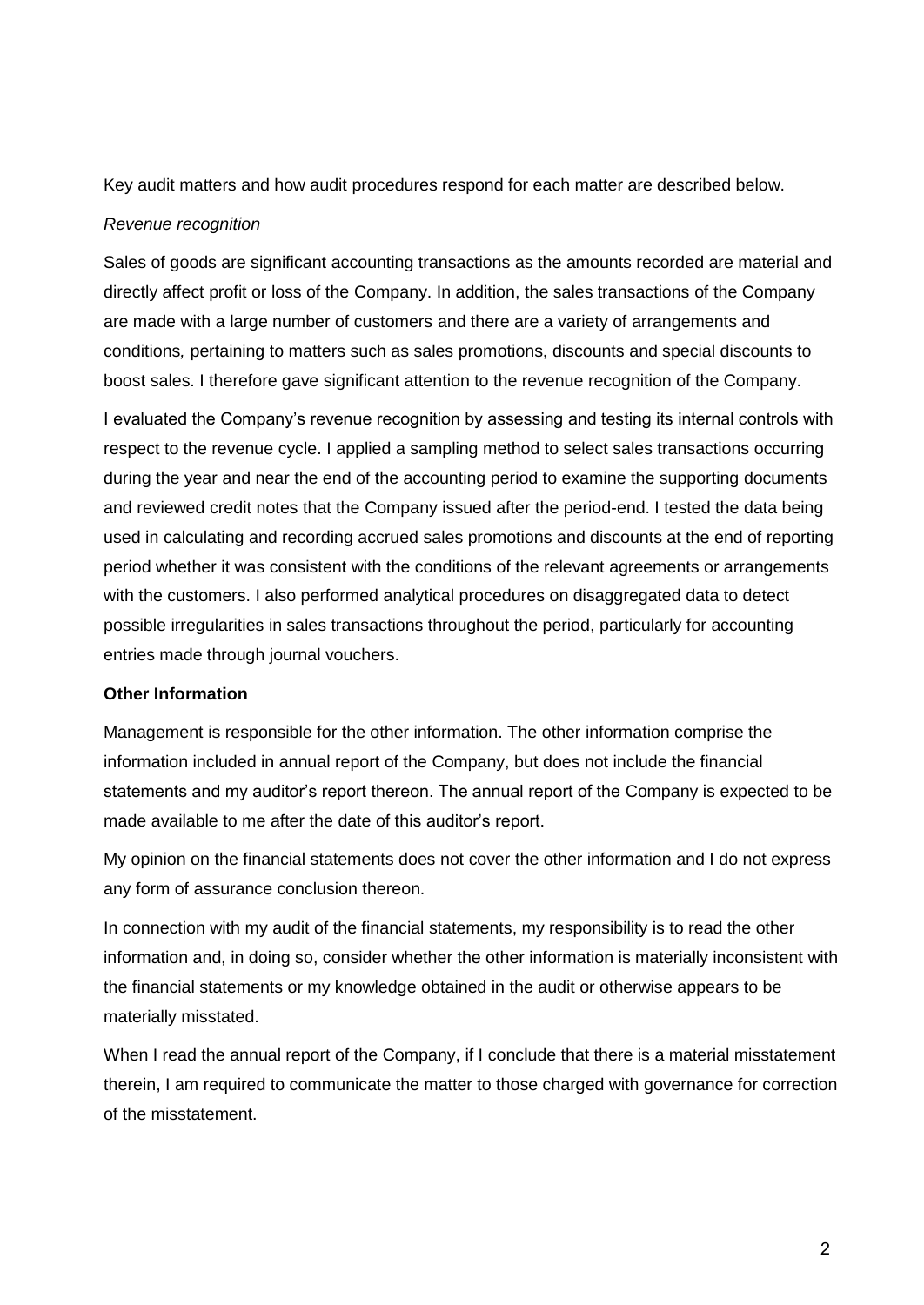Key audit matters and how audit procedures respond for each matter are described below.

*Revenue recognition*

Sales of goods are significant accounting transactions as the amounts recorded are material and directly affect profit or loss of the Company. In addition, the sales transactions of the Company are made with a large number of customers and there are a variety of arrangements and conditions, pertaining to matters such as sales promotions, discounts and special discounts to boost sales. I therefore gave significant attention to the revenue recognition of the Company.

I evaluated the Company's revenue recognition by assessing and testing its internal controls with respect to the revenue cycle. I applied a sampling method to select sales transactions occurring during the year and near the end of the accounting period to examine the supporting documents and reviewed credit notes that the Company issued after the period-end. I tested the data being used in calculating and recording accrued sales promotions and discounts at the end of reporting period whether it was consistent with the conditions of the relevant agreements or arrangements with the customers. I also performed analytical procedures on disaggregated data to detect possible irregularities in sales transactions throughout the period, particularly for accounting entries made through journal vouchers.

**Other Information**

Management is responsible for the other information. The other information comprise the information included in annual report of the Company, but does not include the financial statements and my auditor's report thereon. The annual report of the Company is expected to be made available to me after the date of this auditor's report.

My opinion on the financial statements does not cover the other information and I do not express any form of assurance conclusion thereon.

In connection with my audit of the financial statements, my responsibility is to read the other information and, in doing so, consider whether the other information is materially inconsistent with the financial statements or my knowledge obtained in the audit or otherwise appears to be materially misstated.

When I read the annual report of the Company, if I conclude that there is a material misstatement therein, I am required to communicate the matter to those charged with governance for correction of the misstatement.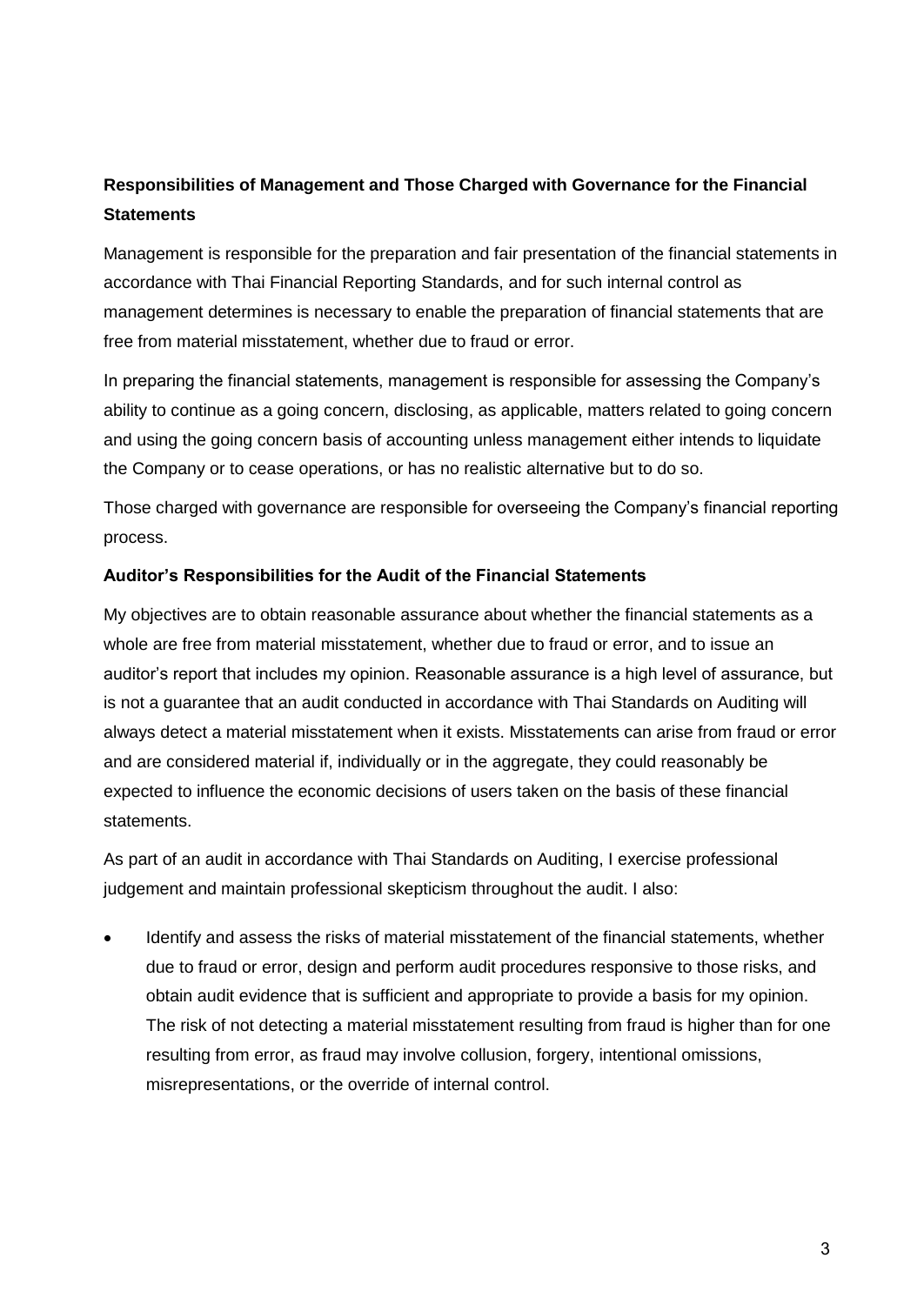**Responsibilities of Management and Those Charged with Governance for the Financial Statements**

Management is responsible for the preparation and fair presentation of the financial statements in accordance with Thai Financial Reporting Standards, and for such internal control as management determines is necessary to enable the preparation of financial statements that are free from material misstatement, whether due to fraud or error.

In preparing the financial statements, management is responsible for assessing the Company's ability to continue as a going concern, disclosing, as applicable, matters related to going concern and using the going concern basis of accounting unless management either intends to liquidate the Company or to cease operations, or has no realistic alternative but to do so.

Those charged with governance are responsible for overseeing the Company's financial reporting process.

**Auditor's Responsibilities for the Audit of the Financial Statements**

My objectives are to obtain reasonable assurance about whether the financial statements as a whole are free from material misstatement, whether due to fraud or error, and to issue an auditor's report that includes my opinion. Reasonable assurance is a high level of assurance, but is not a guarantee that an audit conducted in accordance with Thai Standards on Auditing will always detect a material misstatement when it exists. Misstatements can arise from fraud or error and are considered material if, individually or in the aggregate, they could reasonably be expected to influence the economic decisions of users taken on the basis of these financial statements.

As part of an audit in accordance with Thai Standards on Auditing, I exercise professional judgement and maintain professional skepticism throughout the audit. I also:

- Identify and assess the risks of material misstatement of the financial statements, whether due to fraud or error, design and perform audit procedures responsive to those risks, and obtain audit evidence that is sufficient and appropriate to provide a basis for my opinion. The risk of not detecting a material misstatement resulting from fraud is higher than for one resulting from error, as fraud may involve collusion, forgery, intentional omissions, misrepresentations, or the override of internal control.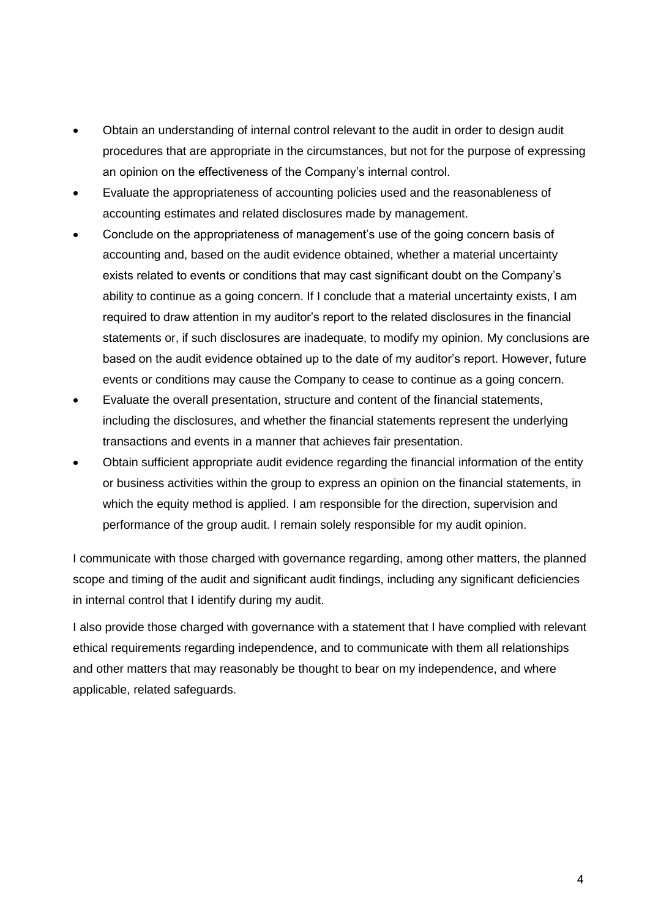- Obtain an understanding of internal control relevant to the audit in order to design audit procedures that are appropriate in the circumstances, but not for the purpose of expressing an opinion on the effectiveness of the Company's internal control.
- Evaluate the appropriateness of accounting policies used and the reasonableness of accounting estimates and related disclosures made by management.
- Conclude on the appropriateness of management's use of the going concern basis of accounting and, based on the audit evidence obtained, whether a material uncertainty exists related to events or conditions that may cast significant doubt on the Company's ability to continue as a going concern. If I conclude that a material uncertainty exists, I am required to draw attention in my auditor's report to the related disclosures in the financial statements or, if such disclosures are inadequate, to modify my opinion. My conclusions are based on the audit evidence obtained up to the date of my auditor's report. However, future events or conditions may cause the Company to cease to continue as a going concern.
- Evaluate the overall presentation, structure and content of the financial statements, including the disclosures, and whether the financial statements represent the underlying transactions and events in a manner that achieves fair presentation.
- Obtain sufficient appropriate audit evidence regarding the financial information of the entity or business activities within the group to express an opinion on the financial statements, in which the equity method is applied. I am responsible for the direction, supervision and performance of the group audit. I remain solely responsible for my audit opinion.

I communicate with those charged with governance regarding, among other matters, the planned scope and timing of the audit and significant audit findings, including any significant deficiencies in internal control that I identify during my audit.

I also provide those charged with governance with a statement that I have complied with relevant ethical requirements regarding independence, and to communicate with them all relationships and other matters that may reasonably be thought to bear on my independence, and where applicable, related safeguards.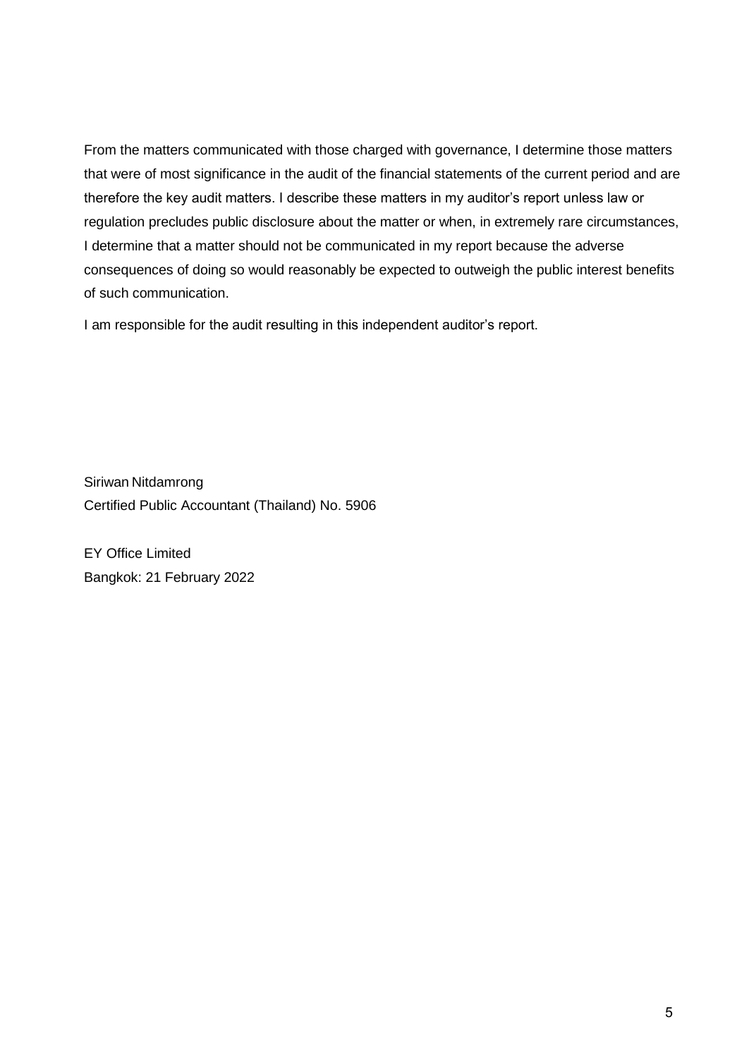From the matters communicated with those charged with governance, I determine those matters that were of most significance in the audit of the financial statements of the current period and are therefore the key audit matters. I describe these matters in my auditor's report unless law or regulation precludes public disclosure about the matter or when, in extremely rare circumstances, I determine that a matter should not be communicated in my report because the adverse consequences of doing so would reasonably be expected to outweigh the public interest benefits of such communication.

I am responsible for the audit resulting in this independent auditor's report.

Siriwan Nitdamrong
Certified Public Accountant (Thailand) No. 5906

EY Office Limited
Bangkok: 21 February 2022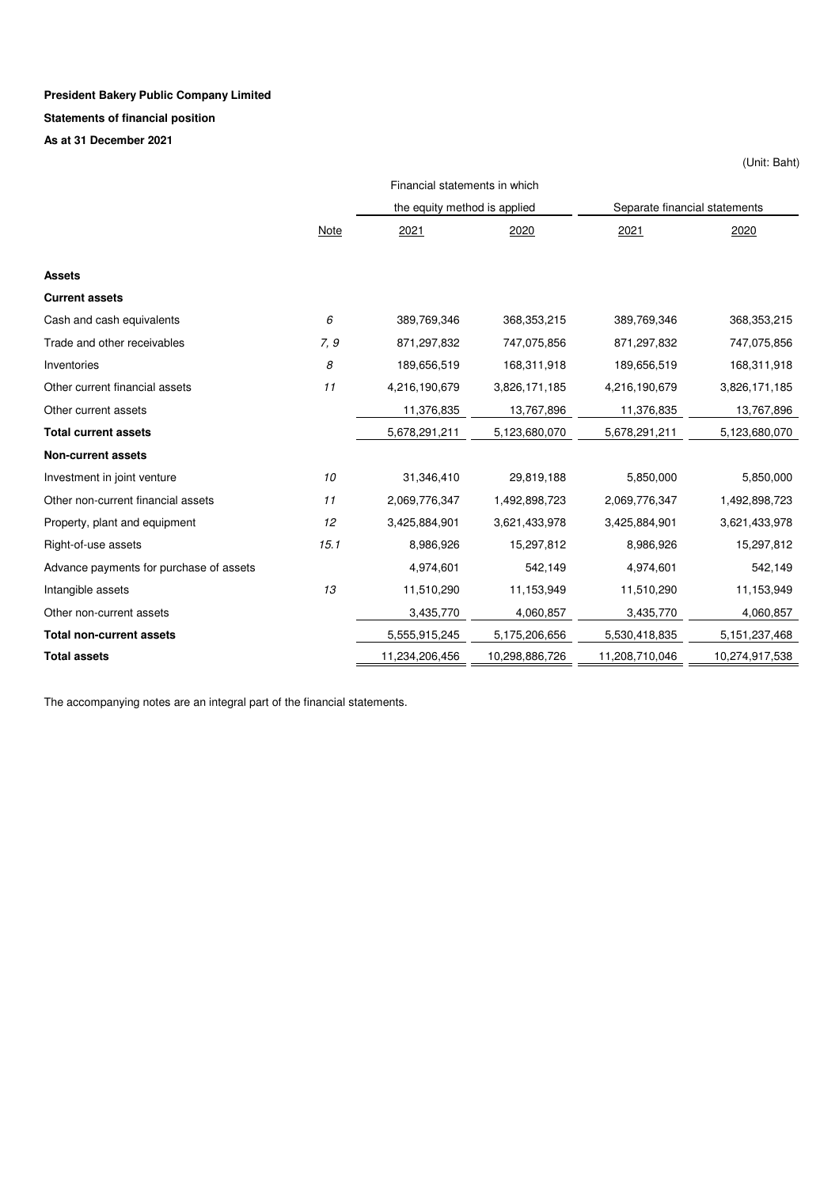**President Bakery Public Company Limited**

**Statements of financial position**

**As at 31 December 2021**

(Unit: Baht)

| | | Financial statements in which the equity method is applied | | Separate financial statements | |
|---|---|---|---|---|---|
| | Note | 2021 | 2020 | 2021 | 2020 |
| **Assets** | | | | | |
| **Current assets** | | | | | |
| Cash and cash equivalents | *6* | 389,769,346 | 368,353,215 | 389,769,346 | 368,353,215 |
| Trade and other receivables | *7, 9* | 871,297,832 | 747,075,856 | 871,297,832 | 747,075,856 |
| Inventories | *8* | 189,656,519 | 168,311,918 | 189,656,519 | 168,311,918 |
| Other current financial assets | *11* | 4,216,190,679 | 3,826,171,185 | 4,216,190,679 | 3,826,171,185 |
| Other current assets | | 11,376,835 | 13,767,896 | 11,376,835 | 13,767,896 |
| **Total current assets** | | 5,678,291,211 | 5,123,680,070 | 5,678,291,211 | 5,123,680,070 |
| **Non-current assets** | | | | | |
| Investment in joint venture | *10* | 31,346,410 | 29,819,188 | 5,850,000 | 5,850,000 |
| Other non-current financial assets | *11* | 2,069,776,347 | 1,492,898,723 | 2,069,776,347 | 1,492,898,723 |
| Property, plant and equipment | *12* | 3,425,884,901 | 3,621,433,978 | 3,425,884,901 | 3,621,433,978 |
| Right-of-use assets | *15.1* | 8,986,926 | 15,297,812 | 8,986,926 | 15,297,812 |
| Advance payments for purchase of assets | | 4,974,601 | 542,149 | 4,974,601 | 542,149 |
| Intangible assets | *13* | 11,510,290 | 11,153,949 | 11,510,290 | 11,153,949 |
| Other non-current assets | | 3,435,770 | 4,060,857 | 3,435,770 | 4,060,857 |
| **Total non-current assets** | | 5,555,915,245 | 5,175,206,656 | 5,530,418,835 | 5,151,237,468 |
| **Total assets** | | 11,234,206,456 | 10,298,886,726 | 11,208,710,046 | 10,274,917,538 |

The accompanying notes are an integral part of the financial statements.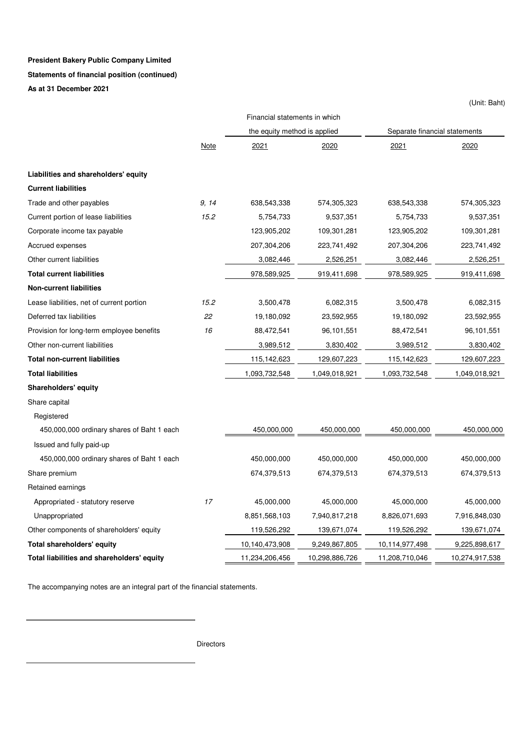**President Bakery Public Company Limited**

**Statements of financial position (continued)**

**As at 31 December 2021**

(Unit: Baht)

| | | Financial statements in which the equity method is applied | | Separate financial statements | |
|---|---|---|---|---|---|
| | Note | 2021 | 2020 | 2021 | 2020 |
| **Liabilities and shareholders' equity** | | | | | |
| **Current liabilities** | | | | | |
| Trade and other payables | 9, 14 | 638,543,338 | 574,305,323 | 638,543,338 | 574,305,323 |
| Current portion of lease liabilities | 15.2 | 5,754,733 | 9,537,351 | 5,754,733 | 9,537,351 |
| Corporate income tax payable | | 123,905,202 | 109,301,281 | 123,905,202 | 109,301,281 |
| Accrued expenses | | 207,304,206 | 223,741,492 | 207,304,206 | 223,741,492 |
| Other current liabilities | | 3,082,446 | 2,526,251 | 3,082,446 | 2,526,251 |
| **Total current liabilities** | | 978,589,925 | 919,411,698 | 978,589,925 | 919,411,698 |
| **Non-current liabilities** | | | | | |
| Lease liabilities, net of current portion | 15.2 | 3,500,478 | 6,082,315 | 3,500,478 | 6,082,315 |
| Deferred tax liabilities | 22 | 19,180,092 | 23,592,955 | 19,180,092 | 23,592,955 |
| Provision for long-term employee benefits | 16 | 88,472,541 | 96,101,551 | 88,472,541 | 96,101,551 |
| Other non-current liabilities | | 3,989,512 | 3,830,402 | 3,989,512 | 3,830,402 |
| **Total non-current liabilities** | | 115,142,623 | 129,607,223 | 115,142,623 | 129,607,223 |
| **Total liabilities** | | 1,093,732,548 | 1,049,018,921 | 1,093,732,548 | 1,049,018,921 |
| **Shareholders' equity** | | | | | |
| Share capital | | | | | |
| Registered | | | | | |
| 450,000,000 ordinary shares of Baht 1 each | | 450,000,000 | 450,000,000 | 450,000,000 | 450,000,000 |
| Issued and fully paid-up | | | | | |
| 450,000,000 ordinary shares of Baht 1 each | | 450,000,000 | 450,000,000 | 450,000,000 | 450,000,000 |
| Share premium | | 674,379,513 | 674,379,513 | 674,379,513 | 674,379,513 |
| Retained earnings | | | | | |
| Appropriated - statutory reserve | 17 | 45,000,000 | 45,000,000 | 45,000,000 | 45,000,000 |
| Unappropriated | | 8,851,568,103 | 7,940,817,218 | 8,826,071,693 | 7,916,848,030 |
| Other components of shareholders' equity | | 119,526,292 | 139,671,074 | 119,526,292 | 139,671,074 |
| **Total shareholders' equity** | | 10,140,473,908 | 9,249,867,805 | 10,114,977,498 | 9,225,898,617 |
| **Total liabilities and shareholders' equity** | | 11,234,206,456 | 10,298,886,726 | 11,208,710,046 | 10,274,917,538 |

The accompanying notes are an integral part of the financial statements.

Directors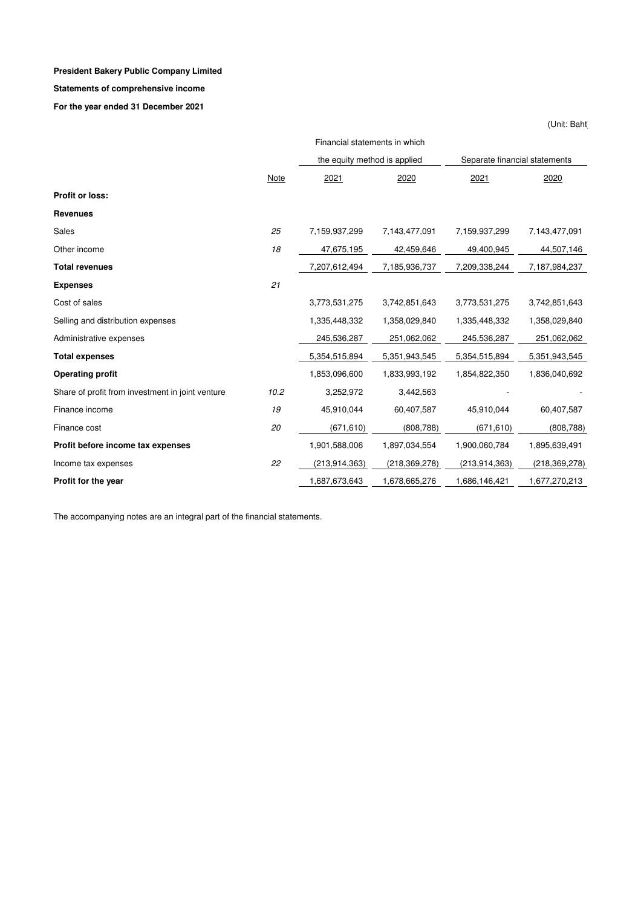**President Bakery Public Company Limited**

**Statements of comprehensive income**

**For the year ended 31 December 2021**

(Unit: Baht)

| | | Financial statements in which the equity method is applied | | Separate financial statements | |
|---|---|---|---|---|---|
| | Note | 2021 | 2020 | 2021 | 2020 |
| **Profit or loss:** | | | | | |
| **Revenues** | | | | | |
| Sales | 25 | 7,159,937,299 | 7,143,477,091 | 7,159,937,299 | 7,143,477,091 |
| Other income | 18 | 47,675,195 | 42,459,646 | 49,400,945 | 44,507,146 |
| **Total revenues** | | 7,207,612,494 | 7,185,936,737 | 7,209,338,244 | 7,187,984,237 |
| **Expenses** | 21 | | | | |
| Cost of sales | | 3,773,531,275 | 3,742,851,643 | 3,773,531,275 | 3,742,851,643 |
| Selling and distribution expenses | | 1,335,448,332 | 1,358,029,840 | 1,335,448,332 | 1,358,029,840 |
| Administrative expenses | | 245,536,287 | 251,062,062 | 245,536,287 | 251,062,062 |
| **Total expenses** | | 5,354,515,894 | 5,351,943,545 | 5,354,515,894 | 5,351,943,545 |
| **Operating profit** | | 1,853,096,600 | 1,833,993,192 | 1,854,822,350 | 1,836,040,692 |
| Share of profit from investment in joint venture | 10.2 | 3,252,972 | 3,442,563 | - | - |
| Finance income | 19 | 45,910,044 | 60,407,587 | 45,910,044 | 60,407,587 |
| Finance cost | 20 | (671,610) | (808,788) | (671,610) | (808,788) |
| **Profit before income tax expenses** | | 1,901,588,006 | 1,897,034,554 | 1,900,060,784 | 1,895,639,491 |
| Income tax expenses | 22 | (213,914,363) | (218,369,278) | (213,914,363) | (218,369,278) |
| **Profit for the year** | | 1,687,673,643 | 1,678,665,276 | 1,686,146,421 | 1,677,270,213 |

The accompanying notes are an integral part of the financial statements.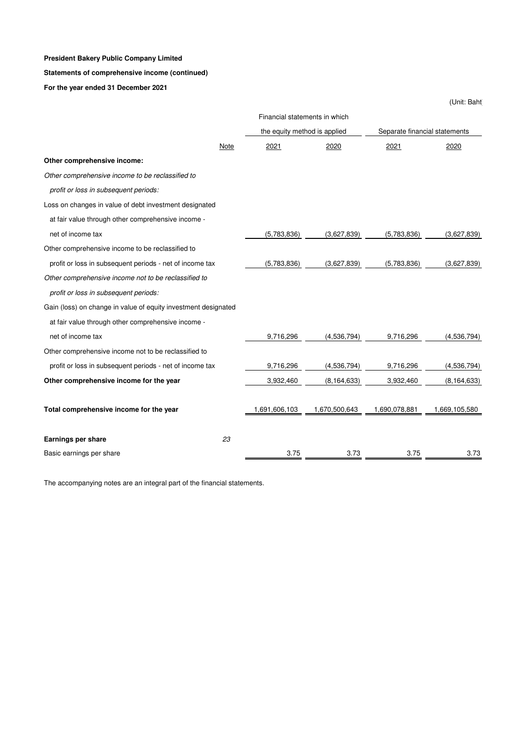**President Bakery Public Company Limited**

**Statements of comprehensive income (continued)**

**For the year ended 31 December 2021**

(Unit: Baht)

| | Note | Financial statements in which the equity method is applied | | Separate financial statements | |
|---|---|---|---|---|---|
| | | 2021 | 2020 | 2021 | 2020 |
| **Other comprehensive income:** | | | | | |
| *Other comprehensive income to be reclassified to profit or loss in subsequent periods:* | | | | | |
| Loss on changes in value of debt investment designated at fair value through other comprehensive income - net of income tax | | (5,783,836) | (3,627,839) | (5,783,836) | (3,627,839) |
| Other comprehensive income to be reclassified to profit or loss in subsequent periods - net of income tax | | (5,783,836) | (3,627,839) | (5,783,836) | (3,627,839) |
| *Other comprehensive income not to be reclassified to profit or loss in subsequent periods:* | | | | | |
| Gain (loss) on change in value of equity investment designated at fair value through other comprehensive income - net of income tax | | 9,716,296 | (4,536,794) | 9,716,296 | (4,536,794) |
| Other comprehensive income not to be reclassified to profit or loss in subsequent periods - net of income tax | | 9,716,296 | (4,536,794) | 9,716,296 | (4,536,794) |
| **Other comprehensive income for the year** | | 3,932,460 | (8,164,633) | 3,932,460 | (8,164,633) |
| **Total comprehensive income for the year** | | 1,691,606,103 | 1,670,500,643 | 1,690,078,881 | 1,669,105,580 |
| **Earnings per share** | *23* | | | | |
| Basic earnings per share | | 3.75 | 3.73 | 3.75 | 3.73 |

The accompanying notes are an integral part of the financial statements.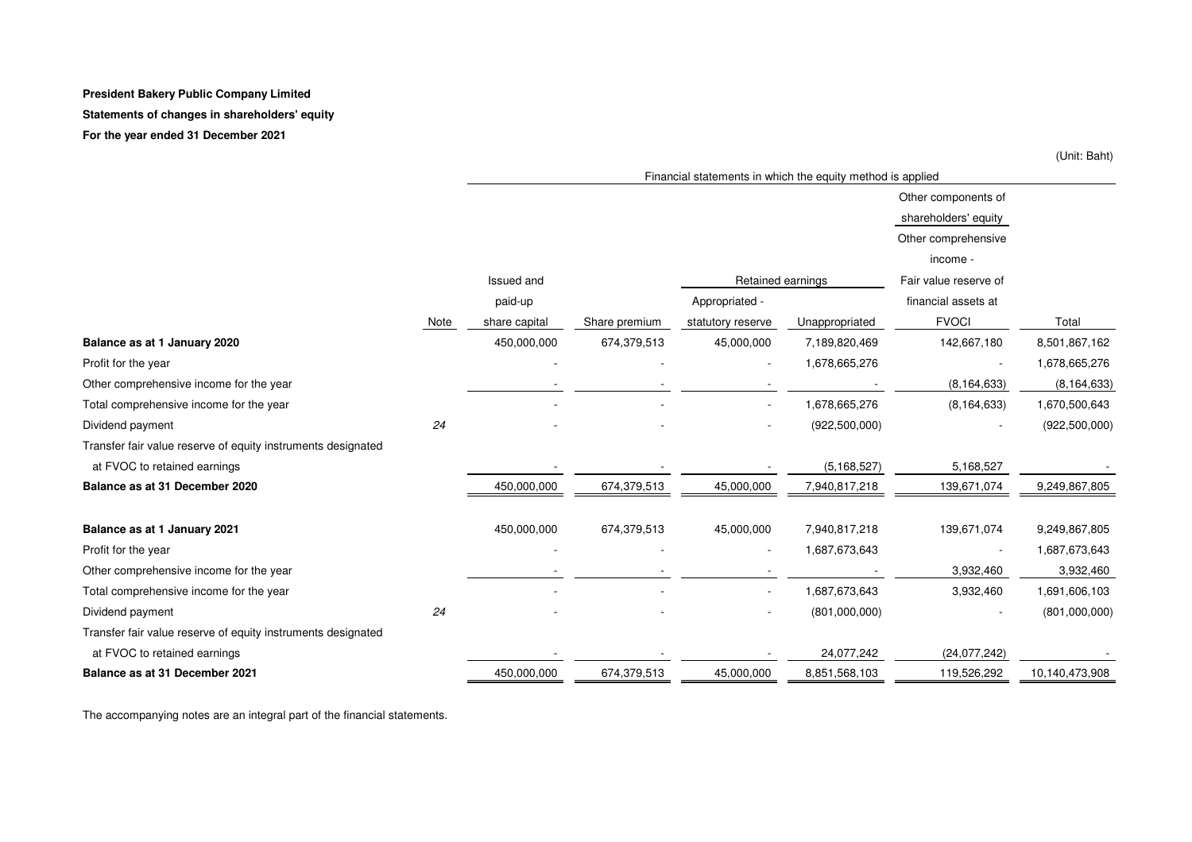**President Bakery Public Company Limited**

**Statements of changes in shareholders' equity**

**For the year ended 31 December 2021**

(Unit: Baht)

| | | Financial statements in which the equity method is applied | | | | | |
|---|---|---|---|---|---|---|---|
| | | | | | | Other components of shareholders' equity | |
| | | | | | | Other comprehensive income - | |
| | | Issued and | | Retained earnings | | Fair value reserve of | |
| | | paid-up | | Appropriated - | | financial assets at | |
| | Note | share capital | Share premium | statutory reserve | Unappropriated | FVOCI | Total |
| **Balance as at 1 January 2020** | | 450,000,000 | 674,379,513 | 45,000,000 | 7,189,820,469 | 142,667,180 | 8,501,867,162 |
| Profit for the year | | - | - | - | 1,678,665,276 | - | 1,678,665,276 |
| Other comprehensive income for the year | | - | - | - | - | (8,164,633) | (8,164,633) |
| Total comprehensive income for the year | | - | - | - | 1,678,665,276 | (8,164,633) | 1,670,500,643 |
| Dividend payment | 24 | - | - | - | (922,500,000) | - | (922,500,000) |
| Transfer fair value reserve of equity instruments designated at FVOC to retained earnings | | - | - | - | (5,168,527) | 5,168,527 | - |
| **Balance as at 31 December 2020** | | 450,000,000 | 674,379,513 | 45,000,000 | 7,940,817,218 | 139,671,074 | 9,249,867,805 |
| | | | | | | | |
| **Balance as at 1 January 2021** | | 450,000,000 | 674,379,513 | 45,000,000 | 7,940,817,218 | 139,671,074 | 9,249,867,805 |
| Profit for the year | | - | - | - | 1,687,673,643 | - | 1,687,673,643 |
| Other comprehensive income for the year | | - | - | - | - | 3,932,460 | 3,932,460 |
| Total comprehensive income for the year | | - | - | - | 1,687,673,643 | 3,932,460 | 1,691,606,103 |
| Dividend payment | 24 | - | - | - | (801,000,000) | - | (801,000,000) |
| Transfer fair value reserve of equity instruments designated at FVOC to retained earnings | | - | - | - | 24,077,242 | (24,077,242) | - |
| **Balance as at 31 December 2021** | | 450,000,000 | 674,379,513 | 45,000,000 | 8,851,568,103 | 119,526,292 | 10,140,473,908 |

The accompanying notes are an integral part of the financial statements.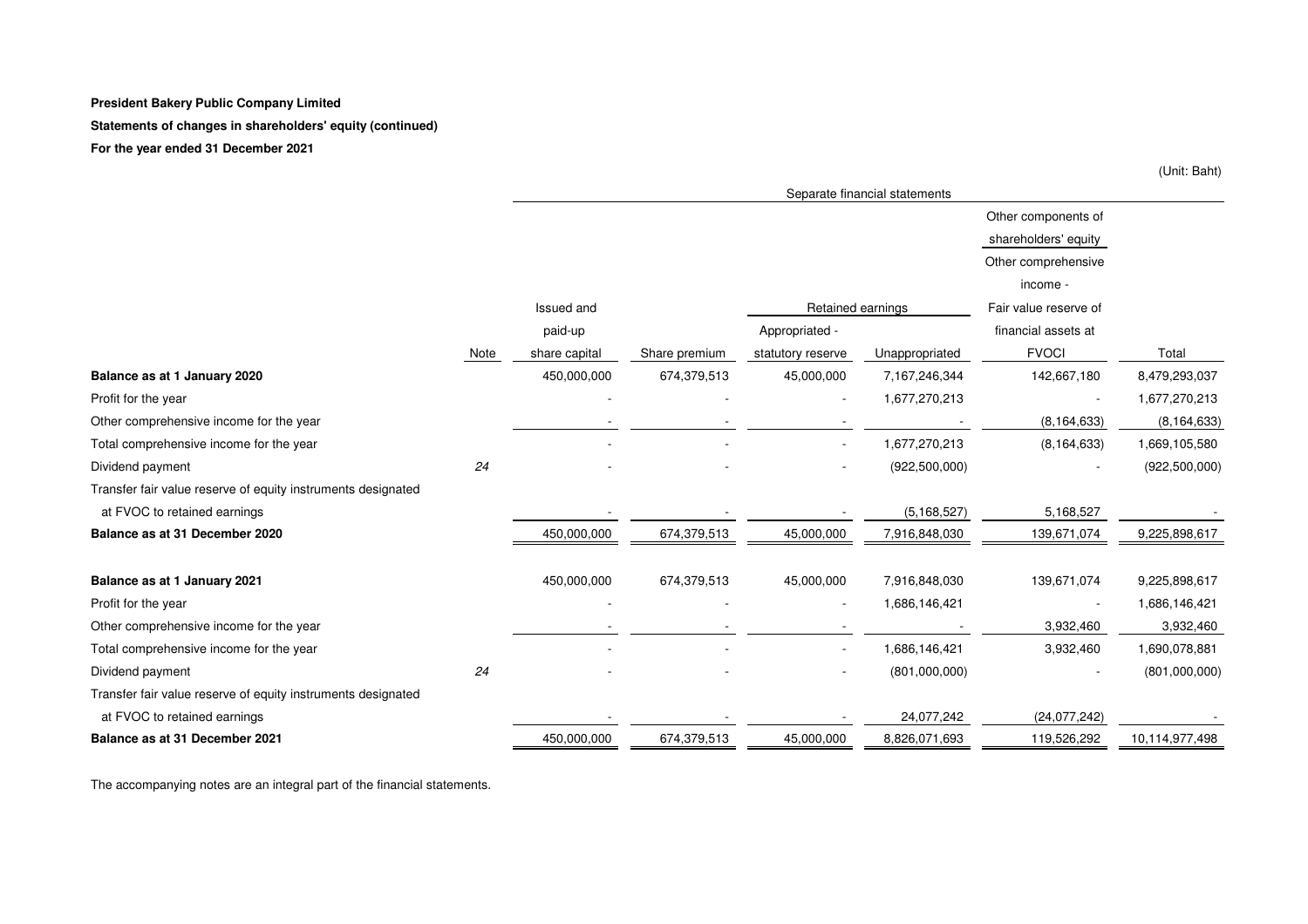**President Bakery Public Company Limited**

**Statements of changes in shareholders' equity (continued)**

**For the year ended 31 December 2021**

(Unit: Baht)

| | | Separate financial statements | | | | | |
|---|---|---|---|---|---|---|---|
| | | | | | | Other components of shareholders' equity | |
| | | | | | | Other comprehensive income - | |
| | | Issued and | | Retained earnings | | Fair value reserve of | |
| | | paid-up | | Appropriated - | | financial assets at | |
| | Note | share capital | Share premium | statutory reserve | Unappropriated | FVOCI | Total |
| **Balance as at 1 January 2020** | | 450,000,000 | 674,379,513 | 45,000,000 | 7,167,246,344 | 142,667,180 | 8,479,293,037 |
| Profit for the year | | - | - | - | 1,677,270,213 | - | 1,677,270,213 |
| Other comprehensive income for the year | | - | - | - | - | (8,164,633) | (8,164,633) |
| Total comprehensive income for the year | | - | - | - | 1,677,270,213 | (8,164,633) | 1,669,105,580 |
| Dividend payment | 24 | - | - | - | (922,500,000) | - | (922,500,000) |
| Transfer fair value reserve of equity instruments designated at FVOC to retained earnings | | - | - | - | (5,168,527) | 5,168,527 | - |
| **Balance as at 31 December 2020** | | 450,000,000 | 674,379,513 | 45,000,000 | 7,916,848,030 | 139,671,074 | 9,225,898,617 |
| | | | | | | | |
| **Balance as at 1 January 2021** | | 450,000,000 | 674,379,513 | 45,000,000 | 7,916,848,030 | 139,671,074 | 9,225,898,617 |
| Profit for the year | | - | - | - | 1,686,146,421 | - | 1,686,146,421 |
| Other comprehensive income for the year | | - | - | - | - | 3,932,460 | 3,932,460 |
| Total comprehensive income for the year | | - | - | - | 1,686,146,421 | 3,932,460 | 1,690,078,881 |
| Dividend payment | 24 | - | - | - | (801,000,000) | - | (801,000,000) |
| Transfer fair value reserve of equity instruments designated at FVOC to retained earnings | | - | - | - | 24,077,242 | (24,077,242) | - |
| **Balance as at 31 December 2021** | | 450,000,000 | 674,379,513 | 45,000,000 | 8,826,071,693 | 119,526,292 | 10,114,977,498 |

The accompanying notes are an integral part of the financial statements.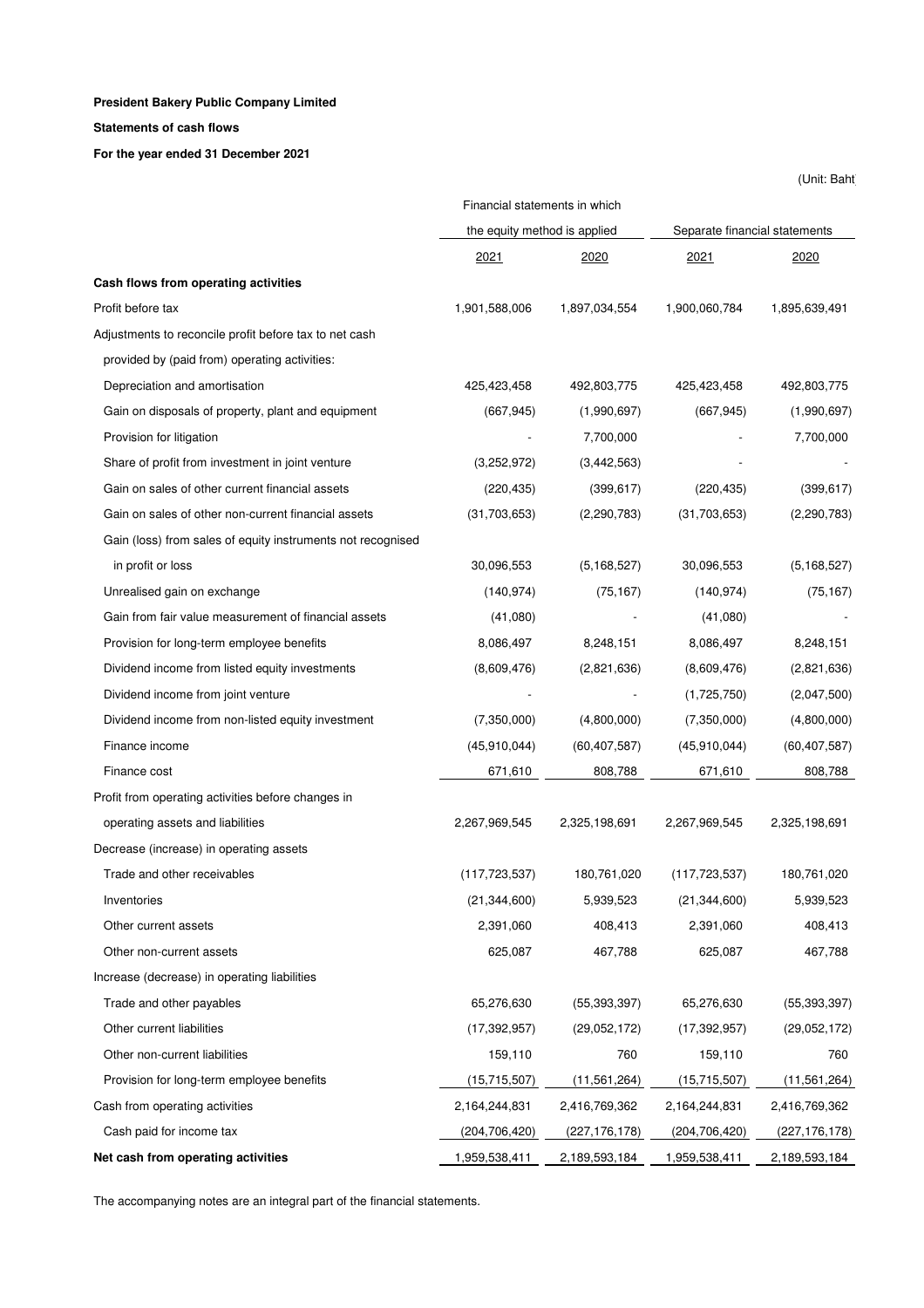**President Bakery Public Company Limited**

**Statements of cash flows**

**For the year ended 31 December 2021**

(Unit: Baht)

| | Financial statements in which the equity method is applied | | Separate financial statements | |
|---|---|---|---|---|
| | 2021 | 2020 | 2021 | 2020 |
| **Cash flows from operating activities** | | | | |
| Profit before tax | 1,901,588,006 | 1,897,034,554 | 1,900,060,784 | 1,895,639,491 |
| Adjustments to reconcile profit before tax to net cash provided by (paid from) operating activities: | | | | |
| Depreciation and amortisation | 425,423,458 | 492,803,775 | 425,423,458 | 492,803,775 |
| Gain on disposals of property, plant and equipment | (667,945) | (1,990,697) | (667,945) | (1,990,697) |
| Provision for litigation | - | 7,700,000 | - | 7,700,000 |
| Share of profit from investment in joint venture | (3,252,972) | (3,442,563) | - | - |
| Gain on sales of other current financial assets | (220,435) | (399,617) | (220,435) | (399,617) |
| Gain on sales of other non-current financial assets | (31,703,653) | (2,290,783) | (31,703,653) | (2,290,783) |
| Gain (loss) from sales of equity instruments not recognised in profit or loss | 30,096,553 | (5,168,527) | 30,096,553 | (5,168,527) |
| Unrealised gain on exchange | (140,974) | (75,167) | (140,974) | (75,167) |
| Gain from fair value measurement of financial assets | (41,080) | - | (41,080) | - |
| Provision for long-term employee benefits | 8,086,497 | 8,248,151 | 8,086,497 | 8,248,151 |
| Dividend income from listed equity investments | (8,609,476) | (2,821,636) | (8,609,476) | (2,821,636) |
| Dividend income from joint venture | - | - | (1,725,750) | (2,047,500) |
| Dividend income from non-listed equity investment | (7,350,000) | (4,800,000) | (7,350,000) | (4,800,000) |
| Finance income | (45,910,044) | (60,407,587) | (45,910,044) | (60,407,587) |
| Finance cost | 671,610 | 808,788 | 671,610 | 808,788 |
| Profit from operating activities before changes in operating assets and liabilities | 2,267,969,545 | 2,325,198,691 | 2,267,969,545 | 2,325,198,691 |
| Decrease (increase) in operating assets | | | | |
| Trade and other receivables | (117,723,537) | 180,761,020 | (117,723,537) | 180,761,020 |
| Inventories | (21,344,600) | 5,939,523 | (21,344,600) | 5,939,523 |
| Other current assets | 2,391,060 | 408,413 | 2,391,060 | 408,413 |
| Other non-current assets | 625,087 | 467,788 | 625,087 | 467,788 |
| Increase (decrease) in operating liabilities | | | | |
| Trade and other payables | 65,276,630 | (55,393,397) | 65,276,630 | (55,393,397) |
| Other current liabilities | (17,392,957) | (29,052,172) | (17,392,957) | (29,052,172) |
| Other non-current liabilities | 159,110 | 760 | 159,110 | 760 |
| Provision for long-term employee benefits | (15,715,507) | (11,561,264) | (15,715,507) | (11,561,264) |
| Cash from operating activities | 2,164,244,831 | 2,416,769,362 | 2,164,244,831 | 2,416,769,362 |
| Cash paid for income tax | (204,706,420) | (227,176,178) | (204,706,420) | (227,176,178) |
| **Net cash from operating activities** | 1,959,538,411 | 2,189,593,184 | 1,959,538,411 | 2,189,593,184 |

The accompanying notes are an integral part of the financial statements.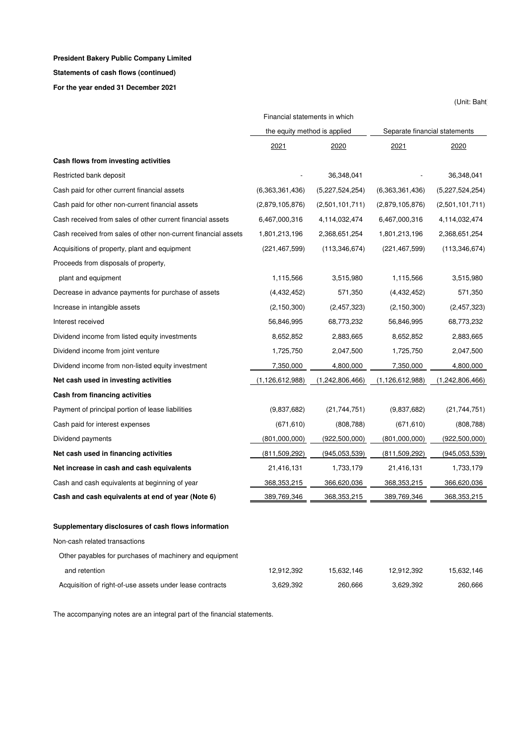**President Bakery Public Company Limited**

**Statements of cash flows (continued)**

**For the year ended 31 December 2021**

(Unit: Baht)

| | Financial statements in which the equity method is applied | | Separate financial statements | |
|---|---|---|---|---|
| | 2021 | 2020 | 2021 | 2020 |
| **Cash flows from investing activities** | | | | |
| Restricted bank deposit | - | 36,348,041 | - | 36,348,041 |
| Cash paid for other current financial assets | (6,363,361,436) | (5,227,524,254) | (6,363,361,436) | (5,227,524,254) |
| Cash paid for other non-current financial assets | (2,879,105,876) | (2,501,101,711) | (2,879,105,876) | (2,501,101,711) |
| Cash received from sales of other current financial assets | 6,467,000,316 | 4,114,032,474 | 6,467,000,316 | 4,114,032,474 |
| Cash received from sales of other non-current financial assets | 1,801,213,196 | 2,368,651,254 | 1,801,213,196 | 2,368,651,254 |
| Acquisitions of property, plant and equipment | (221,467,599) | (113,346,674) | (221,467,599) | (113,346,674) |
| Proceeds from disposals of property, plant and equipment | 1,115,566 | 3,515,980 | 1,115,566 | 3,515,980 |
| Decrease in advance payments for purchase of assets | (4,432,452) | 571,350 | (4,432,452) | 571,350 |
| Increase in intangible assets | (2,150,300) | (2,457,323) | (2,150,300) | (2,457,323) |
| Interest received | 56,846,995 | 68,773,232 | 56,846,995 | 68,773,232 |
| Dividend income from listed equity investments | 8,652,852 | 2,883,665 | 8,652,852 | 2,883,665 |
| Dividend income from joint venture | 1,725,750 | 2,047,500 | 1,725,750 | 2,047,500 |
| Dividend income from non-listed equity investment | 7,350,000 | 4,800,000 | 7,350,000 | 4,800,000 |
| **Net cash used in investing activities** | (1,126,612,988) | (1,242,806,466) | (1,126,612,988) | (1,242,806,466) |
| **Cash from financing activities** | | | | |
| Payment of principal portion of lease liabilities | (9,837,682) | (21,744,751) | (9,837,682) | (21,744,751) |
| Cash paid for interest expenses | (671,610) | (808,788) | (671,610) | (808,788) |
| Dividend payments | (801,000,000) | (922,500,000) | (801,000,000) | (922,500,000) |
| **Net cash used in financing activities** | (811,509,292) | (945,053,539) | (811,509,292) | (945,053,539) |
| **Net increase in cash and cash equivalents** | 21,416,131 | 1,733,179 | 21,416,131 | 1,733,179 |
| Cash and cash equivalents at beginning of year | 368,353,215 | 366,620,036 | 368,353,215 | 366,620,036 |
| **Cash and cash equivalents at end of year (Note 6)** | 389,769,346 | 368,353,215 | 389,769,346 | 368,353,215 |
| | | | | |
| **Supplementary disclosures of cash flows information** | | | | |
| Non-cash related transactions | | | | |
| Other payables for purchases of machinery and equipment and retention | 12,912,392 | 15,632,146 | 12,912,392 | 15,632,146 |
| Acquisition of right-of-use assets under lease contracts | 3,629,392 | 260,666 | 3,629,392 | 260,666 |

The accompanying notes are an integral part of the financial statements.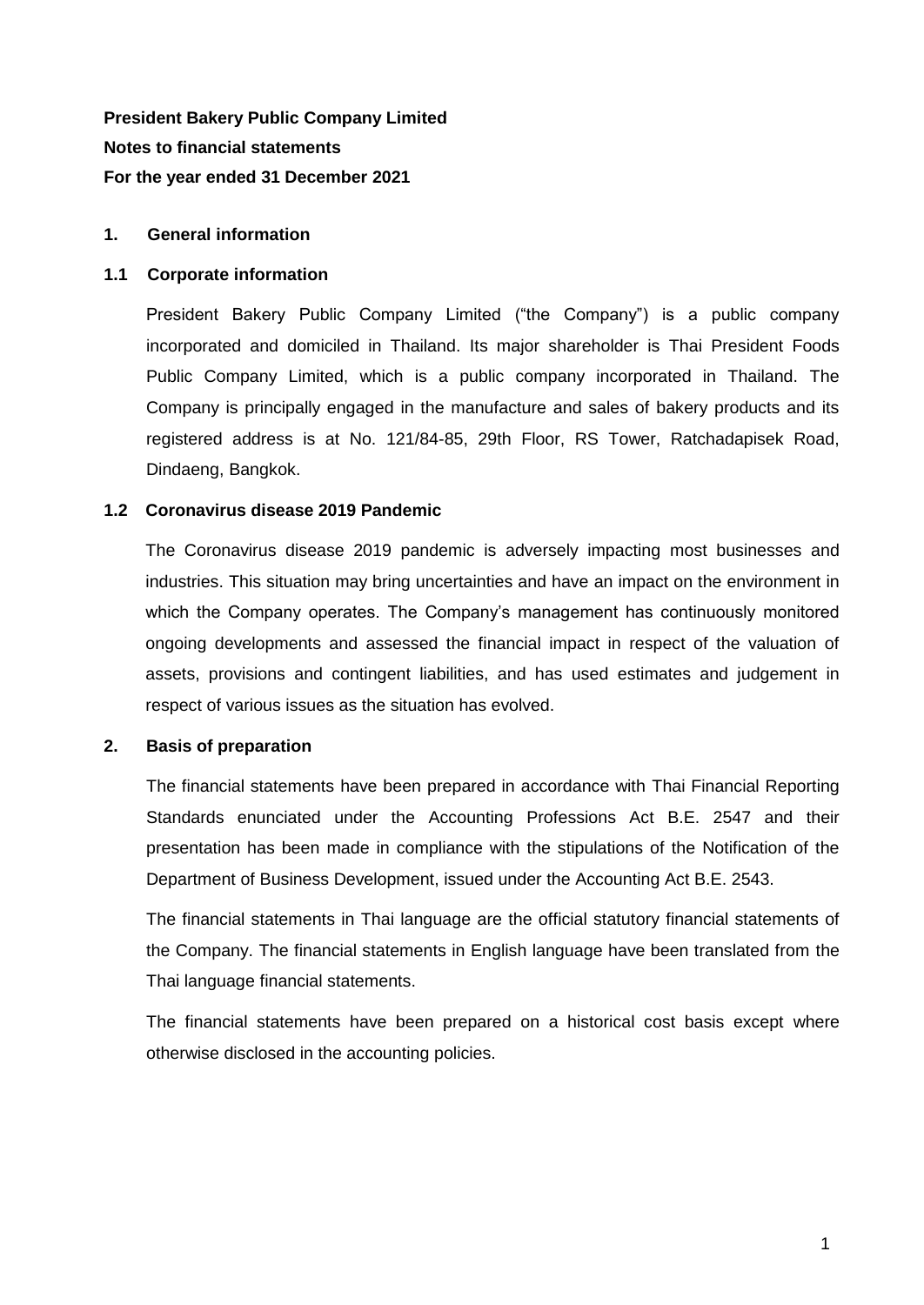**President Bakery Public Company Limited**

**Notes to financial statements**

**For the year ended 31 December 2021**

## 1. General information

### 1.1 Corporate information

President Bakery Public Company Limited ("the Company") is a public company incorporated and domiciled in Thailand. Its major shareholder is Thai President Foods Public Company Limited, which is a public company incorporated in Thailand. The Company is principally engaged in the manufacture and sales of bakery products and its registered address is at No. 121/84-85, 29th Floor, RS Tower, Ratchadapisek Road, Dindaeng, Bangkok.

### 1.2 Coronavirus disease 2019 Pandemic

The Coronavirus disease 2019 pandemic is adversely impacting most businesses and industries. This situation may bring uncertainties and have an impact on the environment in which the Company operates. The Company's management has continuously monitored ongoing developments and assessed the financial impact in respect of the valuation of assets, provisions and contingent liabilities, and has used estimates and judgement in respect of various issues as the situation has evolved.

## 2. Basis of preparation

The financial statements have been prepared in accordance with Thai Financial Reporting Standards enunciated under the Accounting Professions Act B.E. 2547 and their presentation has been made in compliance with the stipulations of the Notification of the Department of Business Development, issued under the Accounting Act B.E. 2543.

The financial statements in Thai language are the official statutory financial statements of the Company. The financial statements in English language have been translated from the Thai language financial statements.

The financial statements have been prepared on a historical cost basis except where otherwise disclosed in the accounting policies.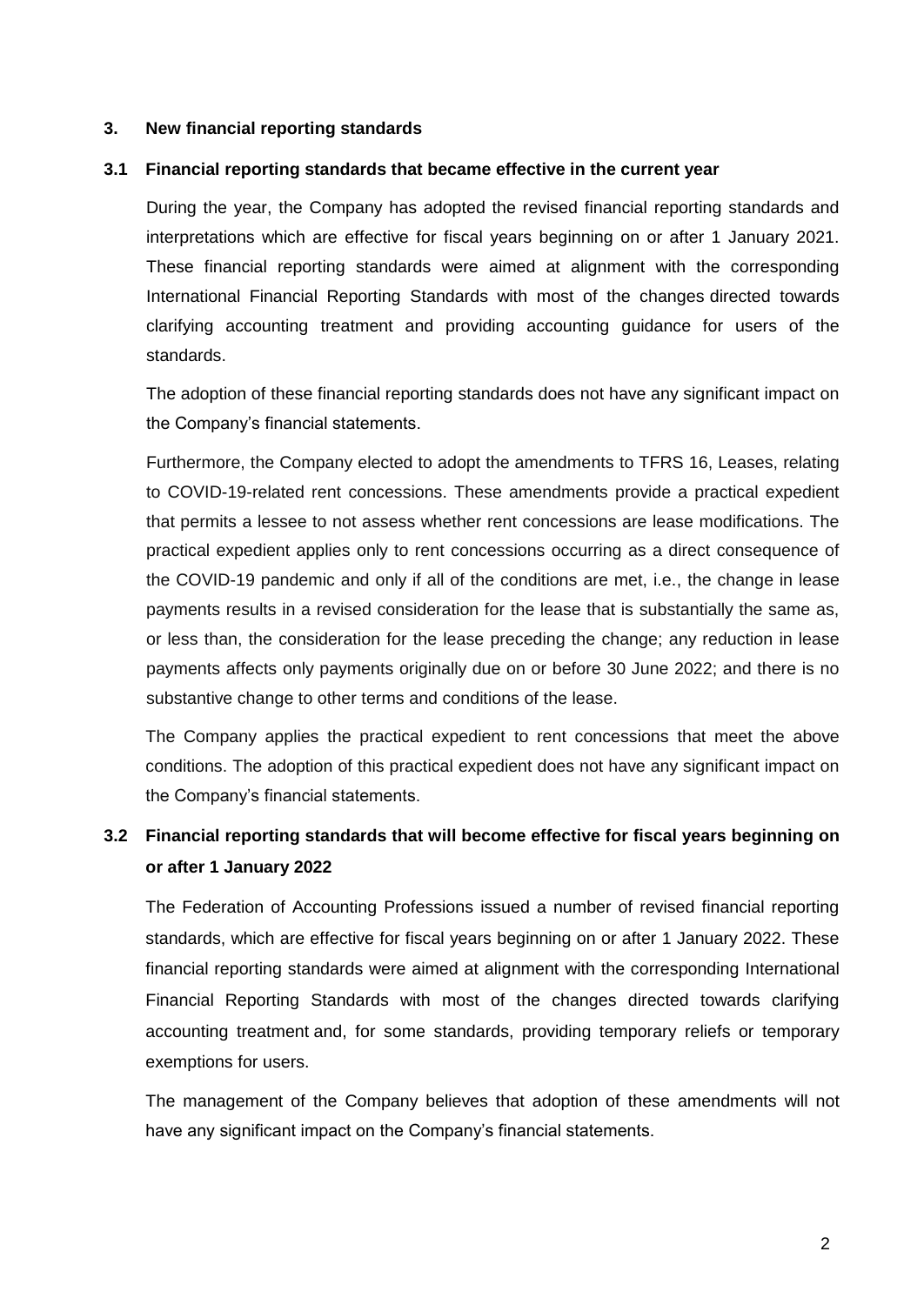## 3. New financial reporting standards

### 3.1 Financial reporting standards that became effective in the current year

During the year, the Company has adopted the revised financial reporting standards and interpretations which are effective for fiscal years beginning on or after 1 January 2021. These financial reporting standards were aimed at alignment with the corresponding International Financial Reporting Standards with most of the changes directed towards clarifying accounting treatment and providing accounting guidance for users of the standards.

The adoption of these financial reporting standards does not have any significant impact on the Company's financial statements.

Furthermore, the Company elected to adopt the amendments to TFRS 16, Leases, relating to COVID-19-related rent concessions. These amendments provide a practical expedient that permits a lessee to not assess whether rent concessions are lease modifications. The practical expedient applies only to rent concessions occurring as a direct consequence of the COVID-19 pandemic and only if all of the conditions are met, i.e., the change in lease payments results in a revised consideration for the lease that is substantially the same as, or less than, the consideration for the lease preceding the change; any reduction in lease payments affects only payments originally due on or before 30 June 2022; and there is no substantive change to other terms and conditions of the lease.

The Company applies the practical expedient to rent concessions that meet the above conditions. The adoption of this practical expedient does not have any significant impact on the Company's financial statements.

### 3.2 Financial reporting standards that will become effective for fiscal years beginning on or after 1 January 2022

The Federation of Accounting Professions issued a number of revised financial reporting standards, which are effective for fiscal years beginning on or after 1 January 2022. These financial reporting standards were aimed at alignment with the corresponding International Financial Reporting Standards with most of the changes directed towards clarifying accounting treatment and, for some standards, providing temporary reliefs or temporary exemptions for users.

The management of the Company believes that adoption of these amendments will not have any significant impact on the Company's financial statements.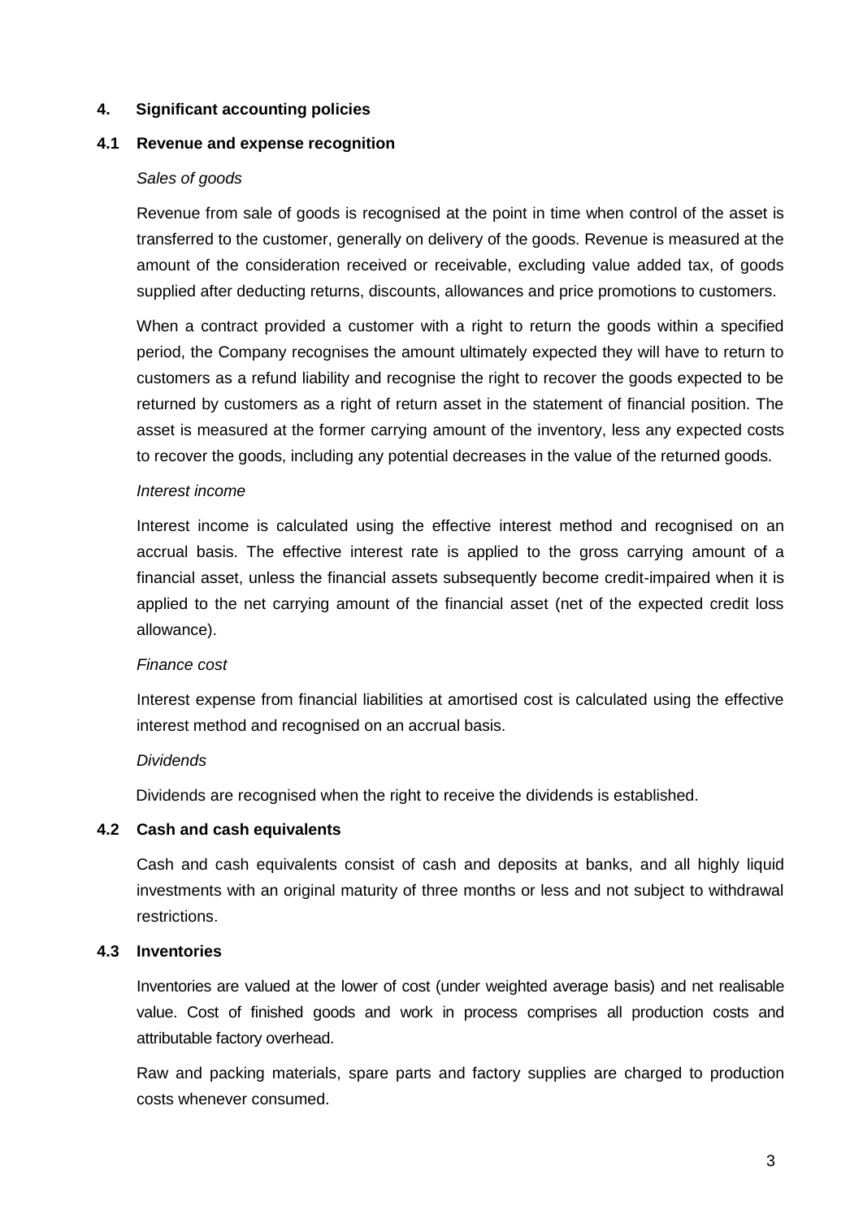## 4. Significant accounting policies

### 4.1 Revenue and expense recognition

*Sales of goods*

Revenue from sale of goods is recognised at the point in time when control of the asset is transferred to the customer, generally on delivery of the goods. Revenue is measured at the amount of the consideration received or receivable, excluding value added tax, of goods supplied after deducting returns, discounts, allowances and price promotions to customers.

When a contract provided a customer with a right to return the goods within a specified period, the Company recognises the amount ultimately expected they will have to return to customers as a refund liability and recognise the right to recover the goods expected to be returned by customers as a right of return asset in the statement of financial position. The asset is measured at the former carrying amount of the inventory, less any expected costs to recover the goods, including any potential decreases in the value of the returned goods.

*Interest income*

Interest income is calculated using the effective interest method and recognised on an accrual basis. The effective interest rate is applied to the gross carrying amount of a financial asset, unless the financial assets subsequently become credit-impaired when it is applied to the net carrying amount of the financial asset (net of the expected credit loss allowance).

*Finance cost*

Interest expense from financial liabilities at amortised cost is calculated using the effective interest method and recognised on an accrual basis.

*Dividends*

Dividends are recognised when the right to receive the dividends is established.

### 4.2 Cash and cash equivalents

Cash and cash equivalents consist of cash and deposits at banks, and all highly liquid investments with an original maturity of three months or less and not subject to withdrawal restrictions.

### 4.3 Inventories

Inventories are valued at the lower of cost (under weighted average basis) and net realisable value. Cost of finished goods and work in process comprises all production costs and attributable factory overhead.

Raw and packing materials, spare parts and factory supplies are charged to production costs whenever consumed.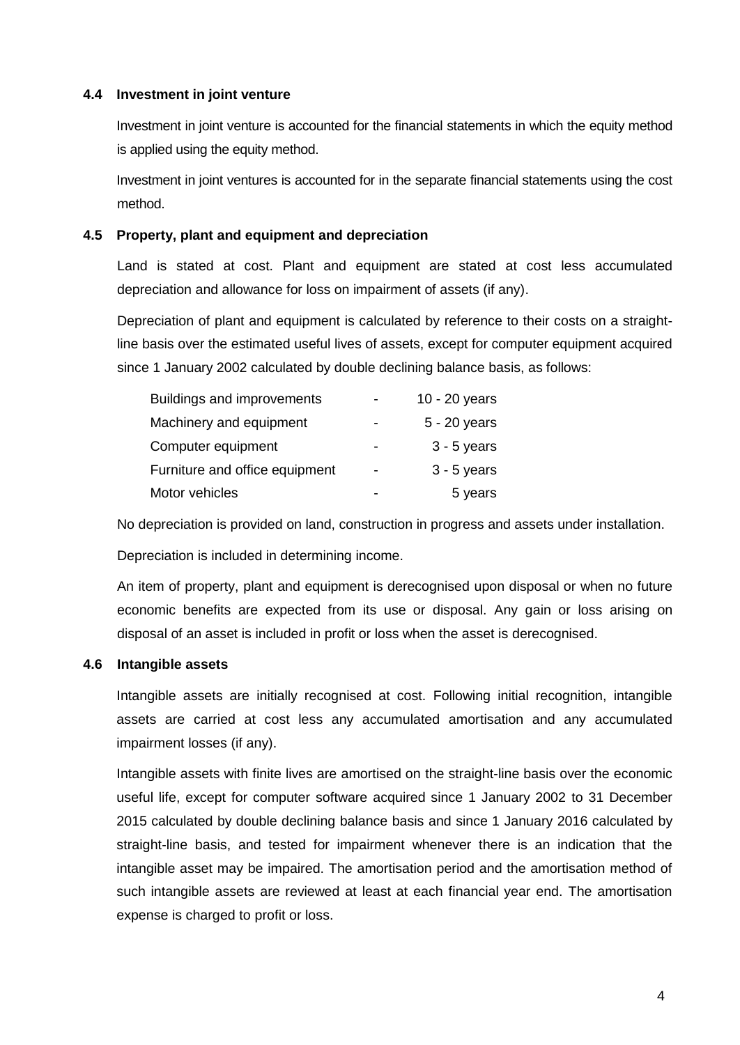### 4.4 Investment in joint venture

Investment in joint venture is accounted for the financial statements in which the equity method is applied using the equity method.

Investment in joint ventures is accounted for in the separate financial statements using the cost method.

### 4.5 Property, plant and equipment and depreciation

Land is stated at cost. Plant and equipment are stated at cost less accumulated depreciation and allowance for loss on impairment of assets (if any).

Depreciation of plant and equipment is calculated by reference to their costs on a straight-line basis over the estimated useful lives of assets, except for computer equipment acquired since 1 January 2002 calculated by double declining balance basis, as follows:

| | | |
|---|---|---|
| Buildings and improvements | - | 10 - 20 years |
| Machinery and equipment | - | 5 - 20 years |
| Computer equipment | - | 3 - 5 years |
| Furniture and office equipment | - | 3 - 5 years |
| Motor vehicles | - | 5 years |

No depreciation is provided on land, construction in progress and assets under installation.

Depreciation is included in determining income.

An item of property, plant and equipment is derecognised upon disposal or when no future economic benefits are expected from its use or disposal. Any gain or loss arising on disposal of an asset is included in profit or loss when the asset is derecognised.

### 4.6 Intangible assets

Intangible assets are initially recognised at cost. Following initial recognition, intangible assets are carried at cost less any accumulated amortisation and any accumulated impairment losses (if any).

Intangible assets with finite lives are amortised on the straight-line basis over the economic useful life, except for computer software acquired since 1 January 2002 to 31 December 2015 calculated by double declining balance basis and since 1 January 2016 calculated by straight-line basis, and tested for impairment whenever there is an indication that the intangible asset may be impaired. The amortisation period and the amortisation method of such intangible assets are reviewed at least at each financial year end. The amortisation expense is charged to profit or loss.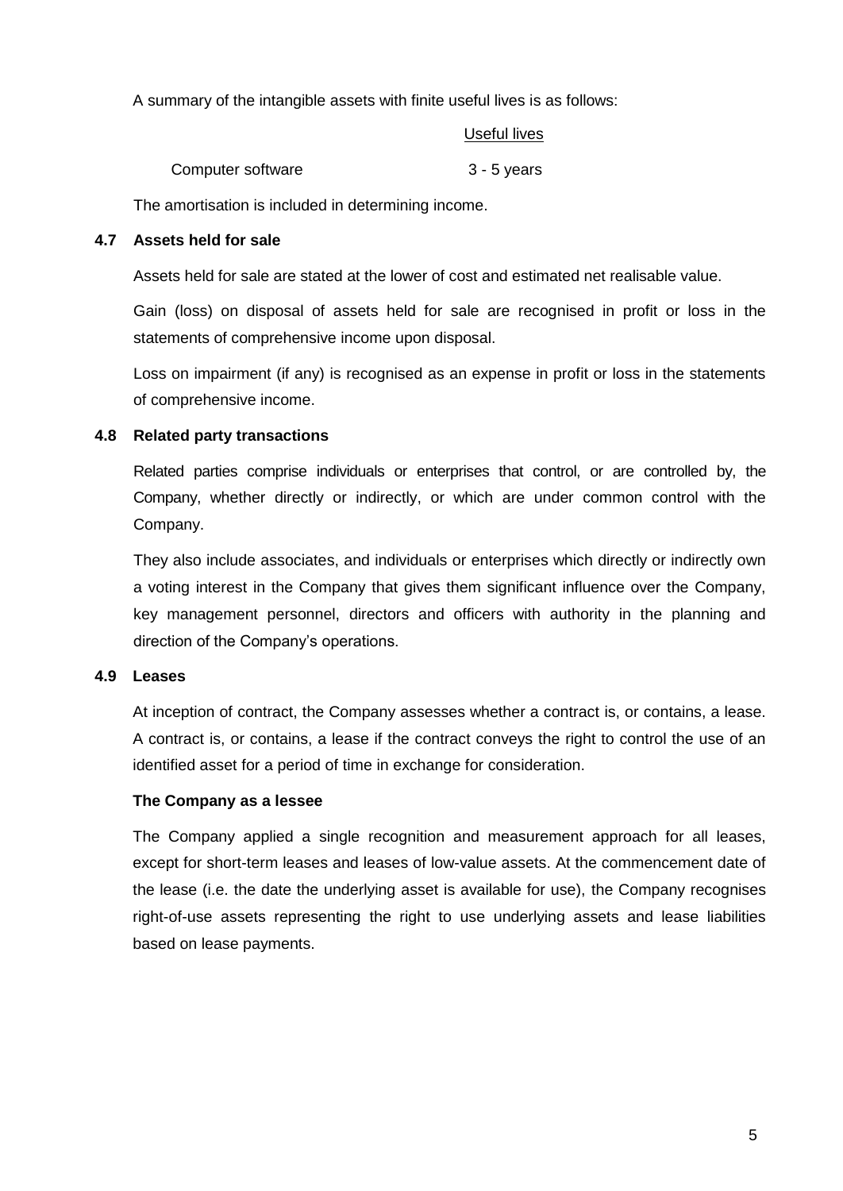A summary of the intangible assets with finite useful lives is as follows:

| | Useful lives |
|---|---|
| Computer software | 3 - 5 years |

The amortisation is included in determining income.

### 4.7 Assets held for sale

Assets held for sale are stated at the lower of cost and estimated net realisable value.

Gain (loss) on disposal of assets held for sale are recognised in profit or loss in the statements of comprehensive income upon disposal.

Loss on impairment (if any) is recognised as an expense in profit or loss in the statements of comprehensive income.

### 4.8 Related party transactions

Related parties comprise individuals or enterprises that control, or are controlled by, the Company, whether directly or indirectly, or which are under common control with the Company.

They also include associates, and individuals or enterprises which directly or indirectly own a voting interest in the Company that gives them significant influence over the Company, key management personnel, directors and officers with authority in the planning and direction of the Company's operations.

### 4.9 Leases

At inception of contract, the Company assesses whether a contract is, or contains, a lease. A contract is, or contains, a lease if the contract conveys the right to control the use of an identified asset for a period of time in exchange for consideration.

**The Company as a lessee**

The Company applied a single recognition and measurement approach for all leases, except for short-term leases and leases of low-value assets. At the commencement date of the lease (i.e. the date the underlying asset is available for use), the Company recognises right-of-use assets representing the right to use underlying assets and lease liabilities based on lease payments.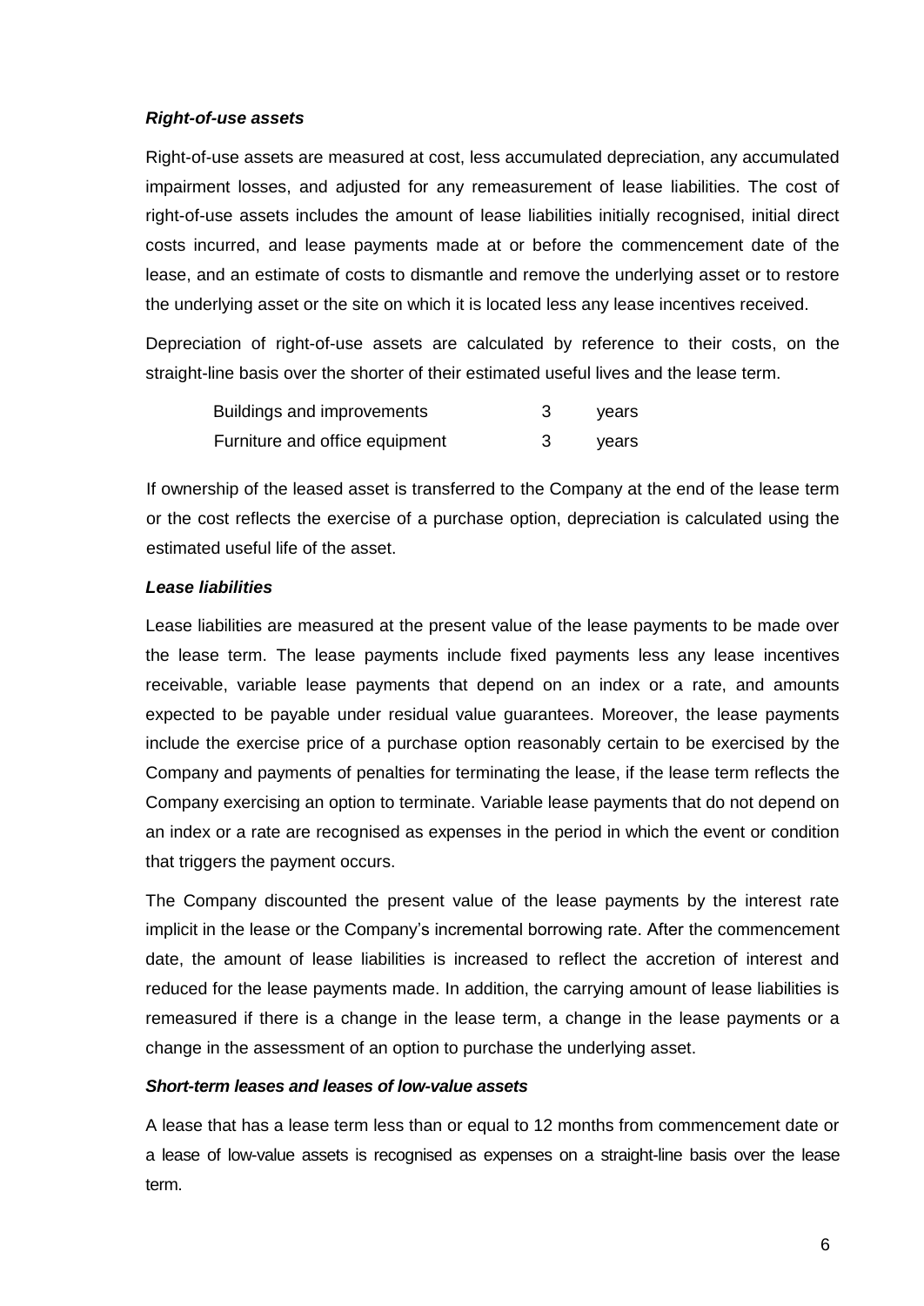***Right-of-use assets***

Right-of-use assets are measured at cost, less accumulated depreciation, any accumulated impairment losses, and adjusted for any remeasurement of lease liabilities. The cost of right-of-use assets includes the amount of lease liabilities initially recognised, initial direct costs incurred, and lease payments made at or before the commencement date of the lease, and an estimate of costs to dismantle and remove the underlying asset or to restore the underlying asset or the site on which it is located less any lease incentives received.

Depreciation of right-of-use assets are calculated by reference to their costs, on the straight-line basis over the shorter of their estimated useful lives and the lease term.

| | | |
|---|---|---|
| Buildings and improvements | 3 | years |
| Furniture and office equipment | 3 | years |

If ownership of the leased asset is transferred to the Company at the end of the lease term or the cost reflects the exercise of a purchase option, depreciation is calculated using the estimated useful life of the asset.

***Lease liabilities***

Lease liabilities are measured at the present value of the lease payments to be made over the lease term. The lease payments include fixed payments less any lease incentives receivable, variable lease payments that depend on an index or a rate, and amounts expected to be payable under residual value guarantees. Moreover, the lease payments include the exercise price of a purchase option reasonably certain to be exercised by the Company and payments of penalties for terminating the lease, if the lease term reflects the Company exercising an option to terminate. Variable lease payments that do not depend on an index or a rate are recognised as expenses in the period in which the event or condition that triggers the payment occurs.

The Company discounted the present value of the lease payments by the interest rate implicit in the lease or the Company's incremental borrowing rate. After the commencement date, the amount of lease liabilities is increased to reflect the accretion of interest and reduced for the lease payments made. In addition, the carrying amount of lease liabilities is remeasured if there is a change in the lease term, a change in the lease payments or a change in the assessment of an option to purchase the underlying asset.

***Short-term leases and leases of low-value assets***

A lease that has a lease term less than or equal to 12 months from commencement date or a lease of low-value assets is recognised as expenses on a straight-line basis over the lease term.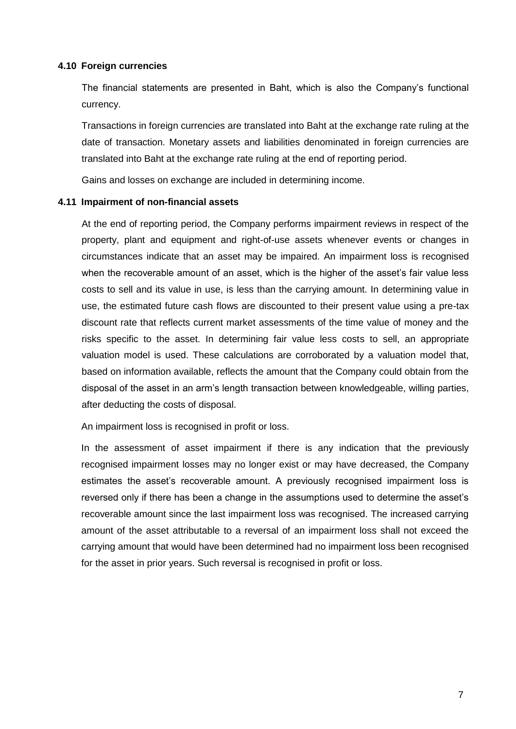### 4.10 Foreign currencies

The financial statements are presented in Baht, which is also the Company's functional currency.

Transactions in foreign currencies are translated into Baht at the exchange rate ruling at the date of transaction. Monetary assets and liabilities denominated in foreign currencies are translated into Baht at the exchange rate ruling at the end of reporting period.

Gains and losses on exchange are included in determining income.

### 4.11 Impairment of non-financial assets

At the end of reporting period, the Company performs impairment reviews in respect of the property, plant and equipment and right-of-use assets whenever events or changes in circumstances indicate that an asset may be impaired. An impairment loss is recognised when the recoverable amount of an asset, which is the higher of the asset's fair value less costs to sell and its value in use, is less than the carrying amount. In determining value in use, the estimated future cash flows are discounted to their present value using a pre-tax discount rate that reflects current market assessments of the time value of money and the risks specific to the asset. In determining fair value less costs to sell, an appropriate valuation model is used. These calculations are corroborated by a valuation model that, based on information available, reflects the amount that the Company could obtain from the disposal of the asset in an arm's length transaction between knowledgeable, willing parties, after deducting the costs of disposal.

An impairment loss is recognised in profit or loss.

In the assessment of asset impairment if there is any indication that the previously recognised impairment losses may no longer exist or may have decreased, the Company estimates the asset's recoverable amount. A previously recognised impairment loss is reversed only if there has been a change in the assumptions used to determine the asset's recoverable amount since the last impairment loss was recognised. The increased carrying amount of the asset attributable to a reversal of an impairment loss shall not exceed the carrying amount that would have been determined had no impairment loss been recognised for the asset in prior years. Such reversal is recognised in profit or loss.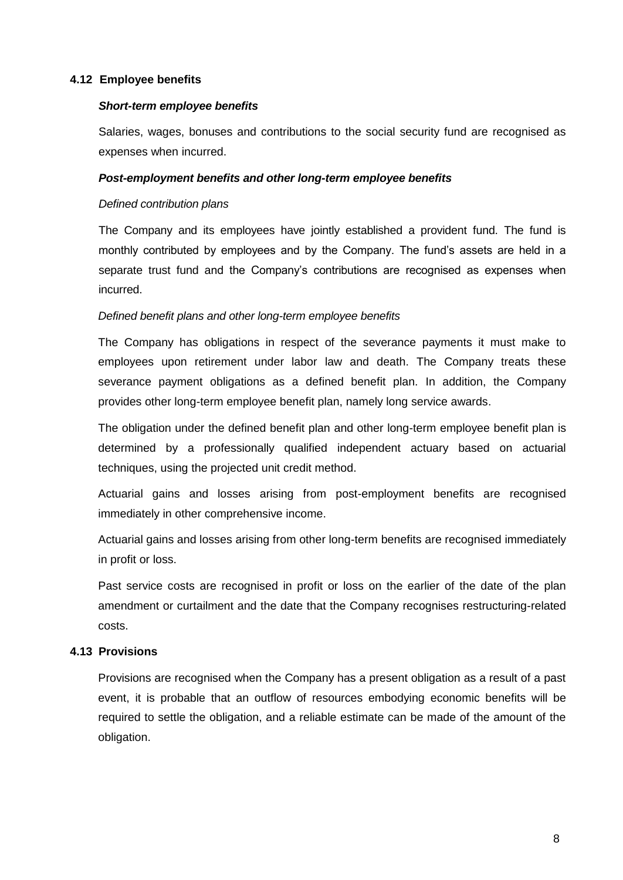### 4.12 Employee benefits

***Short-term employee benefits***

Salaries, wages, bonuses and contributions to the social security fund are recognised as expenses when incurred.

***Post-employment benefits and other long-term employee benefits***

*Defined contribution plans*

The Company and its employees have jointly established a provident fund. The fund is monthly contributed by employees and by the Company. The fund's assets are held in a separate trust fund and the Company's contributions are recognised as expenses when incurred.

*Defined benefit plans and other long-term employee benefits*

The Company has obligations in respect of the severance payments it must make to employees upon retirement under labor law and death. The Company treats these severance payment obligations as a defined benefit plan. In addition, the Company provides other long-term employee benefit plan, namely long service awards.

The obligation under the defined benefit plan and other long-term employee benefit plan is determined by a professionally qualified independent actuary based on actuarial techniques, using the projected unit credit method.

Actuarial gains and losses arising from post-employment benefits are recognised immediately in other comprehensive income.

Actuarial gains and losses arising from other long-term benefits are recognised immediately in profit or loss.

Past service costs are recognised in profit or loss on the earlier of the date of the plan amendment or curtailment and the date that the Company recognises restructuring-related costs.

### 4.13 Provisions

Provisions are recognised when the Company has a present obligation as a result of a past event, it is probable that an outflow of resources embodying economic benefits will be required to settle the obligation, and a reliable estimate can be made of the amount of the obligation.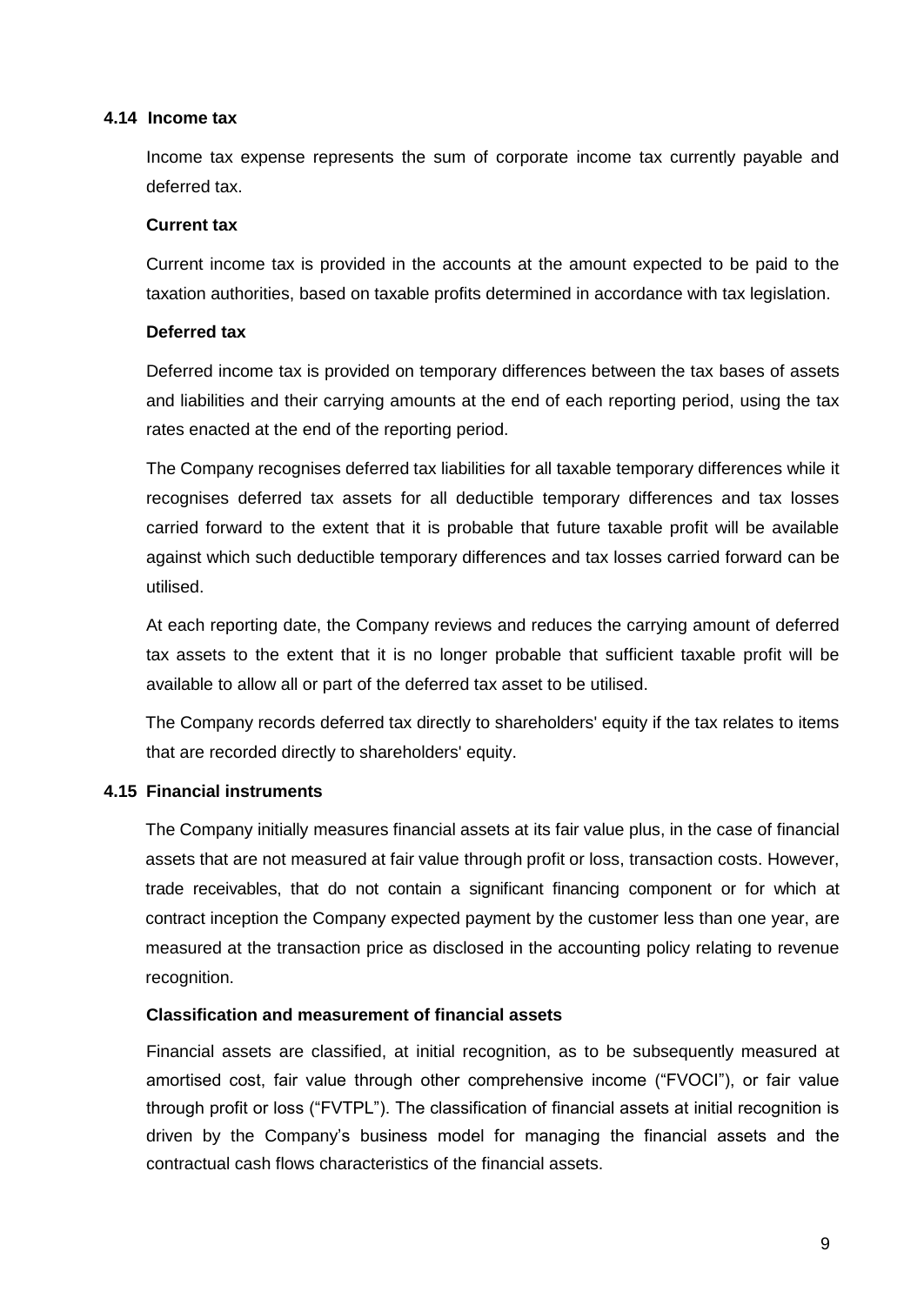### 4.14 Income tax

Income tax expense represents the sum of corporate income tax currently payable and deferred tax.

**Current tax**

Current income tax is provided in the accounts at the amount expected to be paid to the taxation authorities, based on taxable profits determined in accordance with tax legislation.

**Deferred tax**

Deferred income tax is provided on temporary differences between the tax bases of assets and liabilities and their carrying amounts at the end of each reporting period, using the tax rates enacted at the end of the reporting period.

The Company recognises deferred tax liabilities for all taxable temporary differences while it recognises deferred tax assets for all deductible temporary differences and tax losses carried forward to the extent that it is probable that future taxable profit will be available against which such deductible temporary differences and tax losses carried forward can be utilised.

At each reporting date, the Company reviews and reduces the carrying amount of deferred tax assets to the extent that it is no longer probable that sufficient taxable profit will be available to allow all or part of the deferred tax asset to be utilised.

The Company records deferred tax directly to shareholders' equity if the tax relates to items that are recorded directly to shareholders' equity.

### 4.15 Financial instruments

The Company initially measures financial assets at its fair value plus, in the case of financial assets that are not measured at fair value through profit or loss, transaction costs. However, trade receivables, that do not contain a significant financing component or for which at contract inception the Company expected payment by the customer less than one year, are measured at the transaction price as disclosed in the accounting policy relating to revenue recognition.

**Classification and measurement of financial assets**

Financial assets are classified, at initial recognition, as to be subsequently measured at amortised cost, fair value through other comprehensive income ("FVOCI"), or fair value through profit or loss ("FVTPL"). The classification of financial assets at initial recognition is driven by the Company's business model for managing the financial assets and the contractual cash flows characteristics of the financial assets.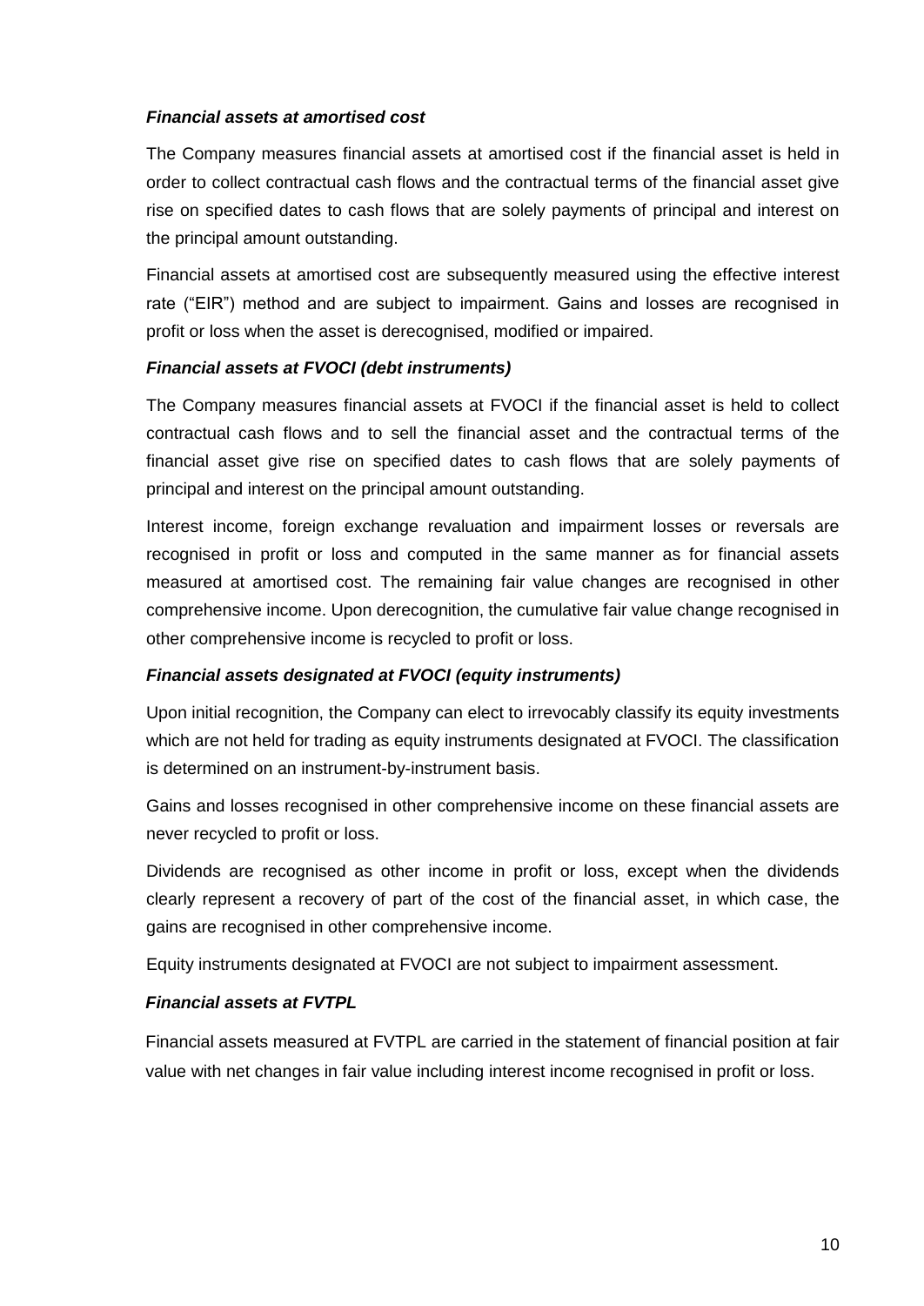***Financial assets at amortised cost***

The Company measures financial assets at amortised cost if the financial asset is held in order to collect contractual cash flows and the contractual terms of the financial asset give rise on specified dates to cash flows that are solely payments of principal and interest on the principal amount outstanding.

Financial assets at amortised cost are subsequently measured using the effective interest rate ("EIR") method and are subject to impairment. Gains and losses are recognised in profit or loss when the asset is derecognised, modified or impaired.

***Financial assets at FVOCI (debt instruments)***

The Company measures financial assets at FVOCI if the financial asset is held to collect contractual cash flows and to sell the financial asset and the contractual terms of the financial asset give rise on specified dates to cash flows that are solely payments of principal and interest on the principal amount outstanding.

Interest income, foreign exchange revaluation and impairment losses or reversals are recognised in profit or loss and computed in the same manner as for financial assets measured at amortised cost. The remaining fair value changes are recognised in other comprehensive income. Upon derecognition, the cumulative fair value change recognised in other comprehensive income is recycled to profit or loss.

***Financial assets designated at FVOCI (equity instruments)***

Upon initial recognition, the Company can elect to irrevocably classify its equity investments which are not held for trading as equity instruments designated at FVOCI. The classification is determined on an instrument-by-instrument basis.

Gains and losses recognised in other comprehensive income on these financial assets are never recycled to profit or loss.

Dividends are recognised as other income in profit or loss, except when the dividends clearly represent a recovery of part of the cost of the financial asset, in which case, the gains are recognised in other comprehensive income.

Equity instruments designated at FVOCI are not subject to impairment assessment.

***Financial assets at FVTPL***

Financial assets measured at FVTPL are carried in the statement of financial position at fair value with net changes in fair value including interest income recognised in profit or loss.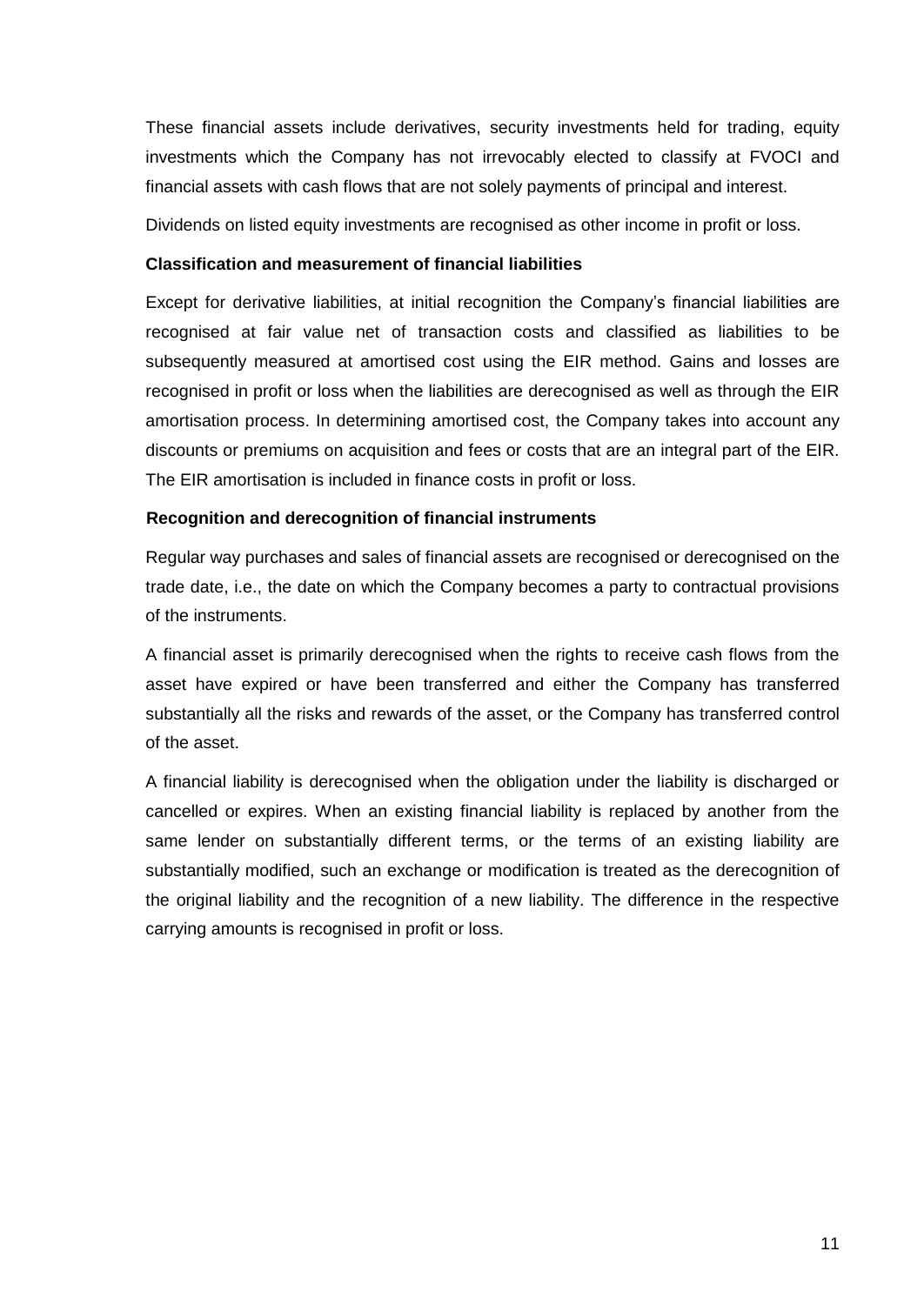These financial assets include derivatives, security investments held for trading, equity investments which the Company has not irrevocably elected to classify at FVOCI and financial assets with cash flows that are not solely payments of principal and interest.

Dividends on listed equity investments are recognised as other income in profit or loss.

**Classification and measurement of financial liabilities**

Except for derivative liabilities, at initial recognition the Company's financial liabilities are recognised at fair value net of transaction costs and classified as liabilities to be subsequently measured at amortised cost using the EIR method. Gains and losses are recognised in profit or loss when the liabilities are derecognised as well as through the EIR amortisation process. In determining amortised cost, the Company takes into account any discounts or premiums on acquisition and fees or costs that are an integral part of the EIR. The EIR amortisation is included in finance costs in profit or loss.

**Recognition and derecognition of financial instruments**

Regular way purchases and sales of financial assets are recognised or derecognised on the trade date, i.e., the date on which the Company becomes a party to contractual provisions of the instruments.

A financial asset is primarily derecognised when the rights to receive cash flows from the asset have expired or have been transferred and either the Company has transferred substantially all the risks and rewards of the asset, or the Company has transferred control of the asset.

A financial liability is derecognised when the obligation under the liability is discharged or cancelled or expires. When an existing financial liability is replaced by another from the same lender on substantially different terms, or the terms of an existing liability are substantially modified, such an exchange or modification is treated as the derecognition of the original liability and the recognition of a new liability. The difference in the respective carrying amounts is recognised in profit or loss.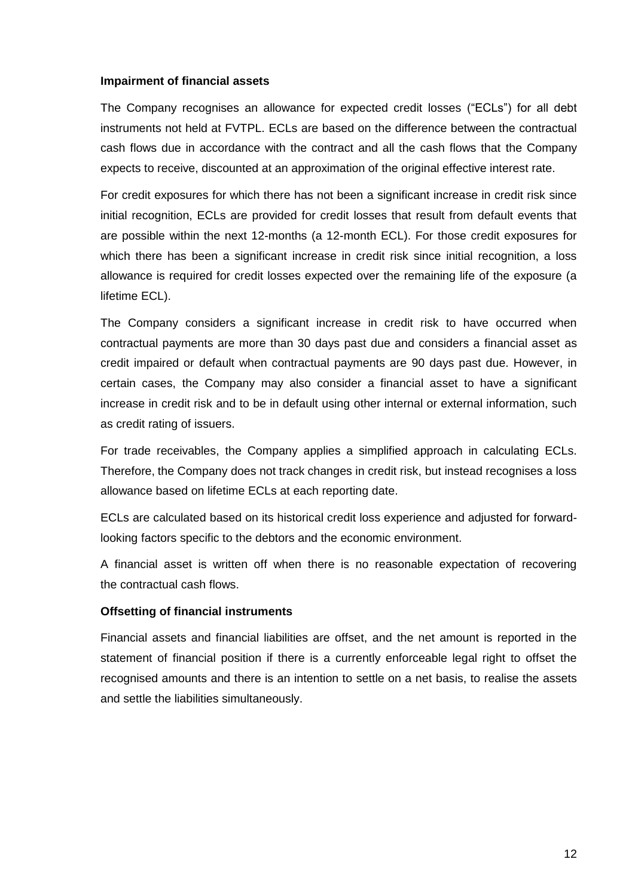**Impairment of financial assets**

The Company recognises an allowance for expected credit losses ("ECLs") for all debt instruments not held at FVTPL. ECLs are based on the difference between the contractual cash flows due in accordance with the contract and all the cash flows that the Company expects to receive, discounted at an approximation of the original effective interest rate.

For credit exposures for which there has not been a significant increase in credit risk since initial recognition, ECLs are provided for credit losses that result from default events that are possible within the next 12-months (a 12-month ECL). For those credit exposures for which there has been a significant increase in credit risk since initial recognition, a loss allowance is required for credit losses expected over the remaining life of the exposure (a lifetime ECL).

The Company considers a significant increase in credit risk to have occurred when contractual payments are more than 30 days past due and considers a financial asset as credit impaired or default when contractual payments are 90 days past due. However, in certain cases, the Company may also consider a financial asset to have a significant increase in credit risk and to be in default using other internal or external information, such as credit rating of issuers.

For trade receivables, the Company applies a simplified approach in calculating ECLs. Therefore, the Company does not track changes in credit risk, but instead recognises a loss allowance based on lifetime ECLs at each reporting date.

ECLs are calculated based on its historical credit loss experience and adjusted for forward-looking factors specific to the debtors and the economic environment.

A financial asset is written off when there is no reasonable expectation of recovering the contractual cash flows.

**Offsetting of financial instruments**

Financial assets and financial liabilities are offset, and the net amount is reported in the statement of financial position if there is a currently enforceable legal right to offset the recognised amounts and there is an intention to settle on a net basis, to realise the assets and settle the liabilities simultaneously.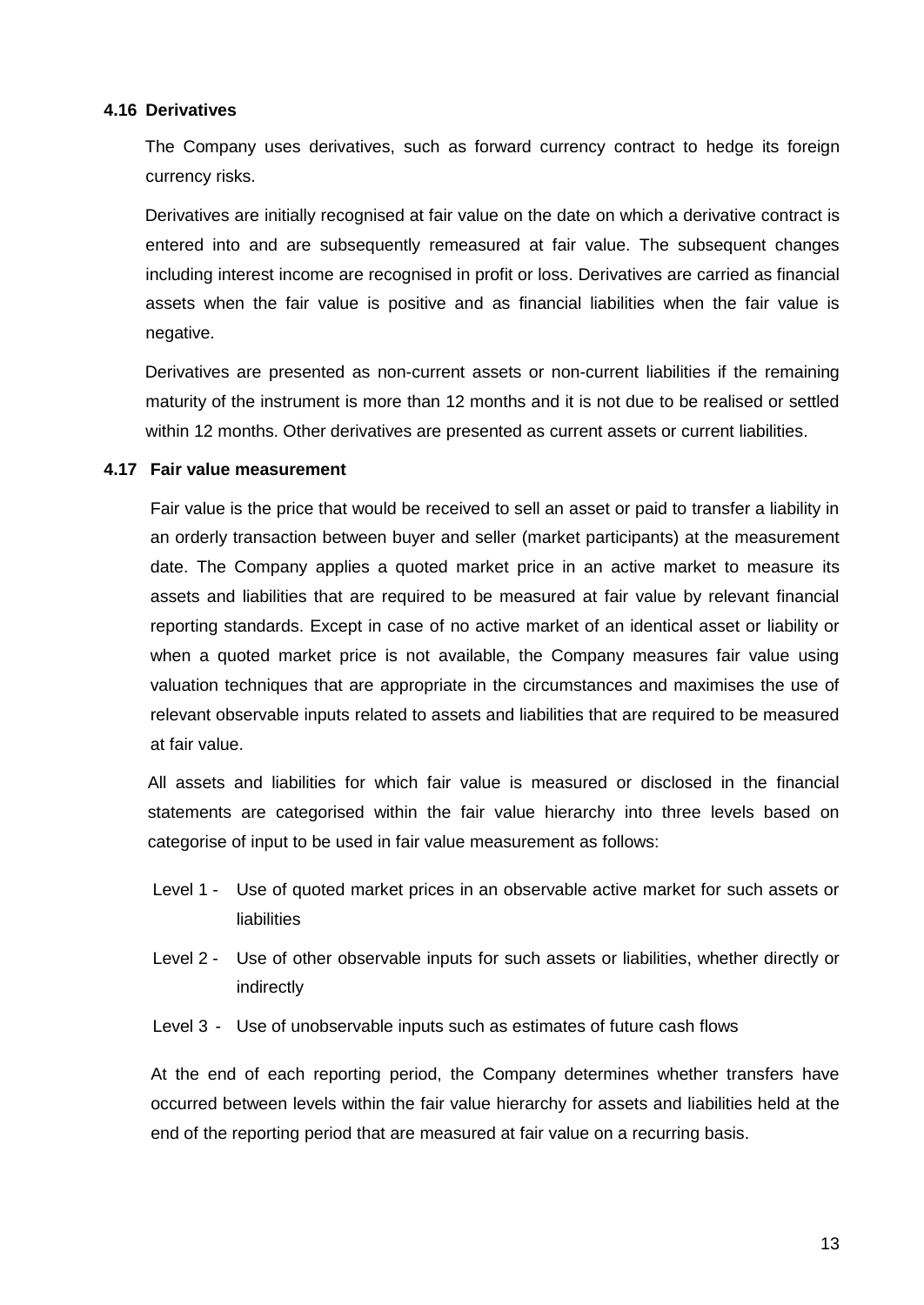### 4.16 Derivatives

The Company uses derivatives, such as forward currency contract to hedge its foreign currency risks.

Derivatives are initially recognised at fair value on the date on which a derivative contract is entered into and are subsequently remeasured at fair value. The subsequent changes including interest income are recognised in profit or loss. Derivatives are carried as financial assets when the fair value is positive and as financial liabilities when the fair value is negative.

Derivatives are presented as non-current assets or non-current liabilities if the remaining maturity of the instrument is more than 12 months and it is not due to be realised or settled within 12 months. Other derivatives are presented as current assets or current liabilities.

### 4.17 Fair value measurement

Fair value is the price that would be received to sell an asset or paid to transfer a liability in an orderly transaction between buyer and seller (market participants) at the measurement date. The Company applies a quoted market price in an active market to measure its assets and liabilities that are required to be measured at fair value by relevant financial reporting standards. Except in case of no active market of an identical asset or liability or when a quoted market price is not available, the Company measures fair value using valuation techniques that are appropriate in the circumstances and maximises the use of relevant observable inputs related to assets and liabilities that are required to be measured at fair value.

All assets and liabilities for which fair value is measured or disclosed in the financial statements are categorised within the fair value hierarchy into three levels based on categorise of input to be used in fair value measurement as follows:

- Level 1 - Use of quoted market prices in an observable active market for such assets or liabilities
- Level 2 - Use of other observable inputs for such assets or liabilities, whether directly or indirectly
- Level 3 - Use of unobservable inputs such as estimates of future cash flows

At the end of each reporting period, the Company determines whether transfers have occurred between levels within the fair value hierarchy for assets and liabilities held at the end of the reporting period that are measured at fair value on a recurring basis.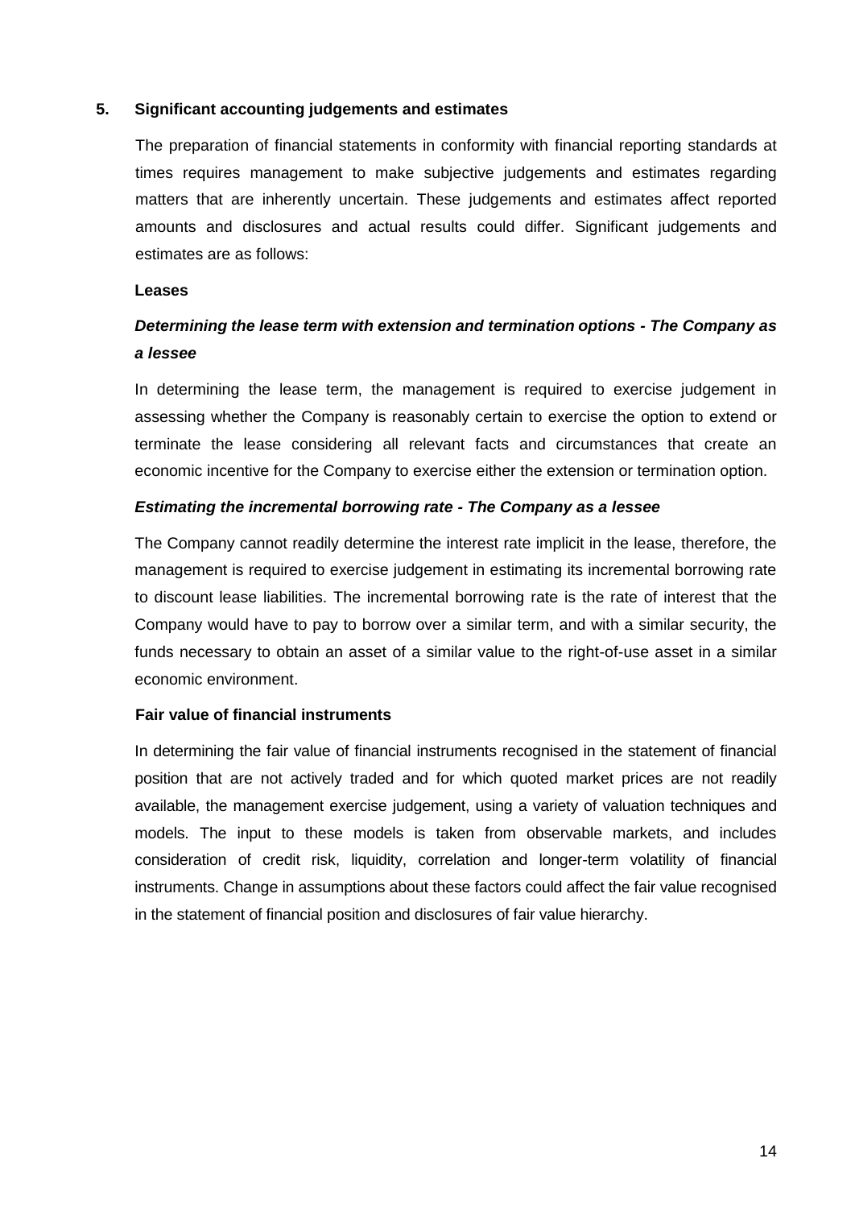## 5. Significant accounting judgements and estimates

The preparation of financial statements in conformity with financial reporting standards at times requires management to make subjective judgements and estimates regarding matters that are inherently uncertain. These judgements and estimates affect reported amounts and disclosures and actual results could differ. Significant judgements and estimates are as follows:

**Leases**

***Determining the lease term with extension and termination options - The Company as a lessee***

In determining the lease term, the management is required to exercise judgement in assessing whether the Company is reasonably certain to exercise the option to extend or terminate the lease considering all relevant facts and circumstances that create an economic incentive for the Company to exercise either the extension or termination option.

***Estimating the incremental borrowing rate - The Company as a lessee***

The Company cannot readily determine the interest rate implicit in the lease, therefore, the management is required to exercise judgement in estimating its incremental borrowing rate to discount lease liabilities. The incremental borrowing rate is the rate of interest that the Company would have to pay to borrow over a similar term, and with a similar security, the funds necessary to obtain an asset of a similar value to the right-of-use asset in a similar economic environment.

**Fair value of financial instruments**

In determining the fair value of financial instruments recognised in the statement of financial position that are not actively traded and for which quoted market prices are not readily available, the management exercise judgement, using a variety of valuation techniques and models. The input to these models is taken from observable markets, and includes consideration of credit risk, liquidity, correlation and longer-term volatility of financial instruments. Change in assumptions about these factors could affect the fair value recognised in the statement of financial position and disclosures of fair value hierarchy.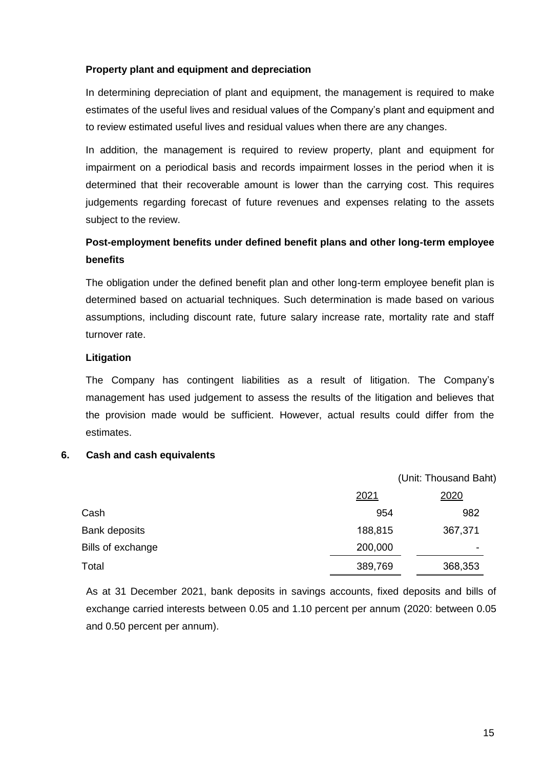**Property plant and equipment and depreciation**

In determining depreciation of plant and equipment, the management is required to make estimates of the useful lives and residual values of the Company's plant and equipment and to review estimated useful lives and residual values when there are any changes.

In addition, the management is required to review property, plant and equipment for impairment on a periodical basis and records impairment losses in the period when it is determined that their recoverable amount is lower than the carrying cost. This requires judgements regarding forecast of future revenues and expenses relating to the assets subject to the review.

**Post-employment benefits under defined benefit plans and other long-term employee benefits**

The obligation under the defined benefit plan and other long-term employee benefit plan is determined based on actuarial techniques. Such determination is made based on various assumptions, including discount rate, future salary increase rate, mortality rate and staff turnover rate.

**Litigation**

The Company has contingent liabilities as a result of litigation. The Company's management has used judgement to assess the results of the litigation and believes that the provision made would be sufficient. However, actual results could differ from the estimates.

## 6. Cash and cash equivalents

(Unit: Thousand Baht)

| | 2021 | 2020 |
|---|---|---|
| Cash | 954 | 982 |
| Bank deposits | 188,815 | 367,371 |
| Bills of exchange | 200,000 | - |
| Total | 389,769 | 368,353 |

As at 31 December 2021, bank deposits in savings accounts, fixed deposits and bills of exchange carried interests between 0.05 and 1.10 percent per annum (2020: between 0.05 and 0.50 percent per annum).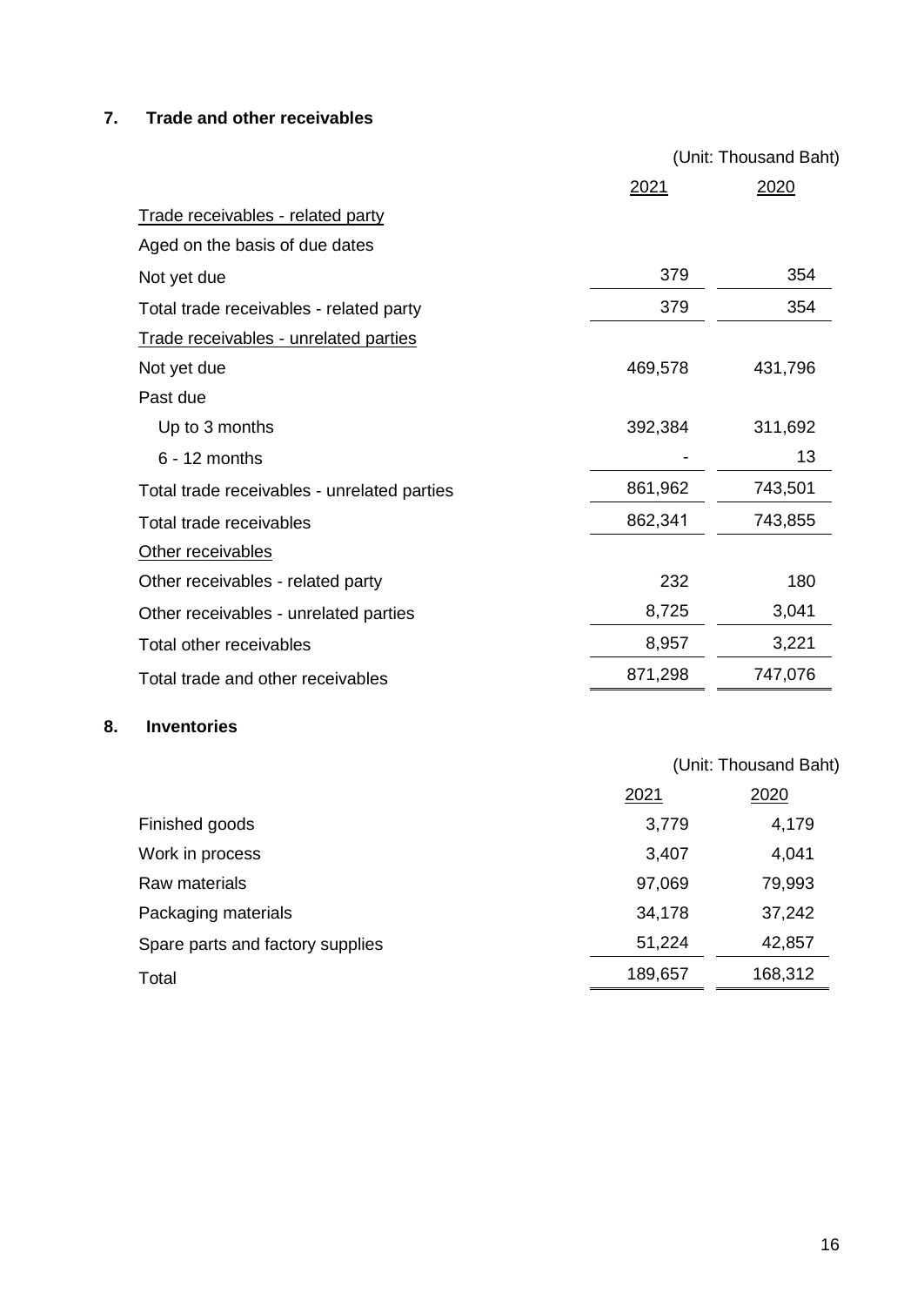## 7. Trade and other receivables

| | (Unit: Thousand Baht) | |
|---|---|---|
| | 2021 | 2020 |
| Trade receivables - related party | | |
| Aged on the basis of due dates | | |
| Not yet due | 379 | 354 |
| Total trade receivables - related party | 379 | 354 |
| Trade receivables - unrelated parties | | |
| Not yet due | 469,578 | 431,796 |
| Past due | | |
| Up to 3 months | 392,384 | 311,692 |
| 6 - 12 months | - | 13 |
| Total trade receivables - unrelated parties | 861,962 | 743,501 |
| Total trade receivables | 862,341 | 743,855 |
| Other receivables | | |
| Other receivables - related party | 232 | 180 |
| Other receivables - unrelated parties | 8,725 | 3,041 |
| Total other receivables | 8,957 | 3,221 |
| Total trade and other receivables | 871,298 | 747,076 |

## 8. Inventories

| | (Unit: Thousand Baht) | |
|---|---|---|
| | 2021 | 2020 |
| Finished goods | 3,779 | 4,179 |
| Work in process | 3,407 | 4,041 |
| Raw materials | 97,069 | 79,993 |
| Packaging materials | 34,178 | 37,242 |
| Spare parts and factory supplies | 51,224 | 42,857 |
| Total | 189,657 | 168,312 |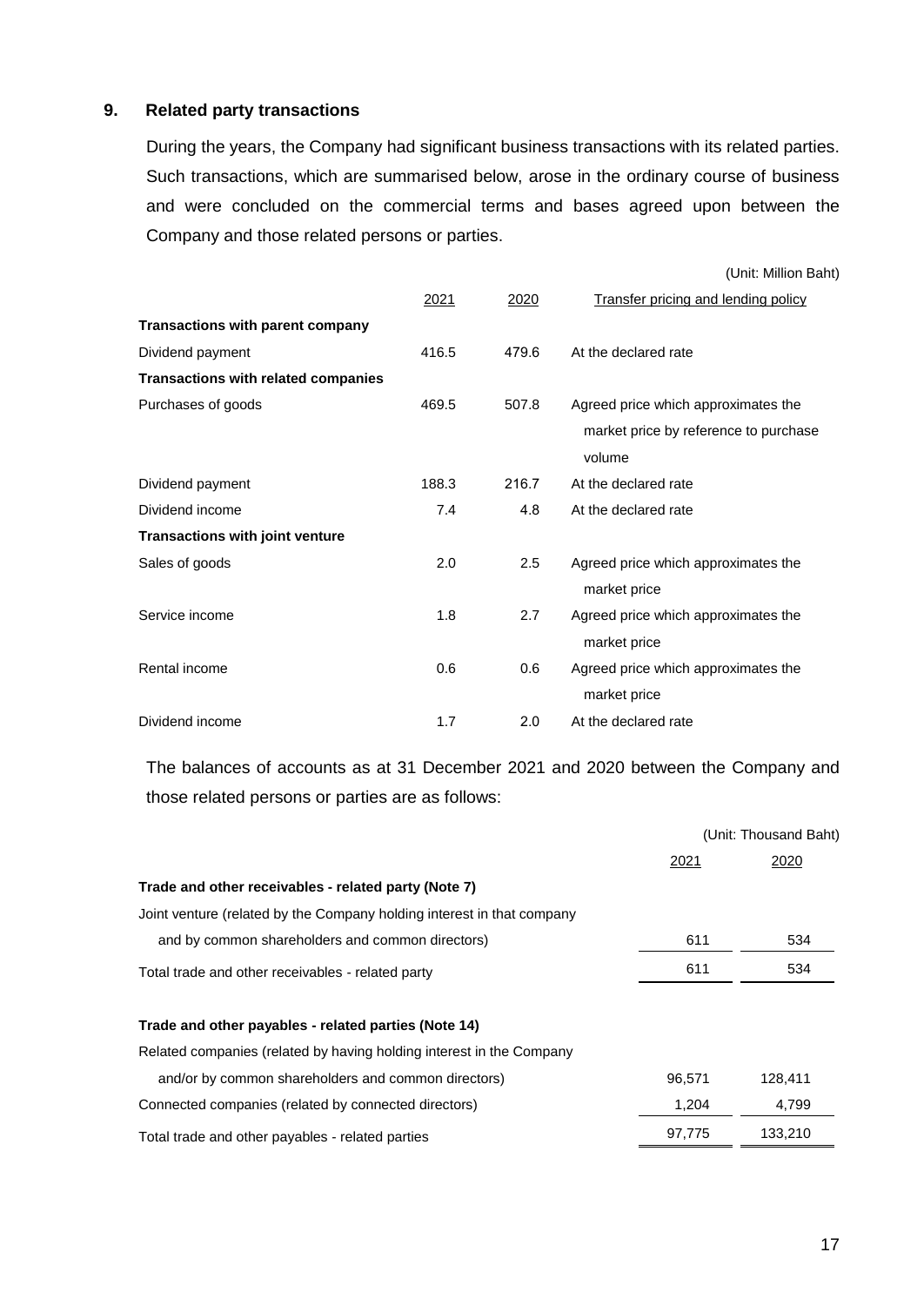## 9. Related party transactions

During the years, the Company had significant business transactions with its related parties. Such transactions, which are summarised below, arose in the ordinary course of business and were concluded on the commercial terms and bases agreed upon between the Company and those related persons or parties.

(Unit: Million Baht)

| | 2021 | 2020 | Transfer pricing and lending policy |
|---|---|---|---|
| **Transactions with parent company** | | | |
| Dividend payment | 416.5 | 479.6 | At the declared rate |
| **Transactions with related companies** | | | |
| Purchases of goods | 469.5 | 507.8 | Agreed price which approximates the market price by reference to purchase volume |
| Dividend payment | 188.3 | 216.7 | At the declared rate |
| Dividend income | 7.4 | 4.8 | At the declared rate |
| **Transactions with joint venture** | | | |
| Sales of goods | 2.0 | 2.5 | Agreed price which approximates the market price |
| Service income | 1.8 | 2.7 | Agreed price which approximates the market price |
| Rental income | 0.6 | 0.6 | Agreed price which approximates the market price |
| Dividend income | 1.7 | 2.0 | At the declared rate |

The balances of accounts as at 31 December 2021 and 2020 between the Company and those related persons or parties are as follows:

(Unit: Thousand Baht)

| | 2021 | 2020 |
|---|---|---|
| **Trade and other receivables - related party (Note 7)** | | |
| Joint venture (related by the Company holding interest in that company and by common shareholders and common directors) | 611 | 534 |
| Total trade and other receivables - related party | 611 | 534 |
| | | |
| **Trade and other payables - related parties (Note 14)** | | |
| Related companies (related by having holding interest in the Company and/or by common shareholders and common directors) | 96,571 | 128,411 |
| Connected companies (related by connected directors) | 1,204 | 4,799 |
| Total trade and other payables - related parties | 97,775 | 133,210 |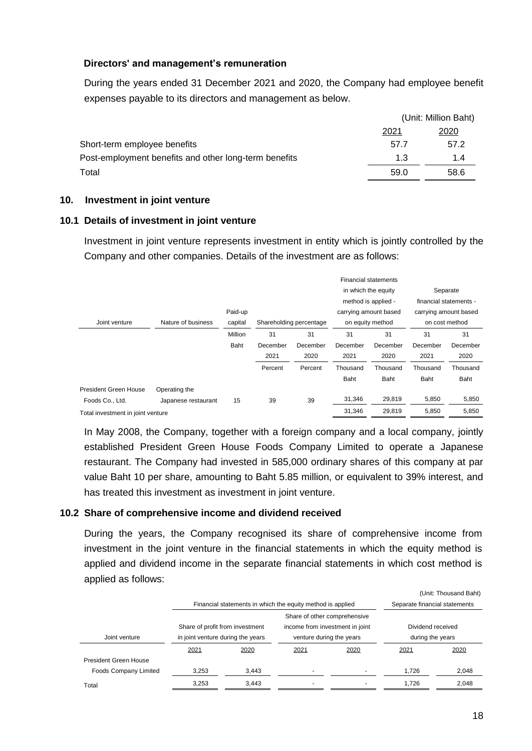**Directors' and management's remuneration**

During the years ended 31 December 2021 and 2020, the Company had employee benefit expenses payable to its directors and management as below.

| | (Unit: Million Baht) | |
|---|---|---|
| | 2021 | 2020 |
| Short-term employee benefits | 57.7 | 57.2 |
| Post-employment benefits and other long-term benefits | 1.3 | 1.4 |
| Total | 59.0 | 58.6 |

## 10. Investment in joint venture

### 10.1 Details of investment in joint venture

Investment in joint venture represents investment in entity which is jointly controlled by the Company and other companies. Details of the investment are as follows:

| Joint venture | Nature of business | Paid-up capital | Shareholding percentage | | Financial statements in which the equity method is applied - carrying amount based on equity method | | Separate financial statements - carrying amount based on cost method | |
|---|---|---|---|---|---|---|---|---|
| | | Million Baht | 31 December 2021 | 31 December 2020 | 31 December 2021 | 31 December 2020 | 31 December 2021 | 31 December 2020 |
| | | | Percent | Percent | Thousand Baht | Thousand Baht | Thousand Baht | Thousand Baht |
| President Green House Foods Co., Ltd. | Operating the Japanese restaurant | 15 | 39 | 39 | 31,346 | 29,819 | 5,850 | 5,850 |
| Total investment in joint venture | | | | | 31,346 | 29,819 | 5,850 | 5,850 |

In May 2008, the Company, together with a foreign company and a local company, jointly established President Green House Foods Company Limited to operate a Japanese restaurant. The Company had invested in 585,000 ordinary shares of this company at par value Baht 10 per share, amounting to Baht 5.85 million, or equivalent to 39% interest, and has treated this investment as investment in joint venture.

### 10.2 Share of comprehensive income and dividend received

During the years, the Company recognised its share of comprehensive income from investment in the joint venture in the financial statements in which the equity method is applied and dividend income in the separate financial statements in which cost method is applied as follows:

(Unit: Thousand Baht)

| Joint venture | Financial statements in which the equity method is applied | | | | Separate financial statements | |
|---|---|---|---|---|---|---|
| | Share of profit from investment in joint venture during the years | | Share of other comprehensive income from investment in joint venture during the years | | Dividend received during the years | |
| | 2021 | 2020 | 2021 | 2020 | 2021 | 2020 |
| President Green House Foods Company Limited | 3,253 | 3,443 | - | - | 1,726 | 2,048 |
| Total | 3,253 | 3,443 | - | - | 1,726 | 2,048 |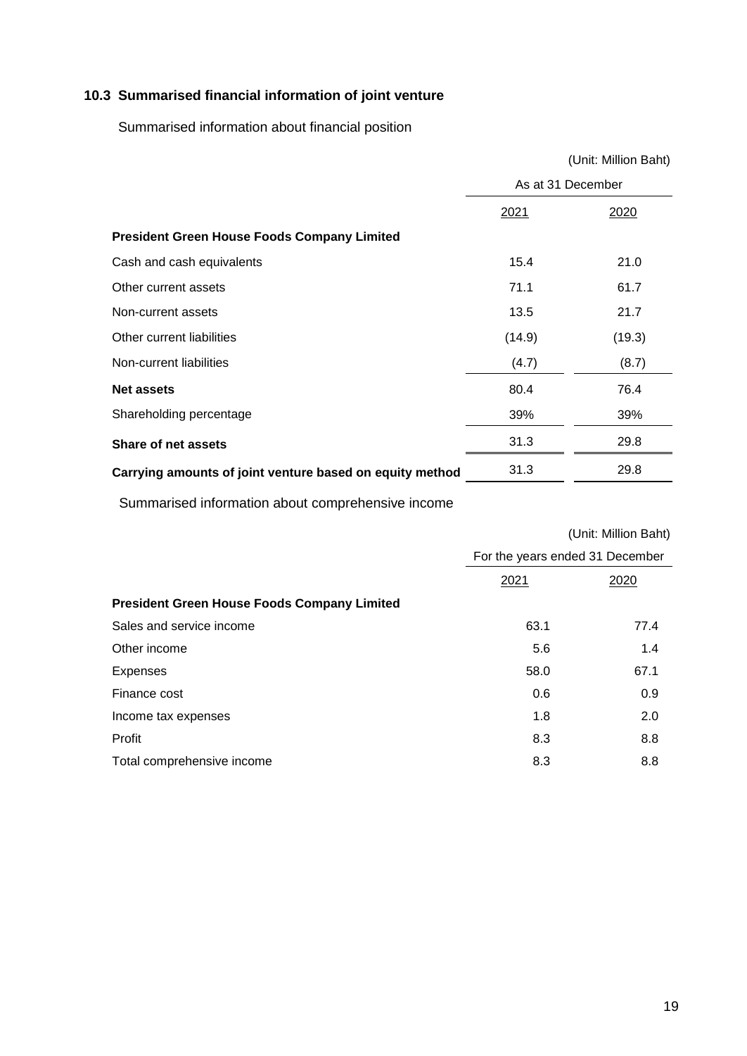### 10.3 Summarised financial information of joint venture

Summarised information about financial position

(Unit: Million Baht)

| | As at 31 December | |
|---|---|---|
| | 2021 | 2020 |
| **President Green House Foods Company Limited** | | |
| Cash and cash equivalents | 15.4 | 21.0 |
| Other current assets | 71.1 | 61.7 |
| Non-current assets | 13.5 | 21.7 |
| Other current liabilities | (14.9) | (19.3) |
| Non-current liabilities | (4.7) | (8.7) |
| **Net assets** | 80.4 | 76.4 |
| Shareholding percentage | 39% | 39% |
| **Share of net assets** | 31.3 | 29.8 |
| **Carrying amounts of joint venture based on equity method** | 31.3 | 29.8 |

Summarised information about comprehensive income

(Unit: Million Baht)

| | For the years ended 31 December | |
|---|---|---|
| | 2021 | 2020 |
| **President Green House Foods Company Limited** | | |
| Sales and service income | 63.1 | 77.4 |
| Other income | 5.6 | 1.4 |
| Expenses | 58.0 | 67.1 |
| Finance cost | 0.6 | 0.9 |
| Income tax expenses | 1.8 | 2.0 |
| Profit | 8.3 | 8.8 |
| Total comprehensive income | 8.3 | 8.8 |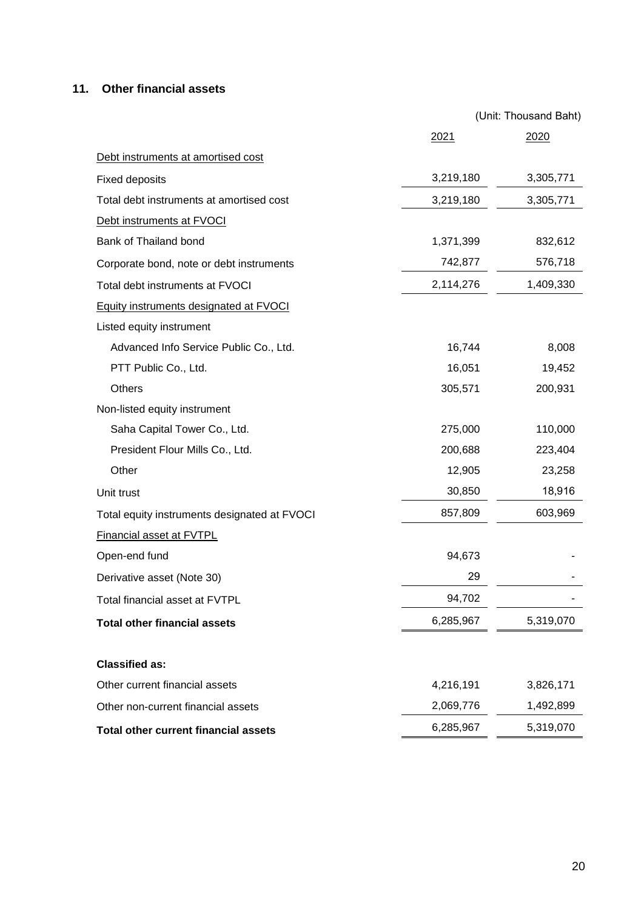## 11. Other financial assets

| | (Unit: Thousand Baht) | |
|---|---|---|
| | 2021 | 2020 |
| Debt instruments at amortised cost | | |
| Fixed deposits | 3,219,180 | 3,305,771 |
| Total debt instruments at amortised cost | 3,219,180 | 3,305,771 |
| Debt instruments at FVOCI | | |
| Bank of Thailand bond | 1,371,399 | 832,612 |
| Corporate bond, note or debt instruments | 742,877 | 576,718 |
| Total debt instruments at FVOCI | 2,114,276 | 1,409,330 |
| Equity instruments designated at FVOCI | | |
| Listed equity instrument | | |
| Advanced Info Service Public Co., Ltd. | 16,744 | 8,008 |
| PTT Public Co., Ltd. | 16,051 | 19,452 |
| Others | 305,571 | 200,931 |
| Non-listed equity instrument | | |
| Saha Capital Tower Co., Ltd. | 275,000 | 110,000 |
| President Flour Mills Co., Ltd. | 200,688 | 223,404 |
| Other | 12,905 | 23,258 |
| Unit trust | 30,850 | 18,916 |
| Total equity instruments designated at FVOCI | 857,809 | 603,969 |
| Financial asset at FVTPL | | |
| Open-end fund | 94,673 | - |
| Derivative asset (Note 30) | 29 | - |
| Total financial asset at FVTPL | 94,702 | - |
| **Total other financial assets** | 6,285,967 | 5,319,070 |
| | | |
| **Classified as:** | | |
| Other current financial assets | 4,216,191 | 3,826,171 |
| Other non-current financial assets | 2,069,776 | 1,492,899 |
| **Total other current financial assets** | 6,285,967 | 5,319,070 |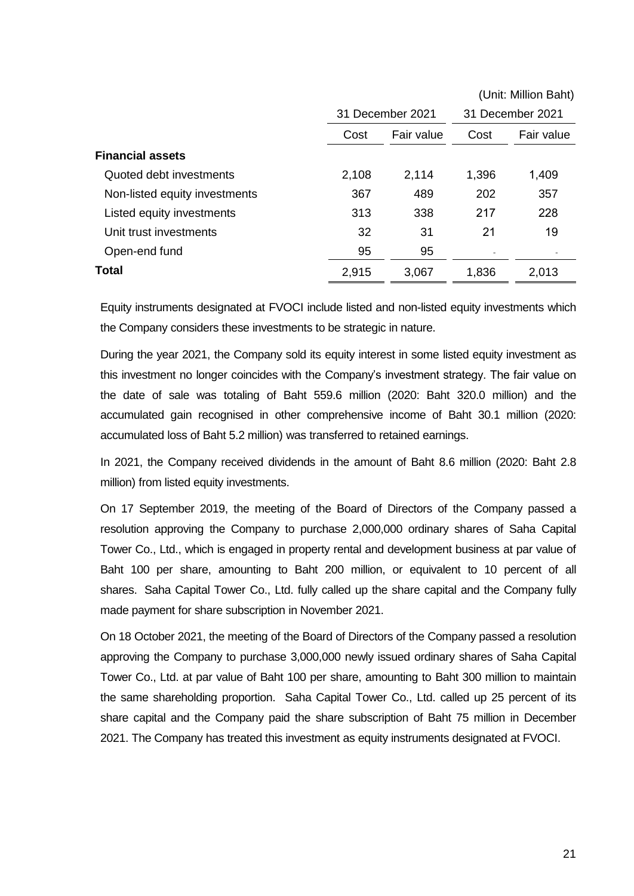(Unit: Million Baht)

| | 31 December 2021 | | 31 December 2021 | |
|---|---|---|---|---|
| | Cost | Fair value | Cost | Fair value |
| **Financial assets** | | | | |
| Quoted debt investments | 2,108 | 2,114 | 1,396 | 1,409 |
| Non-listed equity investments | 367 | 489 | 202 | 357 |
| Listed equity investments | 313 | 338 | 217 | 228 |
| Unit trust investments | 32 | 31 | 21 | 19 |
| Open-end fund | 95 | 95 | - | - |
| **Total** | 2,915 | 3,067 | 1,836 | 2,013 |

Equity instruments designated at FVOCI include listed and non-listed equity investments which the Company considers these investments to be strategic in nature.

During the year 2021, the Company sold its equity interest in some listed equity investment as this investment no longer coincides with the Company's investment strategy. The fair value on the date of sale was totaling of Baht 559.6 million (2020: Baht 320.0 million) and the accumulated gain recognised in other comprehensive income of Baht 30.1 million (2020: accumulated loss of Baht 5.2 million) was transferred to retained earnings.

In 2021, the Company received dividends in the amount of Baht 8.6 million (2020: Baht 2.8 million) from listed equity investments.

On 17 September 2019, the meeting of the Board of Directors of the Company passed a resolution approving the Company to purchase 2,000,000 ordinary shares of Saha Capital Tower Co., Ltd., which is engaged in property rental and development business at par value of Baht 100 per share, amounting to Baht 200 million, or equivalent to 10 percent of all shares. Saha Capital Tower Co., Ltd. fully called up the share capital and the Company fully made payment for share subscription in November 2021.

On 18 October 2021, the meeting of the Board of Directors of the Company passed a resolution approving the Company to purchase 3,000,000 newly issued ordinary shares of Saha Capital Tower Co., Ltd. at par value of Baht 100 per share, amounting to Baht 300 million to maintain the same shareholding proportion. Saha Capital Tower Co., Ltd. called up 25 percent of its share capital and the Company paid the share subscription of Baht 75 million in December 2021. The Company has treated this investment as equity instruments designated at FVOCI.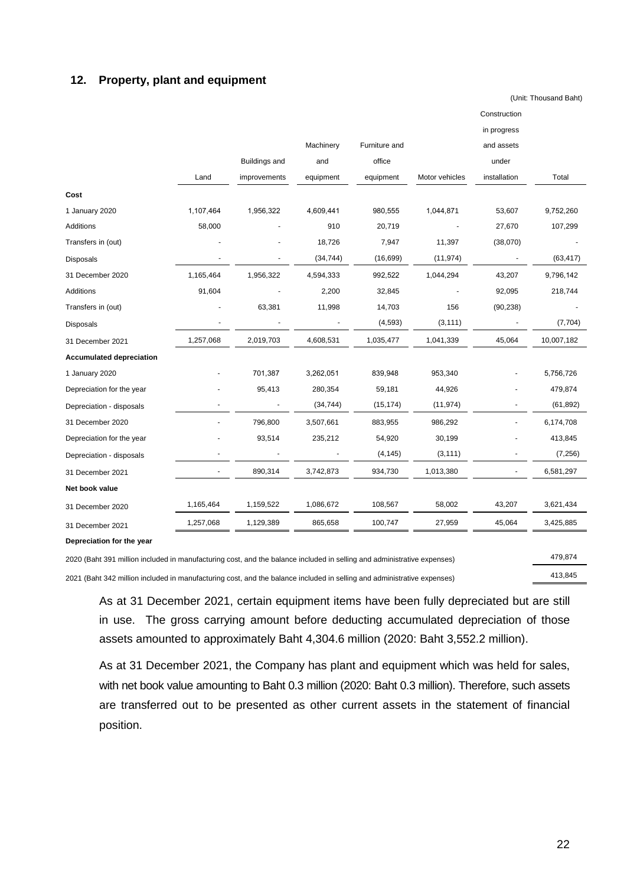## 12. Property, plant and equipment

(Unit: Thousand Baht)

| | Land | Buildings and improvements | Machinery and equipment | Furniture and office equipment | Motor vehicles | Construction in progress and assets under installation | Total |
|---|---|---|---|---|---|---|---|
| **Cost** | | | | | | | |
| 1 January 2020 | 1,107,464 | 1,956,322 | 4,609,441 | 980,555 | 1,044,871 | 53,607 | 9,752,260 |
| Additions | 58,000 | - | 910 | 20,719 | - | 27,670 | 107,299 |
| Transfers in (out) | - | - | 18,726 | 7,947 | 11,397 | (38,070) | - |
| Disposals | - | - | (34,744) | (16,699) | (11,974) | - | (63,417) |
| 31 December 2020 | 1,165,464 | 1,956,322 | 4,594,333 | 992,522 | 1,044,294 | 43,207 | 9,796,142 |
| Additions | 91,604 | - | 2,200 | 32,845 | - | 92,095 | 218,744 |
| Transfers in (out) | - | 63,381 | 11,998 | 14,703 | 156 | (90,238) | - |
| Disposals | - | - | - | (4,593) | (3,111) | - | (7,704) |
| 31 December 2021 | 1,257,068 | 2,019,703 | 4,608,531 | 1,035,477 | 1,041,339 | 45,064 | 10,007,182 |
| **Accumulated depreciation** | | | | | | | |
| 1 January 2020 | - | 701,387 | 3,262,051 | 839,948 | 953,340 | - | 5,756,726 |
| Depreciation for the year | - | 95,413 | 280,354 | 59,181 | 44,926 | - | 479,874 |
| Depreciation - disposals | - | - | (34,744) | (15,174) | (11,974) | - | (61,892) |
| 31 December 2020 | - | 796,800 | 3,507,661 | 883,955 | 986,292 | - | 6,174,708 |
| Depreciation for the year | - | 93,514 | 235,212 | 54,920 | 30,199 | - | 413,845 |
| Depreciation - disposals | - | - | - | (4,145) | (3,111) | - | (7,256) |
| 31 December 2021 | - | 890,314 | 3,742,873 | 934,730 | 1,013,380 | - | 6,581,297 |
| **Net book value** | | | | | | | |
| 31 December 2020 | 1,165,464 | 1,159,522 | 1,086,672 | 108,567 | 58,002 | 43,207 | 3,621,434 |
| 31 December 2021 | 1,257,068 | 1,129,389 | 865,658 | 100,747 | 27,959 | 45,064 | 3,425,885 |
| **Depreciation for the year** | | | | | | | |
| 2020 (Baht 391 million included in manufacturing cost, and the balance included in selling and administrative expenses) | | | | | | | 479,874 |
| 2021 (Baht 342 million included in manufacturing cost, and the balance included in selling and administrative expenses) | | | | | | | 413,845 |

As at 31 December 2021, certain equipment items have been fully depreciated but are still in use. The gross carrying amount before deducting accumulated depreciation of those assets amounted to approximately Baht 4,304.6 million (2020: Baht 3,552.2 million).

As at 31 December 2021, the Company has plant and equipment which was held for sales, with net book value amounting to Baht 0.3 million (2020: Baht 0.3 million). Therefore, such assets are transferred out to be presented as other current assets in the statement of financial position.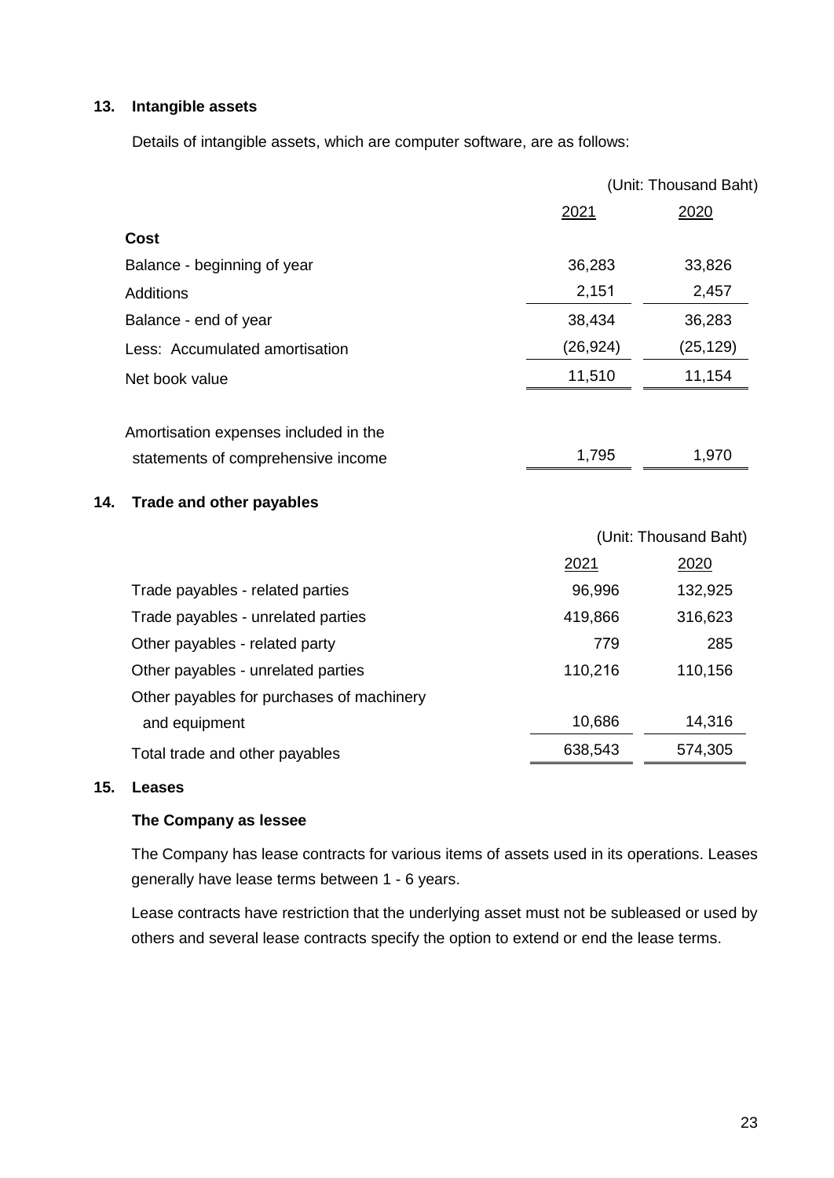## 13. Intangible assets

Details of intangible assets, which are computer software, are as follows:

| | (Unit: Thousand Baht) | |
|---|---|---|
| | 2021 | 2020 |
| **Cost** | | |
| Balance - beginning of year | 36,283 | 33,826 |
| Additions | 2,151 | 2,457 |
| Balance - end of year | 38,434 | 36,283 |
| Less: Accumulated amortisation | (26,924) | (25,129) |
| Net book value | 11,510 | 11,154 |
| Amortisation expenses included in the statements of comprehensive income | 1,795 | 1,970 |

## 14. Trade and other payables

| | (Unit: Thousand Baht) | |
|---|---|---|
| | 2021 | 2020 |
| Trade payables - related parties | 96,996 | 132,925 |
| Trade payables - unrelated parties | 419,866 | 316,623 |
| Other payables - related party | 779 | 285 |
| Other payables - unrelated parties | 110,216 | 110,156 |
| Other payables for purchases of machinery and equipment | 10,686 | 14,316 |
| Total trade and other payables | 638,543 | 574,305 |

## 15. Leases

### The Company as lessee

The Company has lease contracts for various items of assets used in its operations. Leases generally have lease terms between 1 - 6 years.

Lease contracts have restriction that the underlying asset must not be subleased or used by others and several lease contracts specify the option to extend or end the lease terms.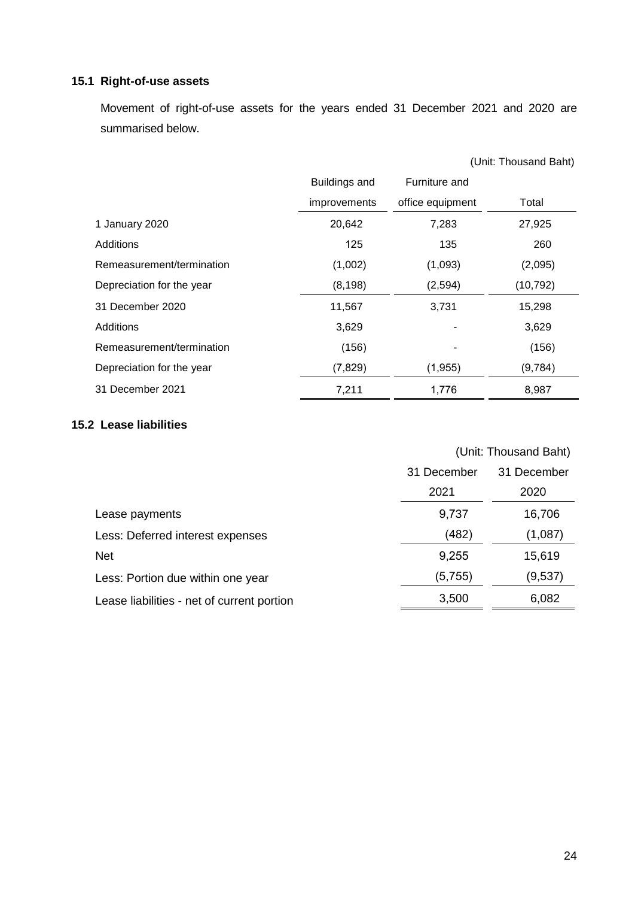### 15.1 Right-of-use assets

Movement of right-of-use assets for the years ended 31 December 2021 and 2020 are summarised below.

(Unit: Thousand Baht)

| | Buildings and improvements | Furniture and office equipment | Total |
|---|---|---|---|
| 1 January 2020 | 20,642 | 7,283 | 27,925 |
| Additions | 125 | 135 | 260 |
| Remeasurement/termination | (1,002) | (1,093) | (2,095) |
| Depreciation for the year | (8,198) | (2,594) | (10,792) |
| 31 December 2020 | 11,567 | 3,731 | 15,298 |
| Additions | 3,629 | - | 3,629 |
| Remeasurement/termination | (156) | - | (156) |
| Depreciation for the year | (7,829) | (1,955) | (9,784) |
| 31 December 2021 | 7,211 | 1,776 | 8,987 |

### 15.2 Lease liabilities

(Unit: Thousand Baht)

| | 31 December 2021 | 31 December 2020 |
|---|---|---|
| Lease payments | 9,737 | 16,706 |
| Less: Deferred interest expenses | (482) | (1,087) |
| Net | 9,255 | 15,619 |
| Less: Portion due within one year | (5,755) | (9,537) |
| Lease liabilities - net of current portion | 3,500 | 6,082 |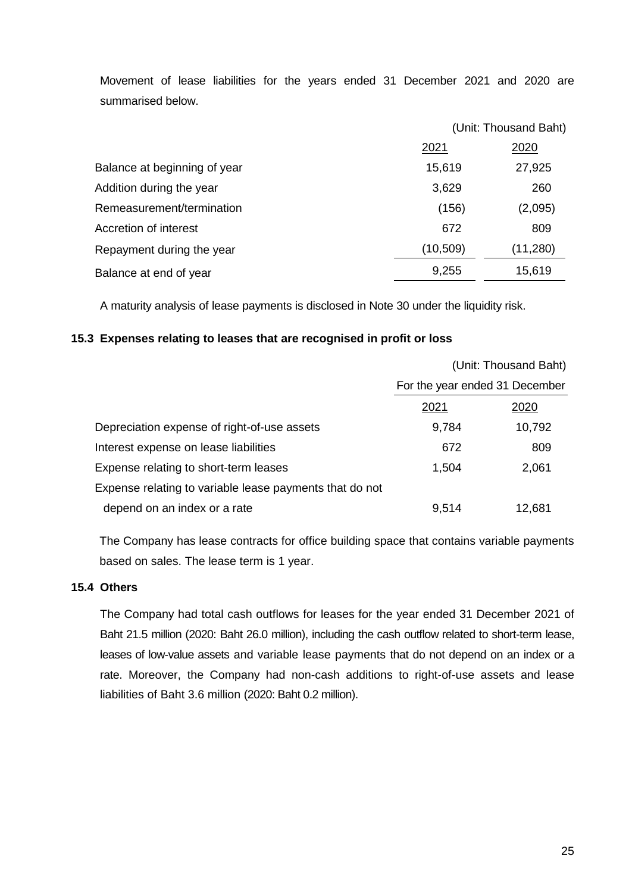Movement of lease liabilities for the years ended 31 December 2021 and 2020 are summarised below.

| | (Unit: Thousand Baht) | |
|---|---|---|
| | 2021 | 2020 |
| Balance at beginning of year | 15,619 | 27,925 |
| Addition during the year | 3,629 | 260 |
| Remeasurement/termination | (156) | (2,095) |
| Accretion of interest | 672 | 809 |
| Repayment during the year | (10,509) | (11,280) |
| Balance at end of year | 9,255 | 15,619 |

A maturity analysis of lease payments is disclosed in Note 30 under the liquidity risk.

### 15.3 Expenses relating to leases that are recognised in profit or loss

| | (Unit: Thousand Baht) | |
|---|---|---|
| | For the year ended 31 December | |
| | 2021 | 2020 |
| Depreciation expense of right-of-use assets | 9,784 | 10,792 |
| Interest expense on lease liabilities | 672 | 809 |
| Expense relating to short-term leases | 1,504 | 2,061 |
| Expense relating to variable lease payments that do not depend on an index or a rate | 9,514 | 12,681 |

The Company has lease contracts for office building space that contains variable payments based on sales. The lease term is 1 year.

### 15.4 Others

The Company had total cash outflows for leases for the year ended 31 December 2021 of Baht 21.5 million (2020: Baht 26.0 million), including the cash outflow related to short-term lease, leases of low-value assets and variable lease payments that do not depend on an index or a rate. Moreover, the Company had non-cash additions to right-of-use assets and lease liabilities of Baht 3.6 million (2020: Baht 0.2 million).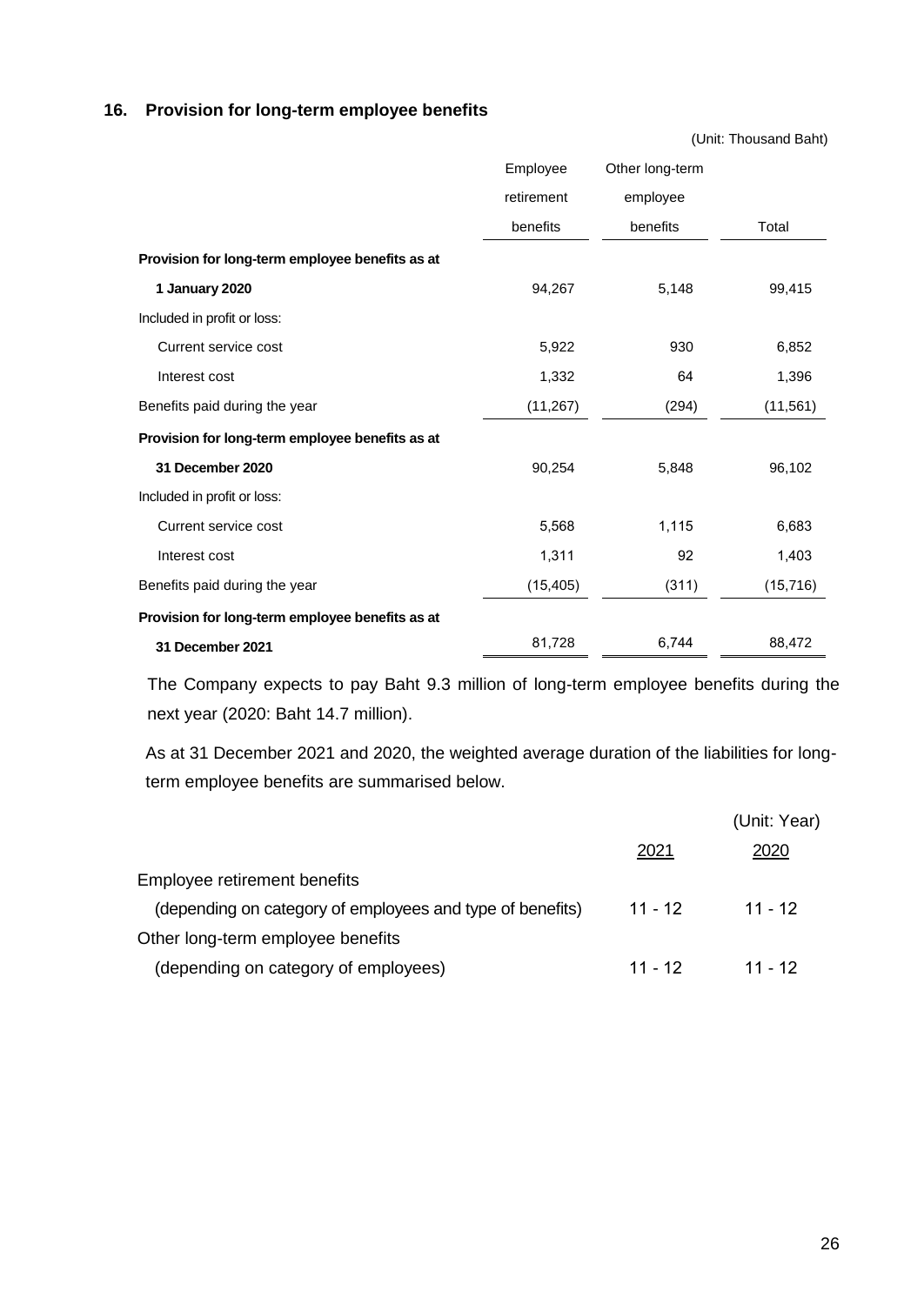## 16. Provision for long-term employee benefits

(Unit: Thousand Baht)

| | Employee retirement benefits | Other long-term employee benefits | Total |
|---|---|---|---|
| **Provision for long-term employee benefits as at** | | | |
| **1 January 2020** | 94,267 | 5,148 | 99,415 |
| Included in profit or loss: | | | |
| Current service cost | 5,922 | 930 | 6,852 |
| Interest cost | 1,332 | 64 | 1,396 |
| Benefits paid during the year | (11,267) | (294) | (11,561) |
| **Provision for long-term employee benefits as at** | | | |
| **31 December 2020** | 90,254 | 5,848 | 96,102 |
| Included in profit or loss: | | | |
| Current service cost | 5,568 | 1,115 | 6,683 |
| Interest cost | 1,311 | 92 | 1,403 |
| Benefits paid during the year | (15,405) | (311) | (15,716) |
| **Provision for long-term employee benefits as at** | | | |
| **31 December 2021** | 81,728 | 6,744 | 88,472 |

The Company expects to pay Baht 9.3 million of long-term employee benefits during the next year (2020: Baht 14.7 million).

As at 31 December 2021 and 2020, the weighted average duration of the liabilities for long-term employee benefits are summarised below.

(Unit: Year)

| | 2021 | 2020 |
|---|---|---|
| Employee retirement benefits | | |
| (depending on category of employees and type of benefits) | 11 - 12 | 11 - 12 |
| Other long-term employee benefits | | |
| (depending on category of employees) | 11 - 12 | 11 - 12 |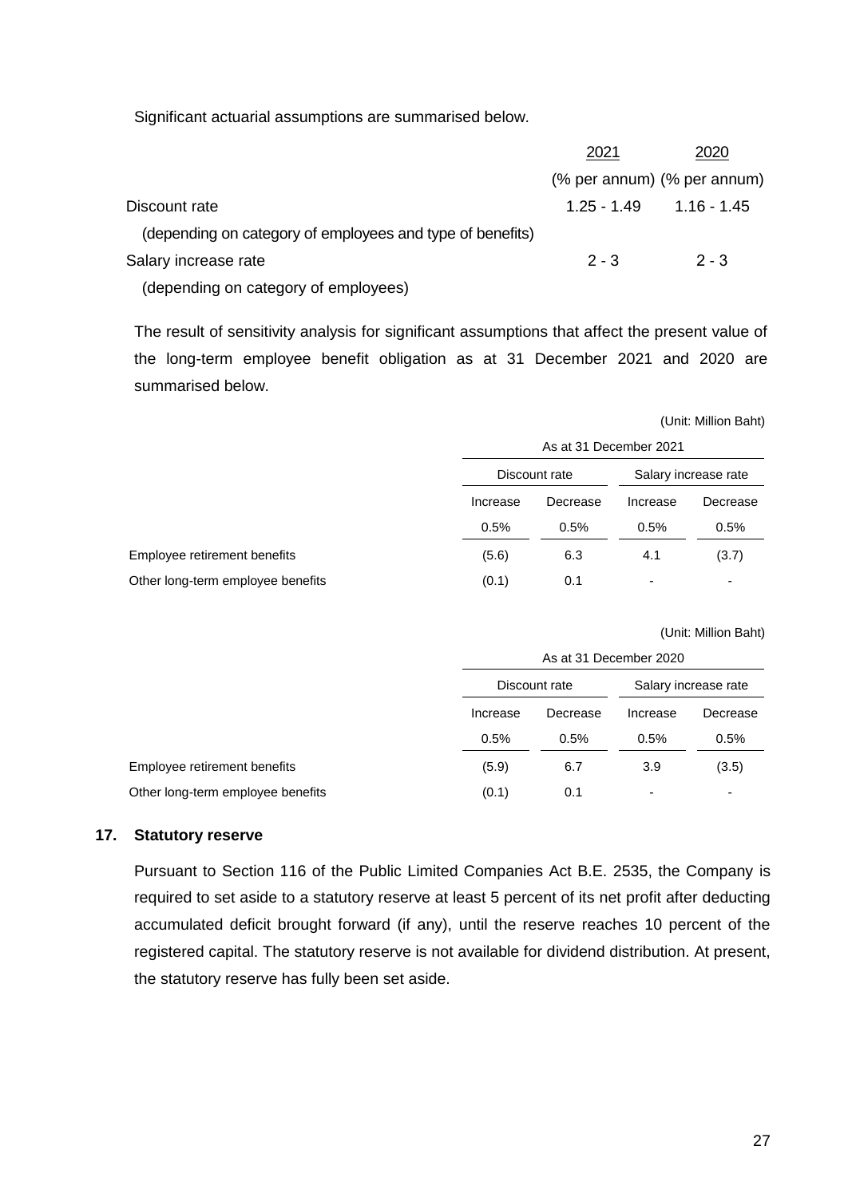Significant actuarial assumptions are summarised below.

| | 2021 | 2020 |
|---|---|---|
| | (% per annum) | (% per annum) |
| Discount rate | 1.25 - 1.49 | 1.16 - 1.45 |
| (depending on category of employees and type of benefits) | | |
| Salary increase rate | 2 - 3 | 2 - 3 |
| (depending on category of employees) | | |

The result of sensitivity analysis for significant assumptions that affect the present value of the long-term employee benefit obligation as at 31 December 2021 and 2020 are summarised below.

(Unit: Million Baht)

| | As at 31 December 2021 | | | |
|---|---|---|---|---|
| | Discount rate | | Salary increase rate | |
| | Increase 0.5% | Decrease 0.5% | Increase 0.5% | Decrease 0.5% |
| Employee retirement benefits | (5.6) | 6.3 | 4.1 | (3.7) |
| Other long-term employee benefits | (0.1) | 0.1 | - | - |

(Unit: Million Baht)

| | As at 31 December 2020 | | | |
|---|---|---|---|---|
| | Discount rate | | Salary increase rate | |
| | Increase 0.5% | Decrease 0.5% | Increase 0.5% | Decrease 0.5% |
| Employee retirement benefits | (5.9) | 6.7 | 3.9 | (3.5) |
| Other long-term employee benefits | (0.1) | 0.1 | - | - |

## 17. Statutory reserve

Pursuant to Section 116 of the Public Limited Companies Act B.E. 2535, the Company is required to set aside to a statutory reserve at least 5 percent of its net profit after deducting accumulated deficit brought forward (if any), until the reserve reaches 10 percent of the registered capital. The statutory reserve is not available for dividend distribution. At present, the statutory reserve has fully been set aside.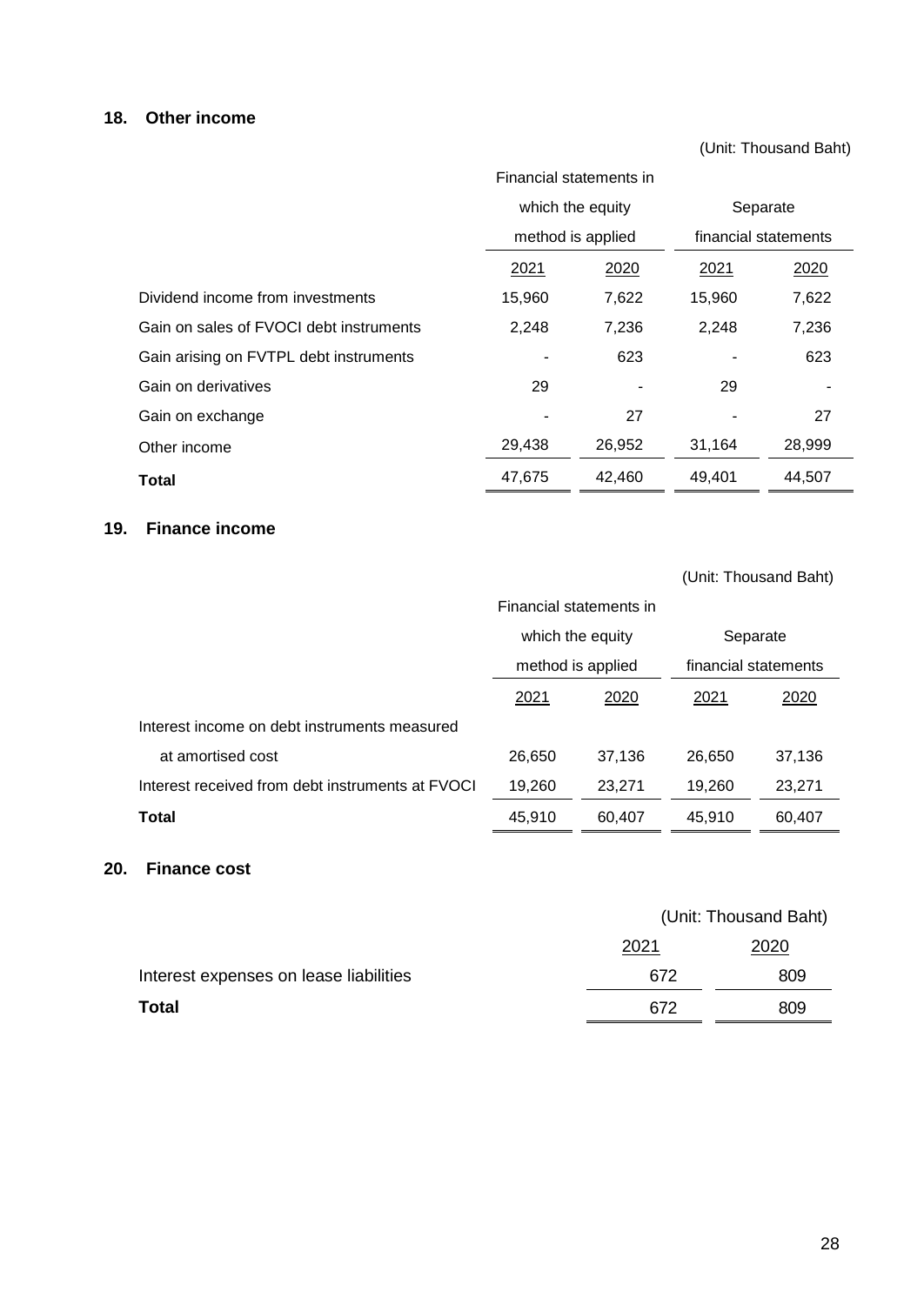## 18. Other income

(Unit: Thousand Baht)

| | Financial statements in which the equity method is applied | | Separate financial statements | |
|---|---|---|---|---|
| | 2021 | 2020 | 2021 | 2020 |
| Dividend income from investments | 15,960 | 7,622 | 15,960 | 7,622 |
| Gain on sales of FVOCI debt instruments | 2,248 | 7,236 | 2,248 | 7,236 |
| Gain arising on FVTPL debt instruments | - | 623 | - | 623 |
| Gain on derivatives | 29 | - | 29 | - |
| Gain on exchange | - | 27 | - | 27 |
| Other income | 29,438 | 26,952 | 31,164 | 28,999 |
| **Total** | 47,675 | 42,460 | 49,401 | 44,507 |

## 19. Finance income

(Unit: Thousand Baht)

| | Financial statements in which the equity method is applied | | Separate financial statements | |
|---|---|---|---|---|
| | 2021 | 2020 | 2021 | 2020 |
| Interest income on debt instruments measured at amortised cost | 26,650 | 37,136 | 26,650 | 37,136 |
| Interest received from debt instruments at FVOCI | 19,260 | 23,271 | 19,260 | 23,271 |
| **Total** | 45,910 | 60,407 | 45,910 | 60,407 |

## 20. Finance cost

(Unit: Thousand Baht)

| | 2021 | 2020 |
|---|---|---|
| Interest expenses on lease liabilities | 672 | 809 |
| **Total** | 672 | 809 |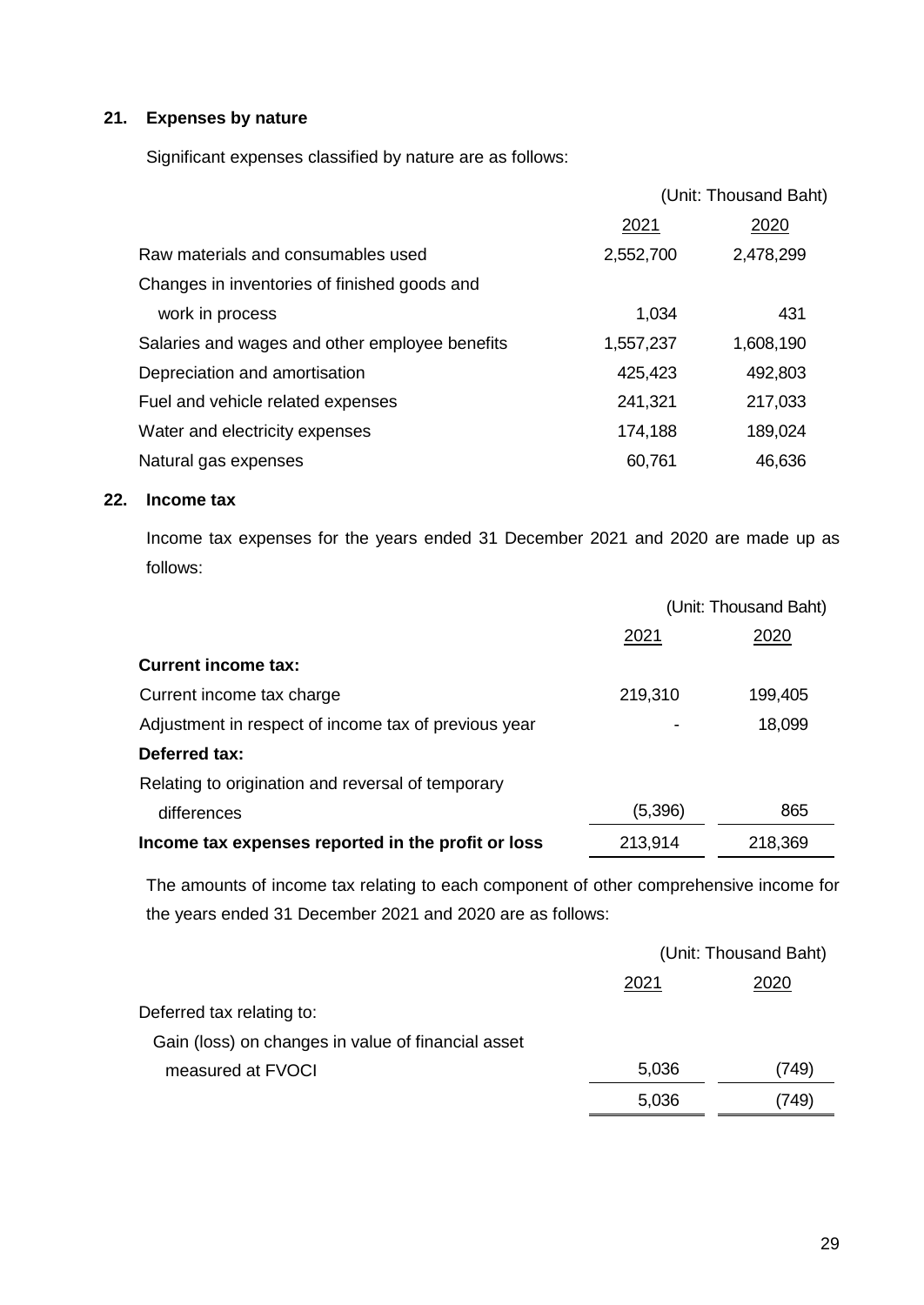## 21. Expenses by nature

Significant expenses classified by nature are as follows:

| | (Unit: Thousand Baht) | |
|---|---|---|
| | 2021 | 2020 |
| Raw materials and consumables used | 2,552,700 | 2,478,299 |
| Changes in inventories of finished goods and work in process | 1,034 | 431 |
| Salaries and wages and other employee benefits | 1,557,237 | 1,608,190 |
| Depreciation and amortisation | 425,423 | 492,803 |
| Fuel and vehicle related expenses | 241,321 | 217,033 |
| Water and electricity expenses | 174,188 | 189,024 |
| Natural gas expenses | 60,761 | 46,636 |

## 22. Income tax

Income tax expenses for the years ended 31 December 2021 and 2020 are made up as follows:

| | (Unit: Thousand Baht) | |
|---|---|---|
| | 2021 | 2020 |
| **Current income tax:** | | |
| Current income tax charge | 219,310 | 199,405 |
| Adjustment in respect of income tax of previous year | - | 18,099 |
| **Deferred tax:** | | |
| Relating to origination and reversal of temporary differences | (5,396) | 865 |
| **Income tax expenses reported in the profit or loss** | 213,914 | 218,369 |

The amounts of income tax relating to each component of other comprehensive income for the years ended 31 December 2021 and 2020 are as follows:

| | (Unit: Thousand Baht) | |
|---|---|---|
| | 2021 | 2020 |
| Deferred tax relating to: | | |
| Gain (loss) on changes in value of financial asset measured at FVOCI | 5,036 | (749) |
| | 5,036 | (749) |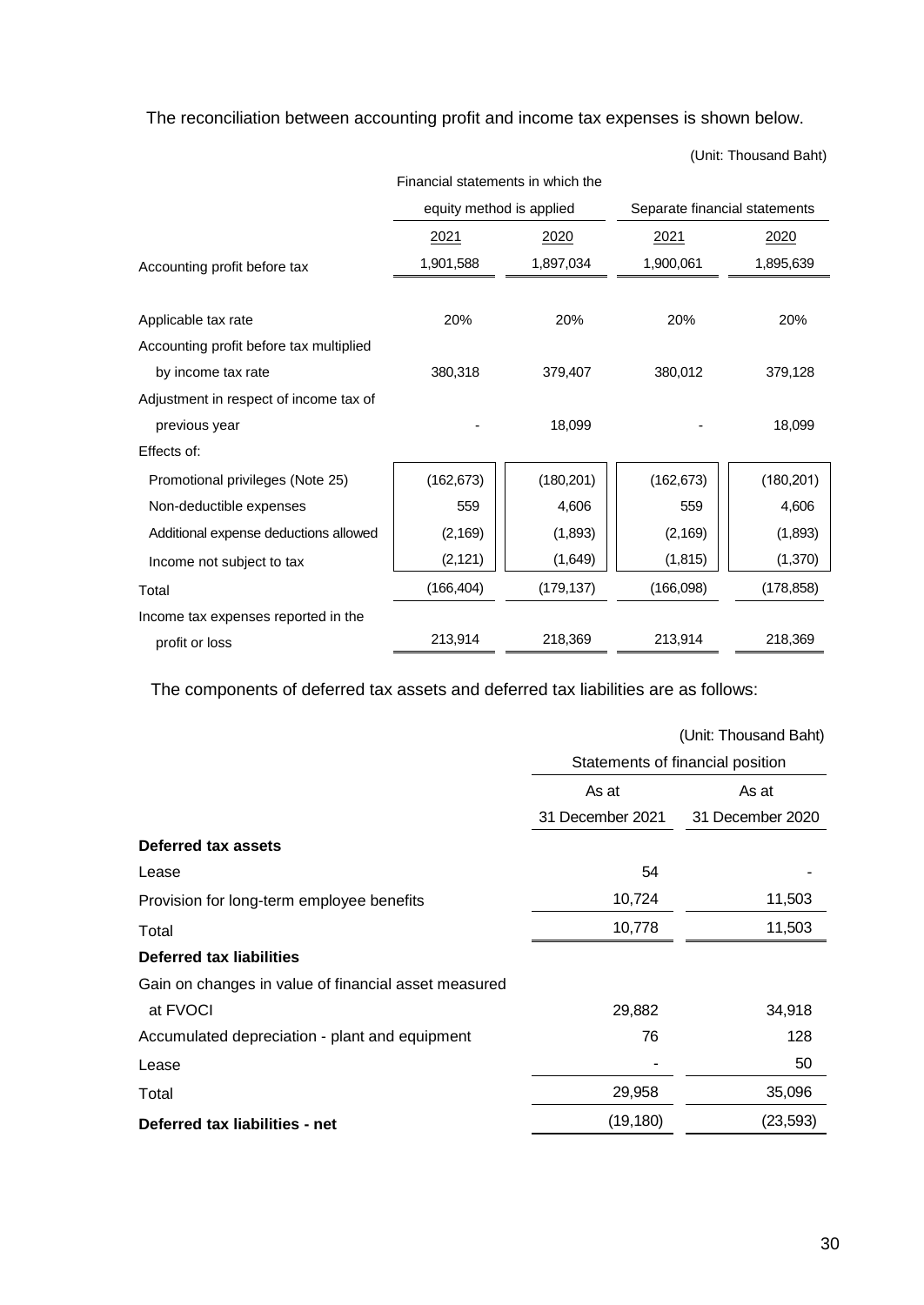The reconciliation between accounting profit and income tax expenses is shown below.

(Unit: Thousand Baht)

| | Financial statements in which the equity method is applied | | Separate financial statements | |
|---|---|---|---|---|
| | 2021 | 2020 | 2021 | 2020 |
| Accounting profit before tax | 1,901,588 | 1,897,034 | 1,900,061 | 1,895,639 |
| Applicable tax rate | 20% | 20% | 20% | 20% |
| Accounting profit before tax multiplied by income tax rate | 380,318 | 379,407 | 380,012 | 379,128 |
| Adjustment in respect of income tax of previous year | - | 18,099 | - | 18,099 |
| Effects of: | | | | |
| Promotional privileges (Note 25) | (162,673) | (180,201) | (162,673) | (180,201) |
| Non-deductible expenses | 559 | 4,606 | 559 | 4,606 |
| Additional expense deductions allowed | (2,169) | (1,893) | (2,169) | (1,893) |
| Income not subject to tax | (2,121) | (1,649) | (1,815) | (1,370) |
| Total | (166,404) | (179,137) | (166,098) | (178,858) |
| Income tax expenses reported in the profit or loss | 213,914 | 218,369 | 213,914 | 218,369 |

The components of deferred tax assets and deferred tax liabilities are as follows:

(Unit: Thousand Baht)

| | Statements of financial position | |
|---|---|---|
| | As at 31 December 2021 | As at 31 December 2020 |
| **Deferred tax assets** | | |
| Lease | 54 | - |
| Provision for long-term employee benefits | 10,724 | 11,503 |
| Total | 10,778 | 11,503 |
| **Deferred tax liabilities** | | |
| Gain on changes in value of financial asset measured at FVOCI | 29,882 | 34,918 |
| Accumulated depreciation - plant and equipment | 76 | 128 |
| Lease | - | 50 |
| Total | 29,958 | 35,096 |
| **Deferred tax liabilities - net** | (19,180) | (23,593) |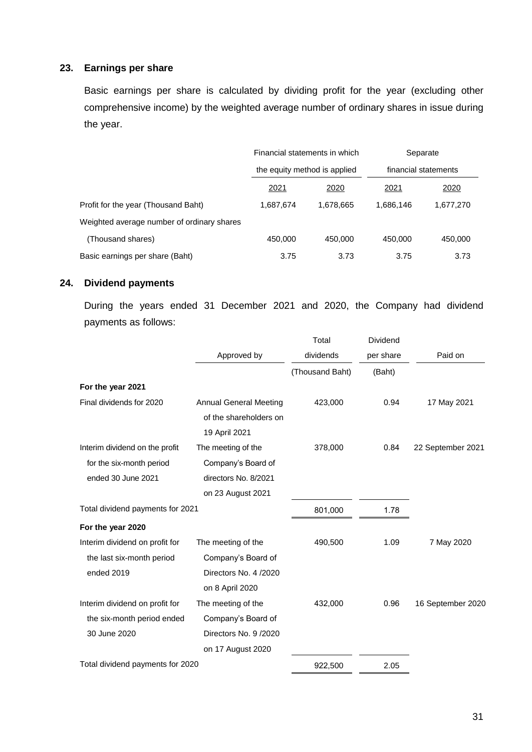## 23. Earnings per share

Basic earnings per share is calculated by dividing profit for the year (excluding other comprehensive income) by the weighted average number of ordinary shares in issue during the year.

| | Financial statements in which the equity method is applied | | Separate financial statements | |
|---|---|---|---|---|
| | 2021 | 2020 | 2021 | 2020 |
| Profit for the year (Thousand Baht) | 1,687,674 | 1,678,665 | 1,686,146 | 1,677,270 |
| Weighted average number of ordinary shares (Thousand shares) | 450,000 | 450,000 | 450,000 | 450,000 |
| Basic earnings per share (Baht) | 3.75 | 3.73 | 3.75 | 3.73 |

## 24. Dividend payments

During the years ended 31 December 2021 and 2020, the Company had dividend payments as follows:

| | Approved by | Total dividends (Thousand Baht) | Dividend per share (Baht) | Paid on |
|---|---|---|---|---|
| **For the year 2021** | | | | |
| Final dividends for 2020 | Annual General Meeting of the shareholders on 19 April 2021 | 423,000 | 0.94 | 17 May 2021 |
| Interim dividend on the profit for the six-month period ended 30 June 2021 | The meeting of the Company's Board of directors No. 8/2021 on 23 August 2021 | 378,000 | 0.84 | 22 September 2021 |
| Total dividend payments for 2021 | | 801,000 | 1.78 | |
| **For the year 2020** | | | | |
| Interim dividend on profit for the last six-month period ended 2019 | The meeting of the Company's Board of Directors No. 4 /2020 on 8 April 2020 | 490,500 | 1.09 | 7 May 2020 |
| Interim dividend on profit for the six-month period ended 30 June 2020 | The meeting of the Company's Board of Directors No. 9 /2020 on 17 August 2020 | 432,000 | 0.96 | 16 September 2020 |
| Total dividend payments for 2020 | | 922,500 | 2.05 | |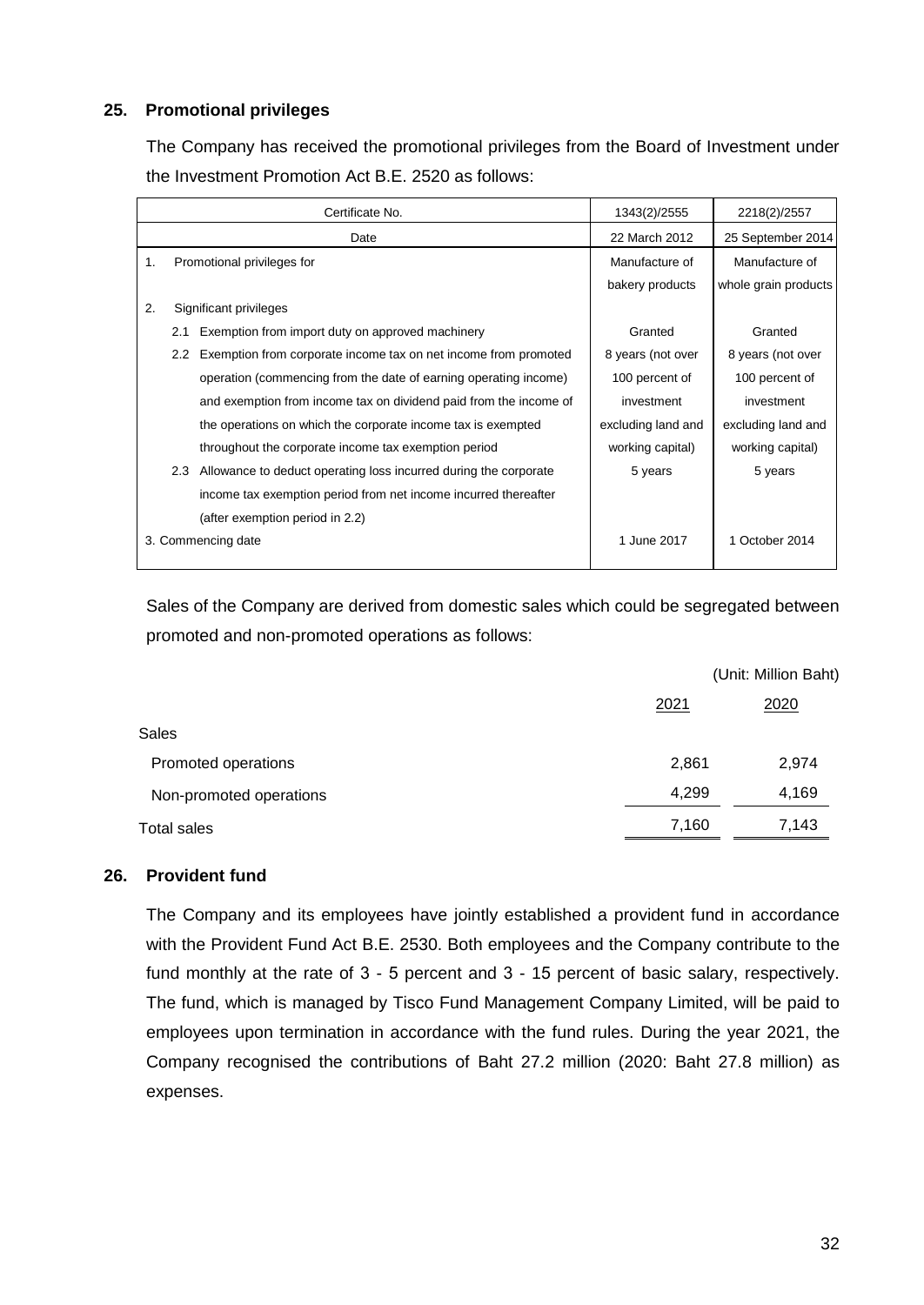## 25. Promotional privileges

The Company has received the promotional privileges from the Board of Investment under the Investment Promotion Act B.E. 2520 as follows:

| Certificate No. | 1343(2)/2555 | 2218(2)/2557 |
|---|---|---|
| Date | 22 March 2012 | 25 September 2014 |
| 1. Promotional privileges for | Manufacture of bakery products | Manufacture of whole grain products |
| 2. Significant privileges | | |
| 2.1 Exemption from import duty on approved machinery | Granted | Granted |
| 2.2 Exemption from corporate income tax on net income from promoted operation (commencing from the date of earning operating income) and exemption from income tax on dividend paid from the income of the operations on which the corporate income tax is exempted throughout the corporate income tax exemption period | 8 years (not over 100 percent of investment excluding land and working capital) | 8 years (not over 100 percent of investment excluding land and working capital) |
| 2.3 Allowance to deduct operating loss incurred during the corporate income tax exemption period from net income incurred thereafter (after exemption period in 2.2) | 5 years | 5 years |
| 3. Commencing date | 1 June 2017 | 1 October 2014 |

Sales of the Company are derived from domestic sales which could be segregated between promoted and non-promoted operations as follows:

(Unit: Million Baht)

| | 2021 | 2020 |
|---|---|---|
| Sales | | |
| Promoted operations | 2,861 | 2,974 |
| Non-promoted operations | 4,299 | 4,169 |
| Total sales | 7,160 | 7,143 |

## 26. Provident fund

The Company and its employees have jointly established a provident fund in accordance with the Provident Fund Act B.E. 2530. Both employees and the Company contribute to the fund monthly at the rate of 3 - 5 percent and 3 - 15 percent of basic salary, respectively. The fund, which is managed by Tisco Fund Management Company Limited, will be paid to employees upon termination in accordance with the fund rules. During the year 2021, the Company recognised the contributions of Baht 27.2 million (2020: Baht 27.8 million) as expenses.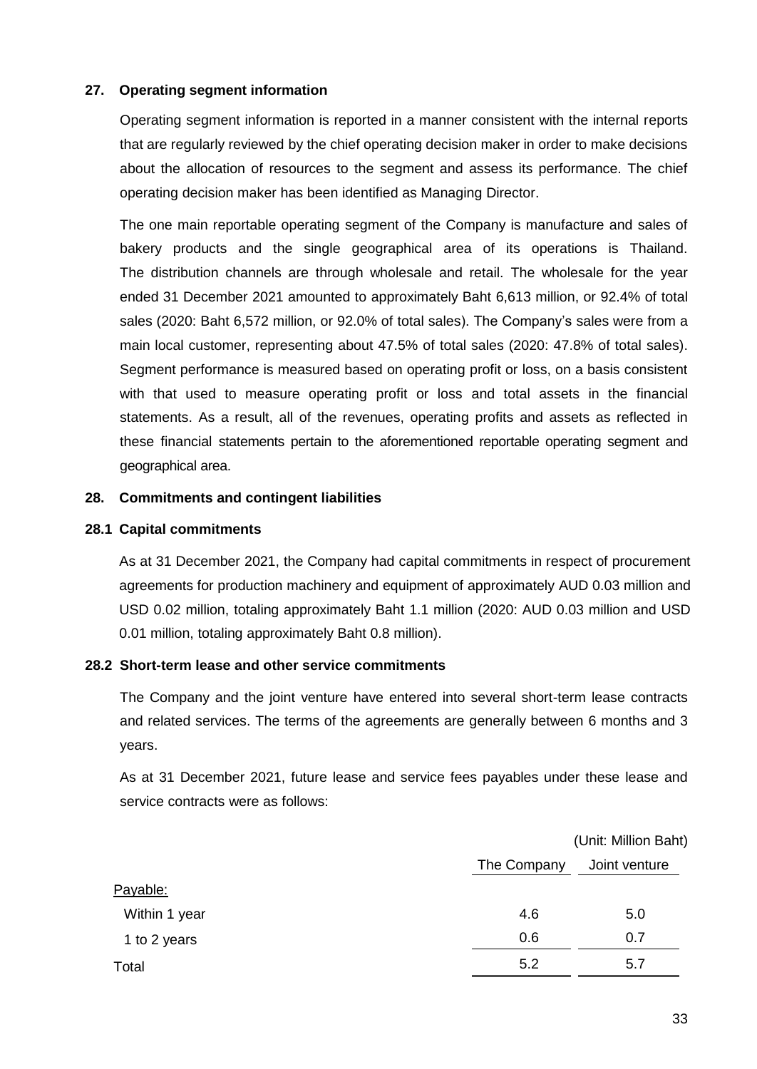## 27. Operating segment information

Operating segment information is reported in a manner consistent with the internal reports that are regularly reviewed by the chief operating decision maker in order to make decisions about the allocation of resources to the segment and assess its performance. The chief operating decision maker has been identified as Managing Director.

The one main reportable operating segment of the Company is manufacture and sales of bakery products and the single geographical area of its operations is Thailand. The distribution channels are through wholesale and retail. The wholesale for the year ended 31 December 2021 amounted to approximately Baht 6,613 million, or 92.4% of total sales (2020: Baht 6,572 million, or 92.0% of total sales). The Company's sales were from a main local customer, representing about 47.5% of total sales (2020: 47.8% of total sales). Segment performance is measured based on operating profit or loss, on a basis consistent with that used to measure operating profit or loss and total assets in the financial statements. As a result, all of the revenues, operating profits and assets as reflected in these financial statements pertain to the aforementioned reportable operating segment and geographical area.

## 28. Commitments and contingent liabilities

### 28.1 Capital commitments

As at 31 December 2021, the Company had capital commitments in respect of procurement agreements for production machinery and equipment of approximately AUD 0.03 million and USD 0.02 million, totaling approximately Baht 1.1 million (2020: AUD 0.03 million and USD 0.01 million, totaling approximately Baht 0.8 million).

### 28.2 Short-term lease and other service commitments

The Company and the joint venture have entered into several short-term lease contracts and related services. The terms of the agreements are generally between 6 months and 3 years.

As at 31 December 2021, future lease and service fees payables under these lease and service contracts were as follows:

(Unit: Million Baht)

| | The Company | Joint venture |
|---|---|---|
| Payable: | | |
| Within 1 year | 4.6 | 5.0 |
| 1 to 2 years | 0.6 | 0.7 |
| Total | 5.2 | 5.7 |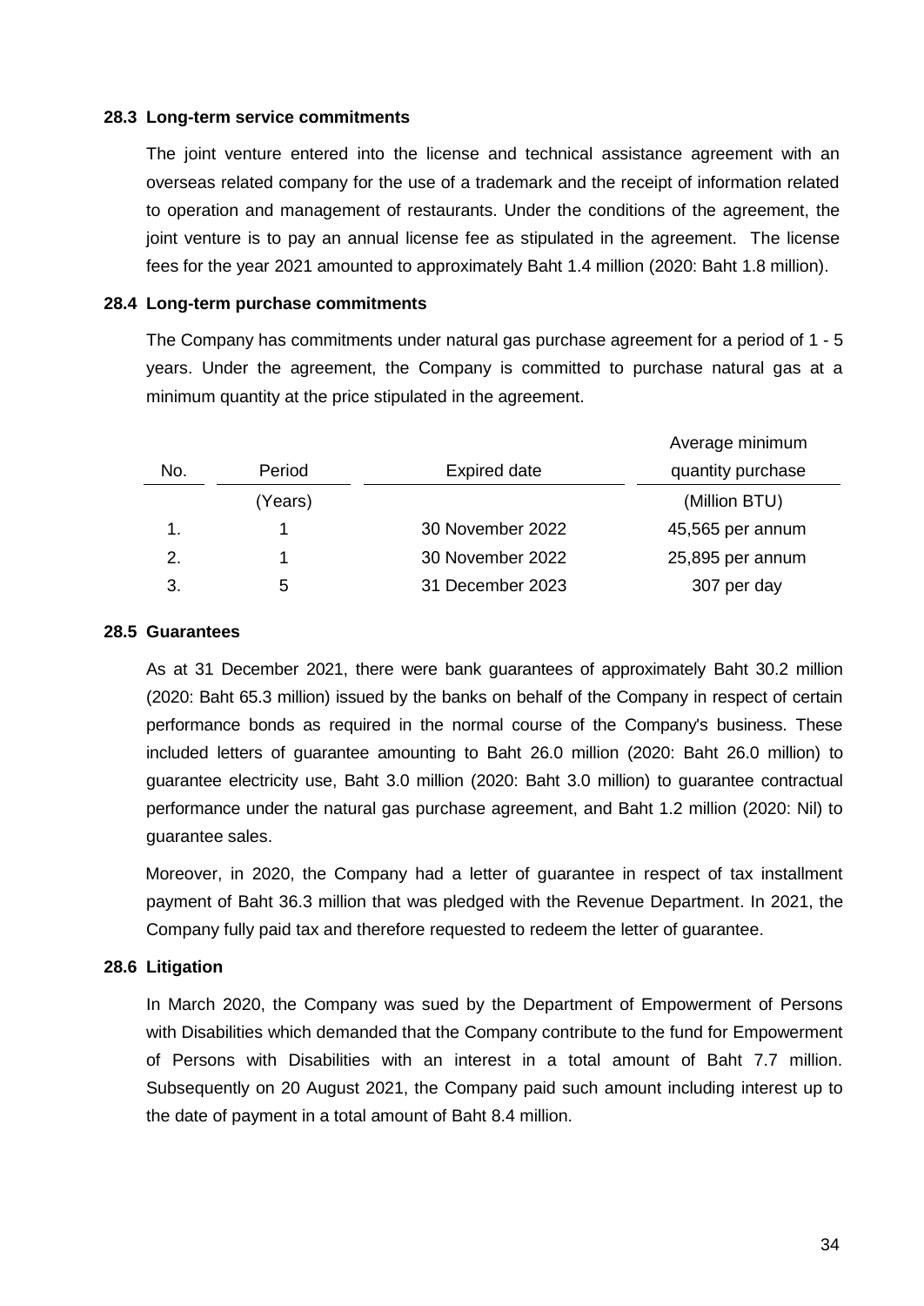### 28.3 Long-term service commitments

The joint venture entered into the license and technical assistance agreement with an overseas related company for the use of a trademark and the receipt of information related to operation and management of restaurants. Under the conditions of the agreement, the joint venture is to pay an annual license fee as stipulated in the agreement. The license fees for the year 2021 amounted to approximately Baht 1.4 million (2020: Baht 1.8 million).

### 28.4 Long-term purchase commitments

The Company has commitments under natural gas purchase agreement for a period of 1 - 5 years. Under the agreement, the Company is committed to purchase natural gas at a minimum quantity at the price stipulated in the agreement.

| No. | Period | Expired date | Average minimum quantity purchase |
|---|---|---|---|
| | (Years) | | (Million BTU) |
| 1. | 1 | 30 November 2022 | 45,565 per annum |
| 2. | 1 | 30 November 2022 | 25,895 per annum |
| 3. | 5 | 31 December 2023 | 307 per day |

### 28.5 Guarantees

As at 31 December 2021, there were bank guarantees of approximately Baht 30.2 million (2020: Baht 65.3 million) issued by the banks on behalf of the Company in respect of certain performance bonds as required in the normal course of the Company's business. These included letters of guarantee amounting to Baht 26.0 million (2020: Baht 26.0 million) to guarantee electricity use, Baht 3.0 million (2020: Baht 3.0 million) to guarantee contractual performance under the natural gas purchase agreement, and Baht 1.2 million (2020: Nil) to guarantee sales.

Moreover, in 2020, the Company had a letter of guarantee in respect of tax installment payment of Baht 36.3 million that was pledged with the Revenue Department. In 2021, the Company fully paid tax and therefore requested to redeem the letter of guarantee.

### 28.6 Litigation

In March 2020, the Company was sued by the Department of Empowerment of Persons with Disabilities which demanded that the Company contribute to the fund for Empowerment of Persons with Disabilities with an interest in a total amount of Baht 7.7 million. Subsequently on 20 August 2021, the Company paid such amount including interest up to the date of payment in a total amount of Baht 8.4 million.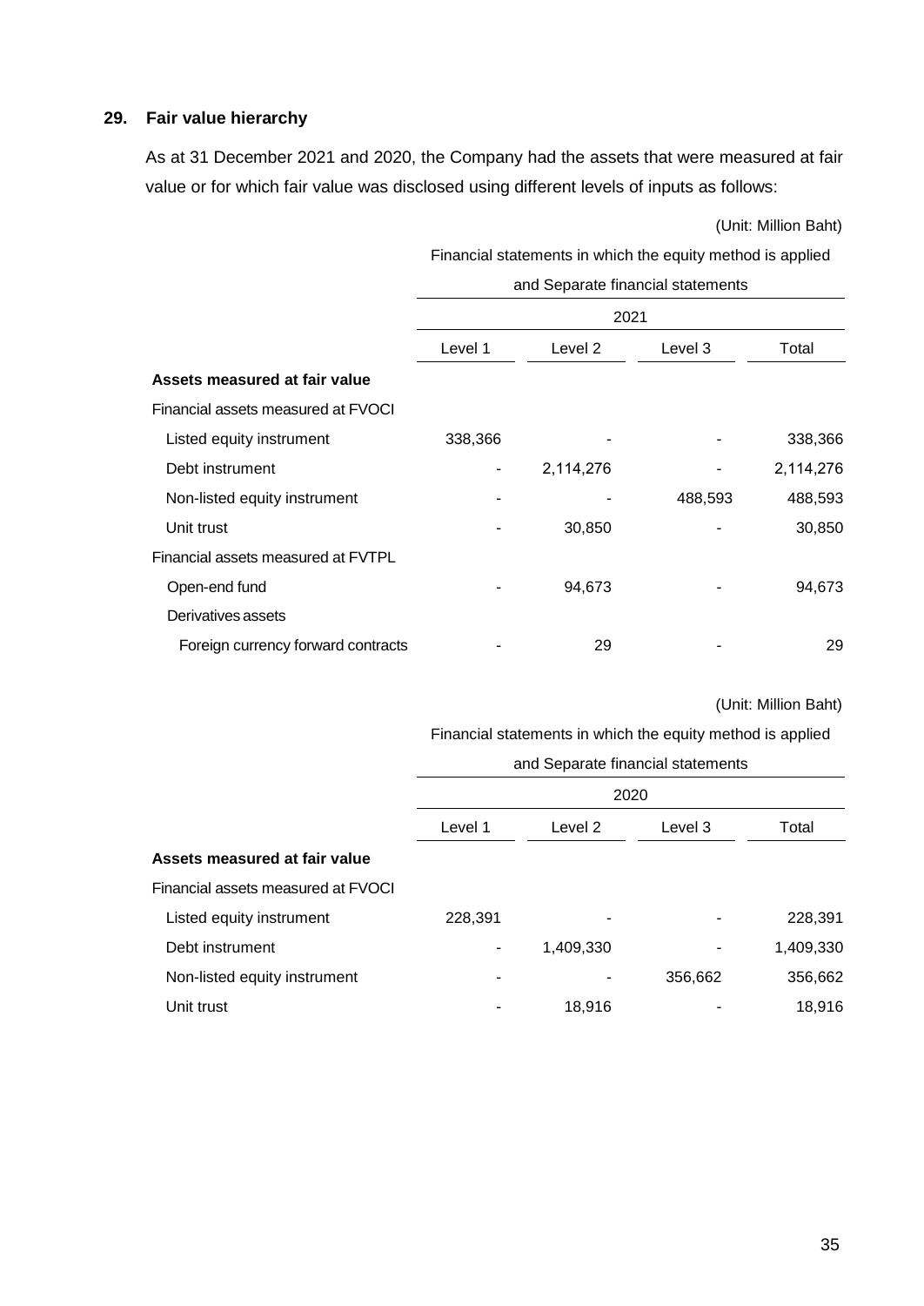## 29. Fair value hierarchy

As at 31 December 2021 and 2020, the Company had the assets that were measured at fair value or for which fair value was disclosed using different levels of inputs as follows:

(Unit: Million Baht)

| | Financial statements in which the equity method is applied and Separate financial statements | | | |
|---|---|---|---|---|
| | 2021 | | | |
| | Level 1 | Level 2 | Level 3 | Total |
| **Assets measured at fair value** | | | | |
| Financial assets measured at FVOCI | | | | |
| Listed equity instrument | 338,366 | - | - | 338,366 |
| Debt instrument | - | 2,114,276 | - | 2,114,276 |
| Non-listed equity instrument | - | - | 488,593 | 488,593 |
| Unit trust | - | 30,850 | - | 30,850 |
| Financial assets measured at FVTPL | | | | |
| Open-end fund | - | 94,673 | - | 94,673 |
| Derivatives assets | | | | |
| Foreign currency forward contracts | - | 29 | - | 29 |

(Unit: Million Baht)

| | Financial statements in which the equity method is applied and Separate financial statements | | | |
|---|---|---|---|---|
| | 2020 | | | |
| | Level 1 | Level 2 | Level 3 | Total |
| **Assets measured at fair value** | | | | |
| Financial assets measured at FVOCI | | | | |
| Listed equity instrument | 228,391 | - | - | 228,391 |
| Debt instrument | - | 1,409,330 | - | 1,409,330 |
| Non-listed equity instrument | - | - | 356,662 | 356,662 |
| Unit trust | - | 18,916 | - | 18,916 |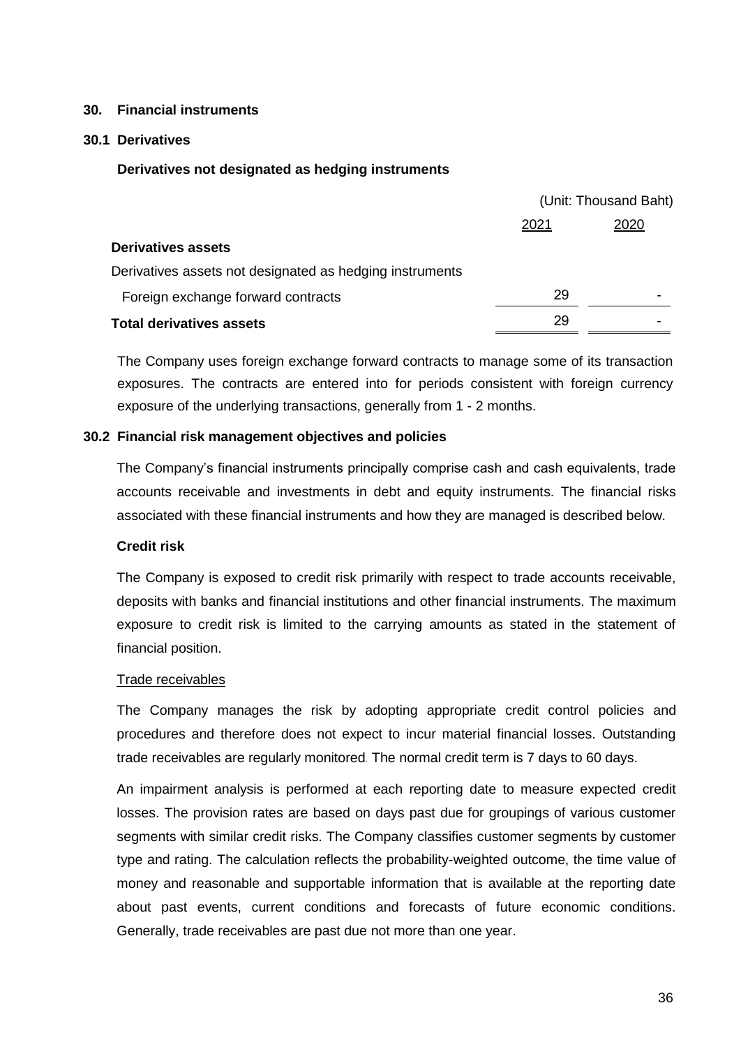## 30. Financial instruments

### 30.1 Derivatives

**Derivatives not designated as hedging instruments**

(Unit: Thousand Baht)

| | 2021 | 2020 |
|---|---|---|
| **Derivatives assets** | | |
| Derivatives assets not designated as hedging instruments | | |
| Foreign exchange forward contracts | 29 | - |
| **Total derivatives assets** | 29 | - |

The Company uses foreign exchange forward contracts to manage some of its transaction exposures. The contracts are entered into for periods consistent with foreign currency exposure of the underlying transactions, generally from 1 - 2 months.

### 30.2 Financial risk management objectives and policies

The Company's financial instruments principally comprise cash and cash equivalents, trade accounts receivable and investments in debt and equity instruments. The financial risks associated with these financial instruments and how they are managed is described below.

**Credit risk**

The Company is exposed to credit risk primarily with respect to trade accounts receivable, deposits with banks and financial institutions and other financial instruments. The maximum exposure to credit risk is limited to the carrying amounts as stated in the statement of financial position.

Trade receivables

The Company manages the risk by adopting appropriate credit control policies and procedures and therefore does not expect to incur material financial losses. Outstanding trade receivables are regularly monitored. The normal credit term is 7 days to 60 days.

An impairment analysis is performed at each reporting date to measure expected credit losses. The provision rates are based on days past due for groupings of various customer segments with similar credit risks. The Company classifies customer segments by customer type and rating. The calculation reflects the probability-weighted outcome, the time value of money and reasonable and supportable information that is available at the reporting date about past events, current conditions and forecasts of future economic conditions. Generally, trade receivables are past due not more than one year.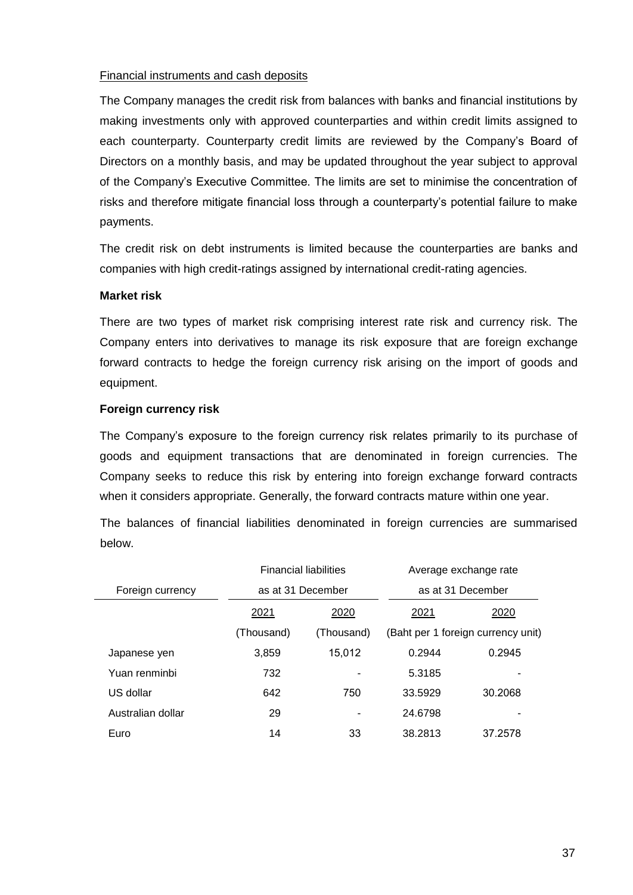Financial instruments and cash deposits

The Company manages the credit risk from balances with banks and financial institutions by making investments only with approved counterparties and within credit limits assigned to each counterparty. Counterparty credit limits are reviewed by the Company's Board of Directors on a monthly basis, and may be updated throughout the year subject to approval of the Company's Executive Committee. The limits are set to minimise the concentration of risks and therefore mitigate financial loss through a counterparty's potential failure to make payments.

The credit risk on debt instruments is limited because the counterparties are banks and companies with high credit-ratings assigned by international credit-rating agencies.

**Market risk**

There are two types of market risk comprising interest rate risk and currency risk. The Company enters into derivatives to manage its risk exposure that are foreign exchange forward contracts to hedge the foreign currency risk arising on the import of goods and equipment.

**Foreign currency risk**

The Company's exposure to the foreign currency risk relates primarily to its purchase of goods and equipment transactions that are denominated in foreign currencies. The Company seeks to reduce this risk by entering into foreign exchange forward contracts when it considers appropriate. Generally, the forward contracts mature within one year.

The balances of financial liabilities denominated in foreign currencies are summarised below.

| Foreign currency | Financial liabilities as at 31 December | | Average exchange rate as at 31 December | |
|---|---|---|---|---|
| | 2021 | 2020 | 2021 | 2020 |
| | (Thousand) | (Thousand) | (Baht per 1 foreign currency unit) | |
| Japanese yen | 3,859 | 15,012 | 0.2944 | 0.2945 |
| Yuan renminbi | 732 | - | 5.3185 | - |
| US dollar | 642 | 750 | 33.5929 | 30.2068 |
| Australian dollar | 29 | - | 24.6798 | - |
| Euro | 14 | 33 | 38.2813 | 37.2578 |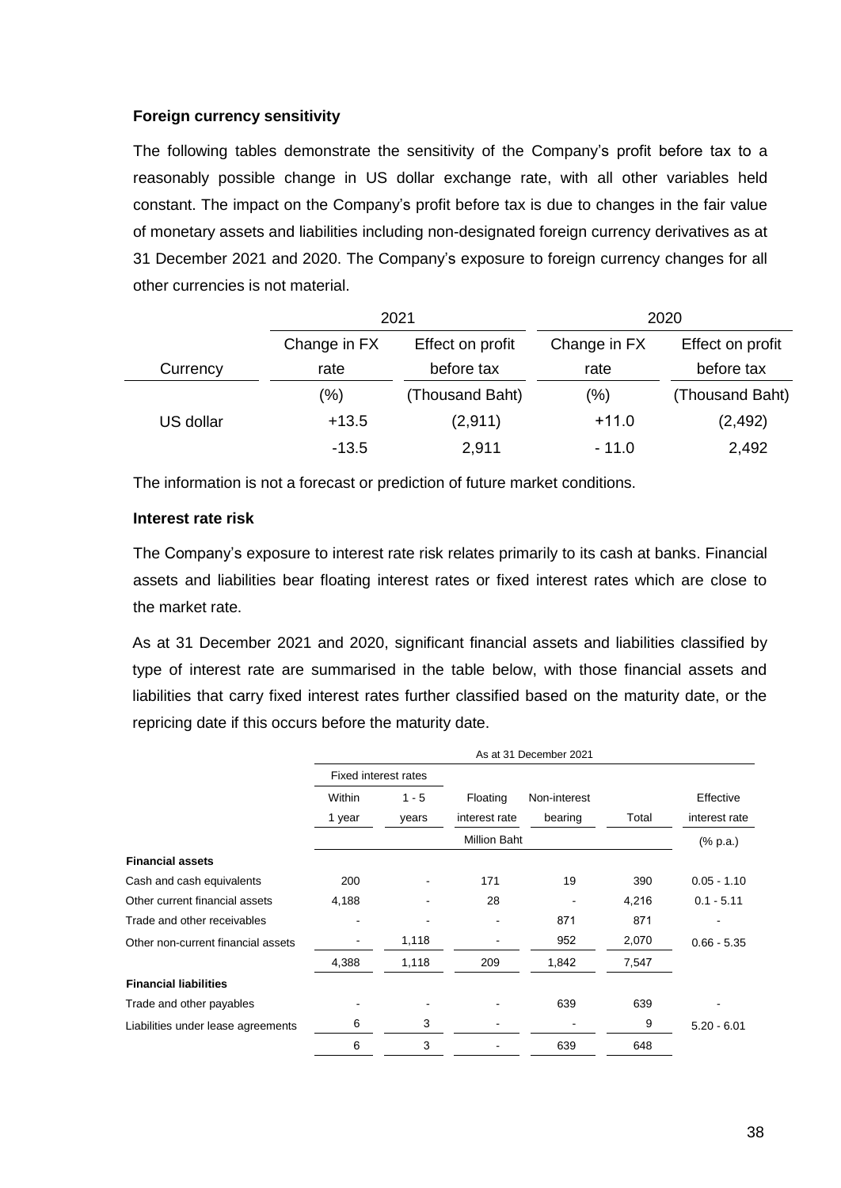**Foreign currency sensitivity**

The following tables demonstrate the sensitivity of the Company's profit before tax to a reasonably possible change in US dollar exchange rate, with all other variables held constant. The impact on the Company's profit before tax is due to changes in the fair value of monetary assets and liabilities including non-designated foreign currency derivatives as at 31 December 2021 and 2020. The Company's exposure to foreign currency changes for all other currencies is not material.

| | 2021 | | 2020 | |
|---|---|---|---|---|
| Currency | Change in FX rate | Effect on profit before tax | Change in FX rate | Effect on profit before tax |
| | (%) | (Thousand Baht) | (%) | (Thousand Baht) |
| US dollar | +13.5 | (2,911) | +11.0 | (2,492) |
| | -13.5 | 2,911 | - 11.0 | 2,492 |

The information is not a forecast or prediction of future market conditions.

**Interest rate risk**

The Company's exposure to interest rate risk relates primarily to its cash at banks. Financial assets and liabilities bear floating interest rates or fixed interest rates which are close to the market rate.

As at 31 December 2021 and 2020, significant financial assets and liabilities classified by type of interest rate are summarised in the table below, with those financial assets and liabilities that carry fixed interest rates further classified based on the maturity date, or the repricing date if this occurs before the maturity date.

| | As at 31 December 2021 | | | | | |
|---|---|---|---|---|---|---|
| | Fixed interest rates | | | | | |
| | Within 1 year | 1 - 5 years | Floating interest rate | Non-interest bearing | Total | Effective interest rate |
| | Million Baht | | | | | (% p.a.) |
| **Financial assets** | | | | | | |
| Cash and cash equivalents | 200 | - | 171 | 19 | 390 | 0.05 - 1.10 |
| Other current financial assets | 4,188 | - | 28 | - | 4,216 | 0.1 - 5.11 |
| Trade and other receivables | - | - | - | 871 | 871 | - |
| Other non-current financial assets | - | 1,118 | - | 952 | 2,070 | 0.66 - 5.35 |
| | 4,388 | 1,118 | 209 | 1,842 | 7,547 | |
| **Financial liabilities** | | | | | | |
| Trade and other payables | - | - | - | 639 | 639 | - |
| Liabilities under lease agreements | 6 | 3 | - | - | 9 | 5.20 - 6.01 |
| | 6 | 3 | - | 639 | 648 | |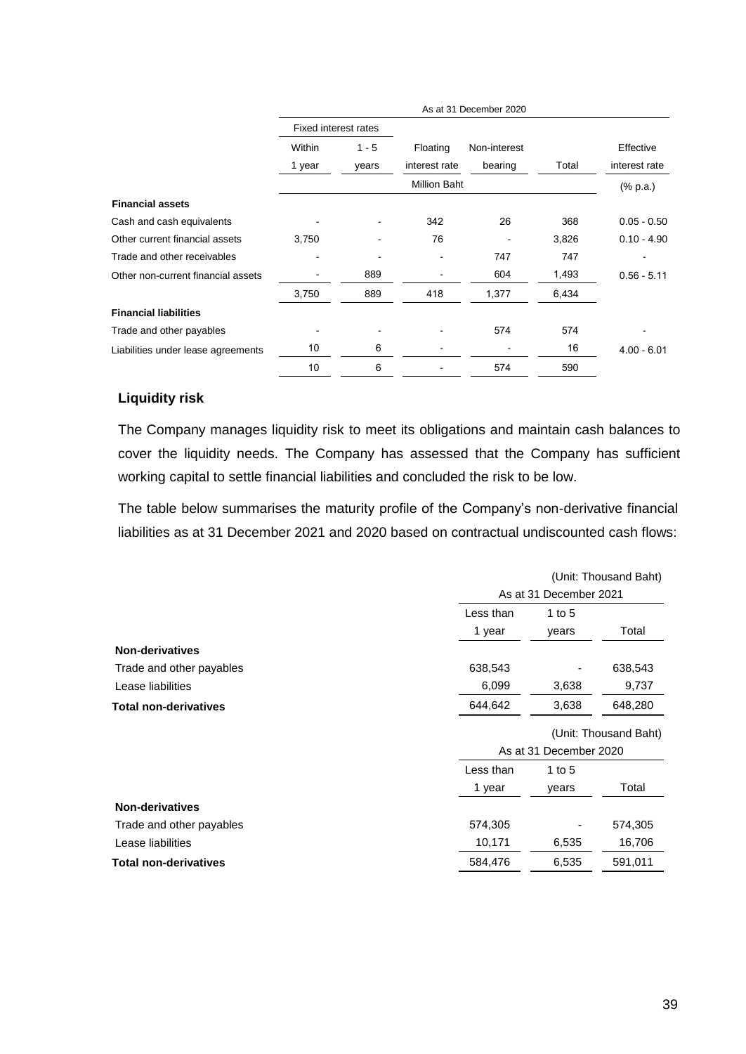| | As at 31 December 2020 | | | | | |
|---|---|---|---|---|---|---|
| | Fixed interest rates | | | | | |
| | Within 1 year | 1 - 5 years | Floating interest rate | Non-interest bearing | Total | Effective interest rate |
| | Million Baht | | | | | (% p.a.) |
| **Financial assets** | | | | | | |
| Cash and cash equivalents | - | - | 342 | 26 | 368 | 0.05 - 0.50 |
| Other current financial assets | 3,750 | - | 76 | - | 3,826 | 0.10 - 4.90 |
| Trade and other receivables | - | - | - | 747 | 747 | - |
| Other non-current financial assets | - | 889 | - | 604 | 1,493 | 0.56 - 5.11 |
| | 3,750 | 889 | 418 | 1,377 | 6,434 | |
| **Financial liabilities** | | | | | | |
| Trade and other payables | - | - | - | 574 | 574 | - |
| Liabilities under lease agreements | 10 | 6 | - | - | 16 | 4.00 - 6.01 |
| | 10 | 6 | - | 574 | 590 | |

## Liquidity risk

The Company manages liquidity risk to meet its obligations and maintain cash balances to cover the liquidity needs. The Company has assessed that the Company has sufficient working capital to settle financial liabilities and concluded the risk to be low.

The table below summarises the maturity profile of the Company's non-derivative financial liabilities as at 31 December 2021 and 2020 based on contractual undiscounted cash flows:

(Unit: Thousand Baht)

| | As at 31 December 2021 | | |
|---|---|---|---|
| | Less than 1 year | 1 to 5 years | Total |
| **Non-derivatives** | | | |
| Trade and other payables | 638,543 | - | 638,543 |
| Lease liabilities | 6,099 | 3,638 | 9,737 |
| **Total non-derivatives** | 644,642 | 3,638 | 648,280 |

(Unit: Thousand Baht)

| | As at 31 December 2020 | | |
|---|---|---|---|
| | Less than 1 year | 1 to 5 years | Total |
| **Non-derivatives** | | | |
| Trade and other payables | 574,305 | - | 574,305 |
| Lease liabilities | 10,171 | 6,535 | 16,706 |
| **Total non-derivatives** | 584,476 | 6,535 | 591,011 |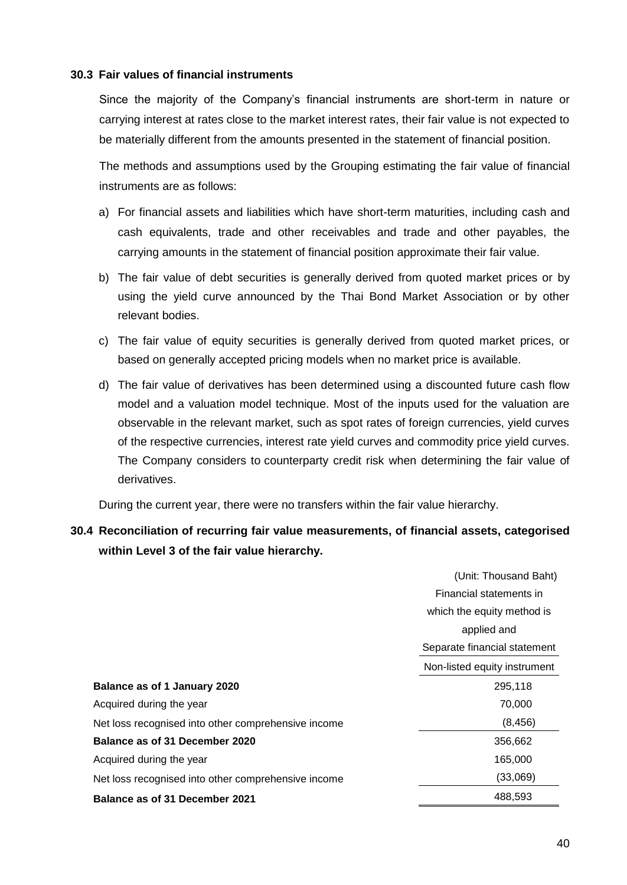### 30.3 Fair values of financial instruments

Since the majority of the Company's financial instruments are short-term in nature or carrying interest at rates close to the market interest rates, their fair value is not expected to be materially different from the amounts presented in the statement of financial position.

The methods and assumptions used by the Grouping estimating the fair value of financial instruments are as follows:

a) For financial assets and liabilities which have short-term maturities, including cash and cash equivalents, trade and other receivables and trade and other payables, the carrying amounts in the statement of financial position approximate their fair value.

b) The fair value of debt securities is generally derived from quoted market prices or by using the yield curve announced by the Thai Bond Market Association or by other relevant bodies.

c) The fair value of equity securities is generally derived from quoted market prices, or based on generally accepted pricing models when no market price is available.

d) The fair value of derivatives has been determined using a discounted future cash flow model and a valuation model technique. Most of the inputs used for the valuation are observable in the relevant market, such as spot rates of foreign currencies, yield curves of the respective currencies, interest rate yield curves and commodity price yield curves. The Company considers to counterparty credit risk when determining the fair value of derivatives.

During the current year, there were no transfers within the fair value hierarchy.

### 30.4 Reconciliation of recurring fair value measurements, of financial assets, categorised within Level 3 of the fair value hierarchy.

(Unit: Thousand Baht)

| | Financial statements in which the equity method is applied and Separate financial statement |
|---|---|
| | Non-listed equity instrument |
| **Balance as of 1 January 2020** | 295,118 |
| Acquired during the year | 70,000 |
| Net loss recognised into other comprehensive income | (8,456) |
| **Balance as of 31 December 2020** | 356,662 |
| Acquired during the year | 165,000 |
| Net loss recognised into other comprehensive income | (33,069) |
| **Balance as of 31 December 2021** | 488,593 |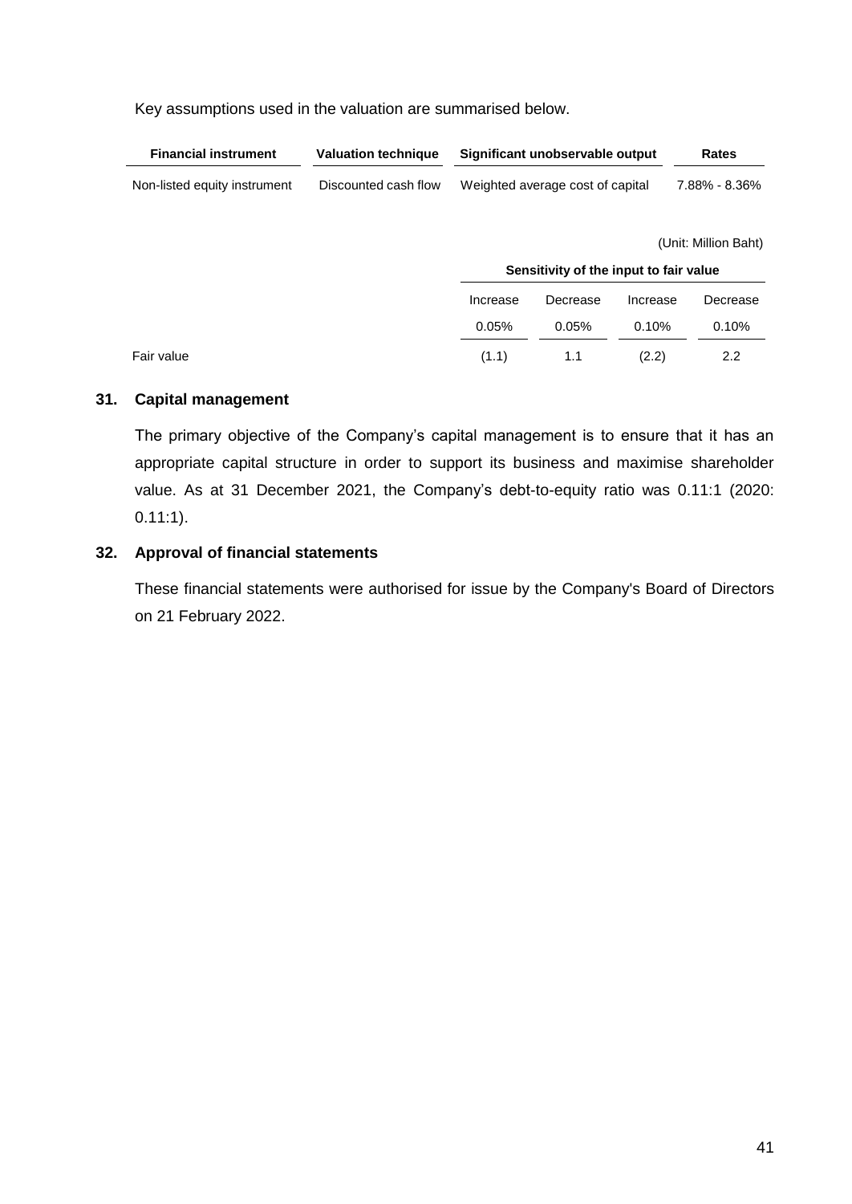Key assumptions used in the valuation are summarised below.

| Financial instrument | Valuation technique | Significant unobservable output | Rates |
|---|---|---|---|
| Non-listed equity instrument | Discounted cash flow | Weighted average cost of capital | 7.88% - 8.36% |

(Unit: Million Baht)

| | Sensitivity of the input to fair value | | | |
|---|---|---|---|---|
| | Increase 0.05% | Decrease 0.05% | Increase 0.10% | Decrease 0.10% |
| Fair value | (1.1) | 1.1 | (2.2) | 2.2 |

## 31. Capital management

The primary objective of the Company's capital management is to ensure that it has an appropriate capital structure in order to support its business and maximise shareholder value. As at 31 December 2021, the Company's debt-to-equity ratio was 0.11:1 (2020: 0.11:1).

## 32. Approval of financial statements

These financial statements were authorised for issue by the Company's Board of Directors on 21 February 2022.